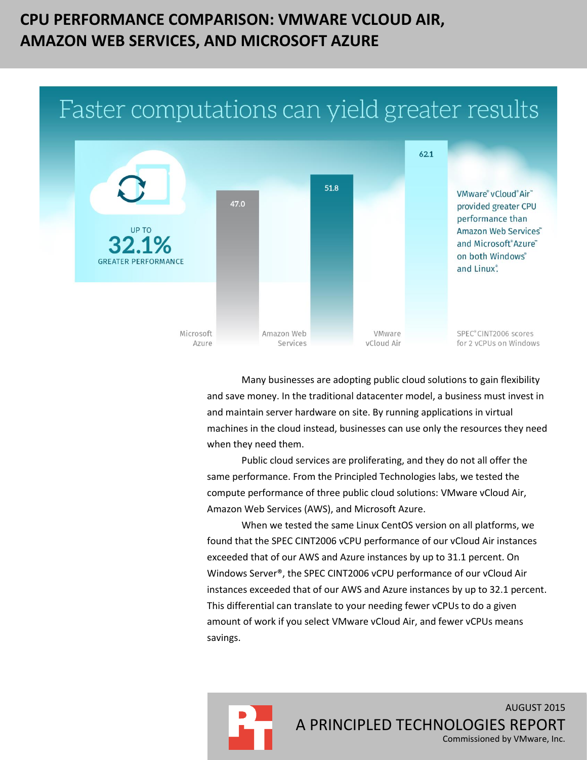# CPU PERFORMANCE COMPARISON: VMWARE VCLOUD AIR, AMAZON WEB SERVICES, AND MICROSOFT AZURE

## Faster computations can yield greater results

UP TO
**32.1%**
GREATER PERFORMANCE

| Microsoft Azure | Amazon Web Services | VMware vCloud Air |
| --- | --- | --- |
| 47.0 | 51.8 | 62.1 |

SPEC® CINT2006 scores for 2 vCPUs on Windows

VMware® vCloud® Air™ provided greater CPU performance than Amazon Web Services® and Microsoft® Azure™ on both Windows® and Linux®.

Many businesses are adopting public cloud solutions to gain flexibility and save money. In the traditional datacenter model, a business must invest in and maintain server hardware on site. By running applications in virtual machines in the cloud instead, businesses can use only the resources they need when they need them.

Public cloud services are proliferating, and they do not all offer the same performance. From the Principled Technologies labs, we tested the compute performance of three public cloud solutions: VMware vCloud Air, Amazon Web Services (AWS), and Microsoft Azure.

When we tested the same Linux CentOS version on all platforms, we found that the SPEC CINT2006 vCPU performance of our vCloud Air instances exceeded that of our AWS and Azure instances by up to 31.1 percent. On Windows Server®, the SPEC CINT2006 vCPU performance of our vCloud Air instances exceeded that of our AWS and Azure instances by up to 32.1 percent. This differential can translate to your needing fewer vCPUs to do a given amount of work if you select VMware vCloud Air, and fewer vCPUs means savings.

AUGUST 2015
A PRINCIPLED TECHNOLOGIES REPORT
Commissioned by VMware, Inc.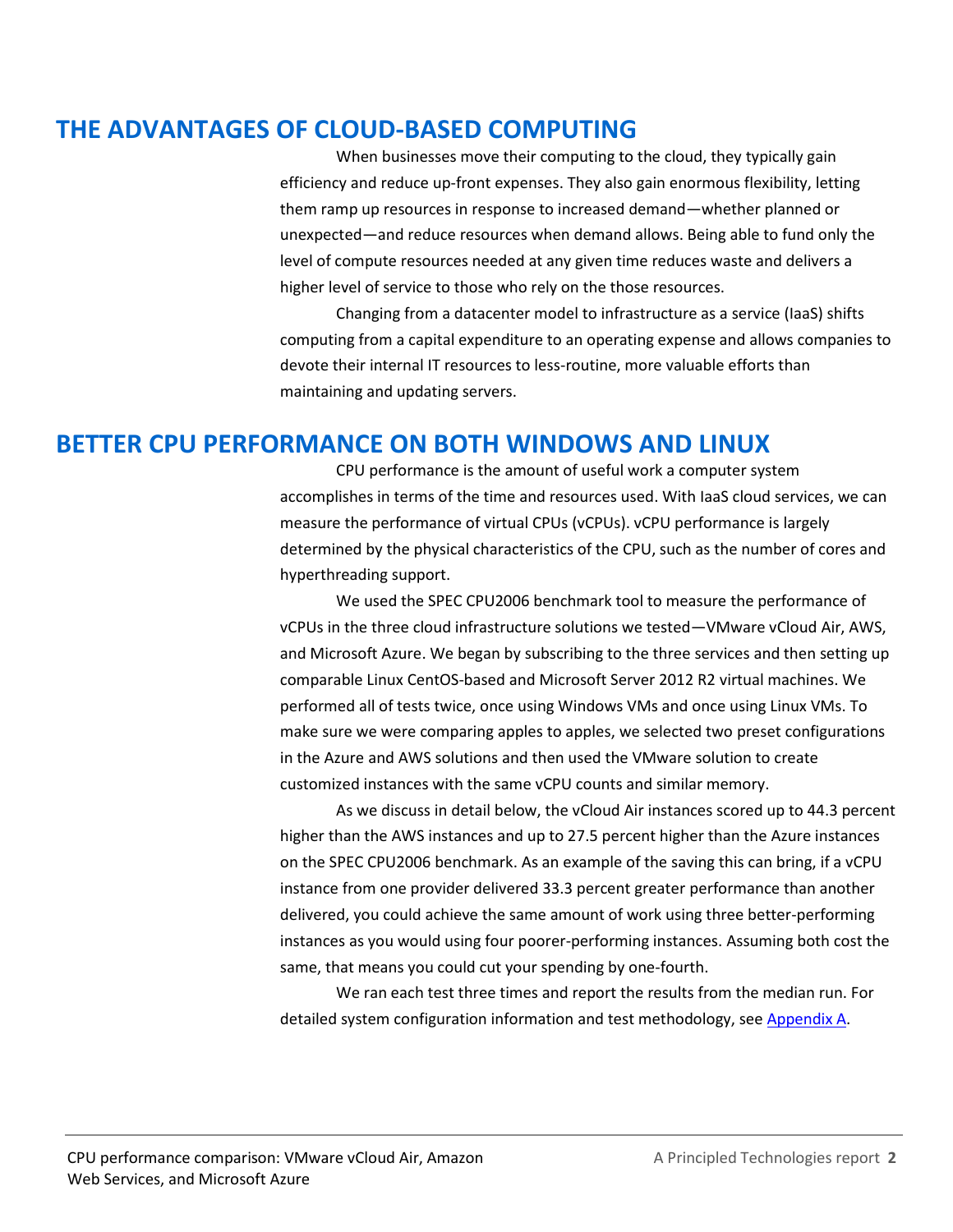## THE ADVANTAGES OF CLOUD-BASED COMPUTING

When businesses move their computing to the cloud, they typically gain efficiency and reduce up-front expenses. They also gain enormous flexibility, letting them ramp up resources in response to increased demand—whether planned or unexpected—and reduce resources when demand allows. Being able to fund only the level of compute resources needed at any given time reduces waste and delivers a higher level of service to those who rely on the those resources.

Changing from a datacenter model to infrastructure as a service (IaaS) shifts computing from a capital expenditure to an operating expense and allows companies to devote their internal IT resources to less-routine, more valuable efforts than maintaining and updating servers.

## BETTER CPU PERFORMANCE ON BOTH WINDOWS AND LINUX

CPU performance is the amount of useful work a computer system accomplishes in terms of the time and resources used. With IaaS cloud services, we can measure the performance of virtual CPUs (vCPUs). vCPU performance is largely determined by the physical characteristics of the CPU, such as the number of cores and hyperthreading support.

We used the SPEC CPU2006 benchmark tool to measure the performance of vCPUs in the three cloud infrastructure solutions we tested—VMware vCloud Air, AWS, and Microsoft Azure. We began by subscribing to the three services and then setting up comparable Linux CentOS-based and Microsoft Server 2012 R2 virtual machines. We performed all of tests twice, once using Windows VMs and once using Linux VMs. To make sure we were comparing apples to apples, we selected two preset configurations in the Azure and AWS solutions and then used the VMware solution to create customized instances with the same vCPU counts and similar memory.

As we discuss in detail below, the vCloud Air instances scored up to 44.3 percent higher than the AWS instances and up to 27.5 percent higher than the Azure instances on the SPEC CPU2006 benchmark. As an example of the saving this can bring, if a vCPU instance from one provider delivered 33.3 percent greater performance than another delivered, you could achieve the same amount of work using three better-performing instances as you would using four poorer-performing instances. Assuming both cost the same, that means you could cut your spending by one-fourth.

We ran each test three times and report the results from the median run. For detailed system configuration information and test methodology, see Appendix A.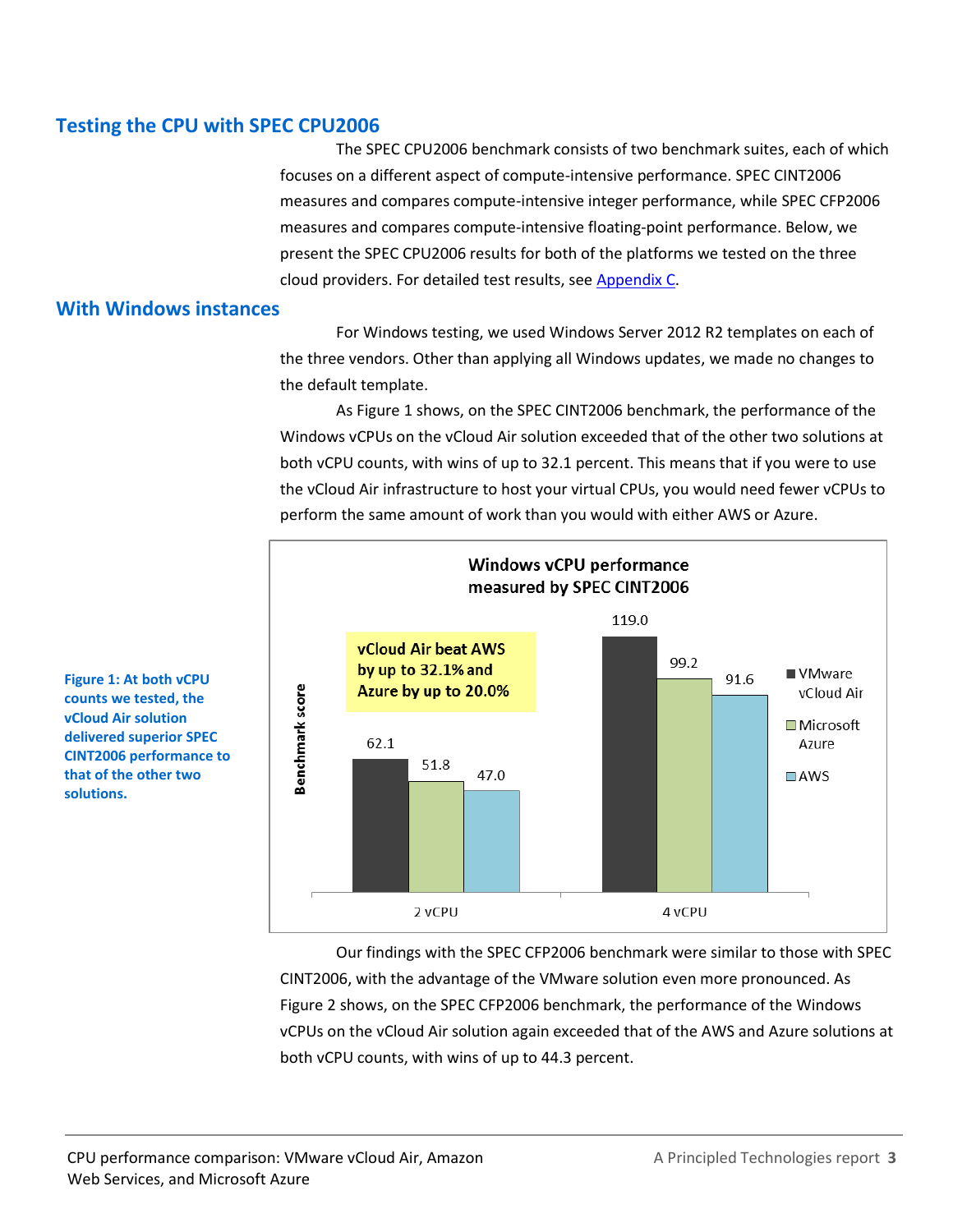## Testing the CPU with SPEC CPU2006

The SPEC CPU2006 benchmark consists of two benchmark suites, each of which focuses on a different aspect of compute-intensive performance. SPEC CINT2006 measures and compares compute-intensive integer performance, while SPEC CFP2006 measures and compares compute-intensive floating-point performance. Below, we present the SPEC CPU2006 results for both of the platforms we tested on the three cloud providers. For detailed test results, see Appendix C.

## With Windows instances

For Windows testing, we used Windows Server 2012 R2 templates on each of the three vendors. Other than applying all Windows updates, we made no changes to the default template.

As Figure 1 shows, on the SPEC CINT2006 benchmark, the performance of the Windows vCPUs on the vCloud Air solution exceeded that of the other two solutions at both vCPU counts, with wins of up to 32.1 percent. This means that if you were to use the vCloud Air infrastructure to host your virtual CPUs, you would need fewer vCPUs to perform the same amount of work than you would with either AWS or Azure.

**Windows vCPU performance measured by SPEC CINT2006**

vCloud Air beat AWS by up to 32.1% and Azure by up to 20.0%

| Benchmark score | VMware vCloud Air | Microsoft Azure | AWS |
|---|---|---|---|
| 2 vCPU | 62.1 | 51.8 | 47.0 |
| 4 vCPU | 119.0 | 99.2 | 91.6 |

**Figure 1: At both vCPU counts we tested, the vCloud Air solution delivered superior SPEC CINT2006 performance to that of the other two solutions.**

Our findings with the SPEC CFP2006 benchmark were similar to those with SPEC CINT2006, with the advantage of the VMware solution even more pronounced. As Figure 2 shows, on the SPEC CFP2006 benchmark, the performance of the Windows vCPUs on the vCloud Air solution again exceeded that of the AWS and Azure solutions at both vCPU counts, with wins of up to 44.3 percent.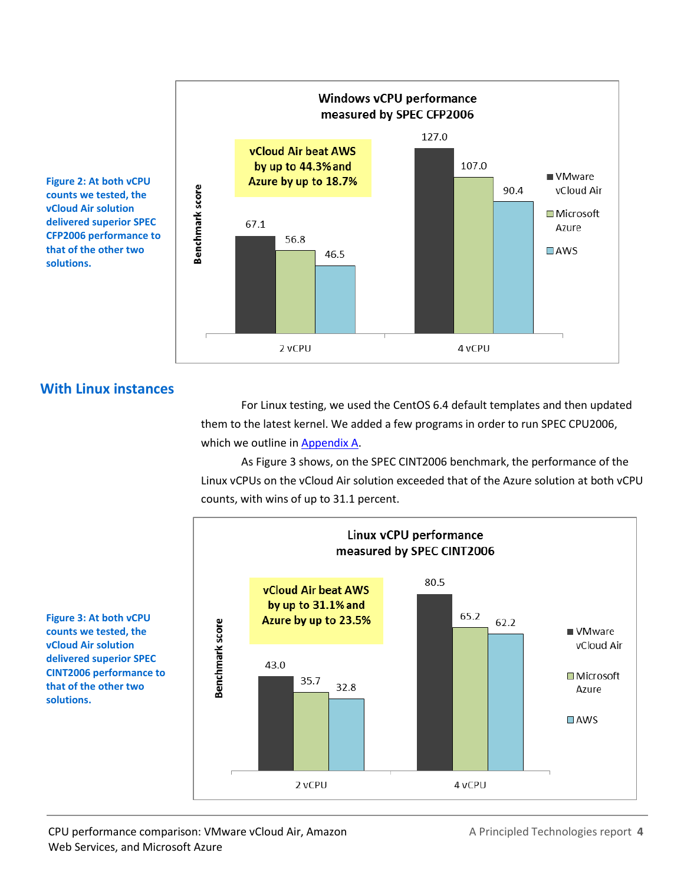Figure 2: At both vCPU counts we tested, the vCloud Air solution delivered superior SPEC CFP2006 performance to that of the other two solutions.

**Windows vCPU performance measured by SPEC CFP2006**

vCloud Air beat AWS by up to 44.3% and Azure by up to 18.7%

| Benchmark score | VMware vCloud Air | Microsoft Azure | AWS |
|---|---|---|---|
| 2 vCPU | 67.1 | 56.8 | 46.5 |
| 4 vCPU | 127.0 | 107.0 | 90.4 |

## With Linux instances

For Linux testing, we used the CentOS 6.4 default templates and then updated them to the latest kernel. We added a few programs in order to run SPEC CPU2006, which we outline in [Appendix A](#).

As Figure 3 shows, on the SPEC CINT2006 benchmark, the performance of the Linux vCPUs on the vCloud Air solution exceeded that of the Azure solution at both vCPU counts, with wins of up to 31.1 percent.

Figure 3: At both vCPU counts we tested, the vCloud Air solution delivered superior SPEC CINT2006 performance to that of the other two solutions.

**Linux vCPU performance measured by SPEC CINT2006**

vCloud Air beat AWS by up to 31.1% and Azure by up to 23.5%

| Benchmark score | VMware vCloud Air | Microsoft Azure | AWS |
|---|---|---|---|
| 2 vCPU | 43.0 | 35.7 | 32.8 |
| 4 vCPU | 80.5 | 65.2 | 62.2 |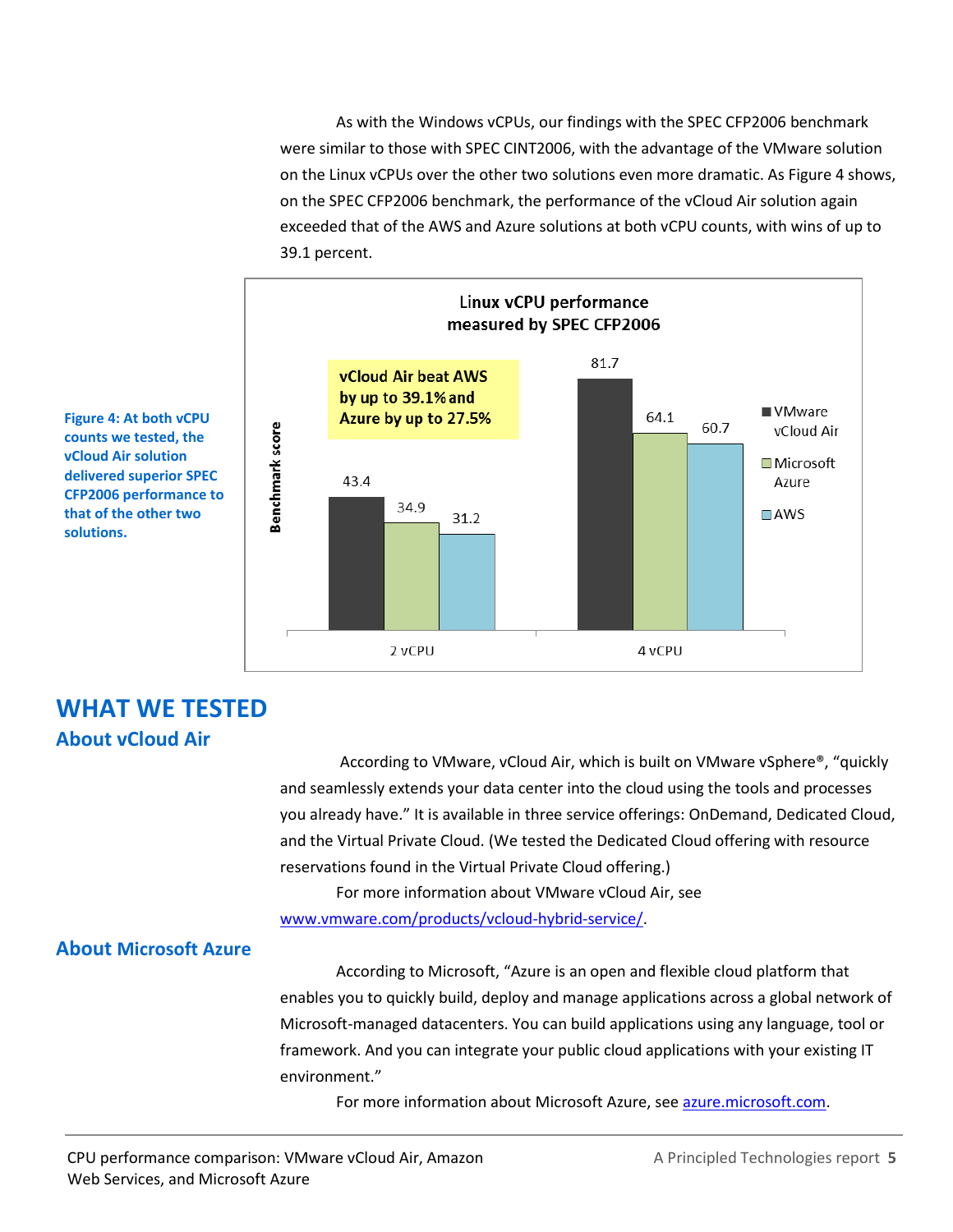As with the Windows vCPUs, our findings with the SPEC CFP2006 benchmark were similar to those with SPEC CINT2006, with the advantage of the VMware solution on the Linux vCPUs over the other two solutions even more dramatic. As Figure 4 shows, on the SPEC CFP2006 benchmark, the performance of the vCloud Air solution again exceeded that of the AWS and Azure solutions at both vCPU counts, with wins of up to 39.1 percent.

**Linux vCPU performance measured by SPEC CFP2006**

**vCloud Air beat AWS by up to 39.1% and Azure by up to 27.5%**

| Benchmark score | VMware vCloud Air | Microsoft Azure | AWS |
|---|---|---|---|
| 2 vCPU | 43.4 | 34.9 | 31.2 |
| 4 vCPU | 81.7 | 64.1 | 60.7 |

**Figure 4: At both vCPU counts we tested, the vCloud Air solution delivered superior SPEC CFP2006 performance to that of the other two solutions.**

# WHAT WE TESTED

## About vCloud Air

According to VMware, vCloud Air, which is built on VMware vSphere®, "quickly and seamlessly extends your data center into the cloud using the tools and processes you already have." It is available in three service offerings: OnDemand, Dedicated Cloud, and the Virtual Private Cloud. (We tested the Dedicated Cloud offering with resource reservations found in the Virtual Private Cloud offering.)

For more information about VMware vCloud Air, see [www.vmware.com/products/vcloud-hybrid-service/](www.vmware.com/products/vcloud-hybrid-service/).

## About Microsoft Azure

According to Microsoft, "Azure is an open and flexible cloud platform that enables you to quickly build, deploy and manage applications across a global network of Microsoft-managed datacenters. You can build applications using any language, tool or framework. And you can integrate your public cloud applications with your existing IT environment."

For more information about Microsoft Azure, see [azure.microsoft.com](azure.microsoft.com).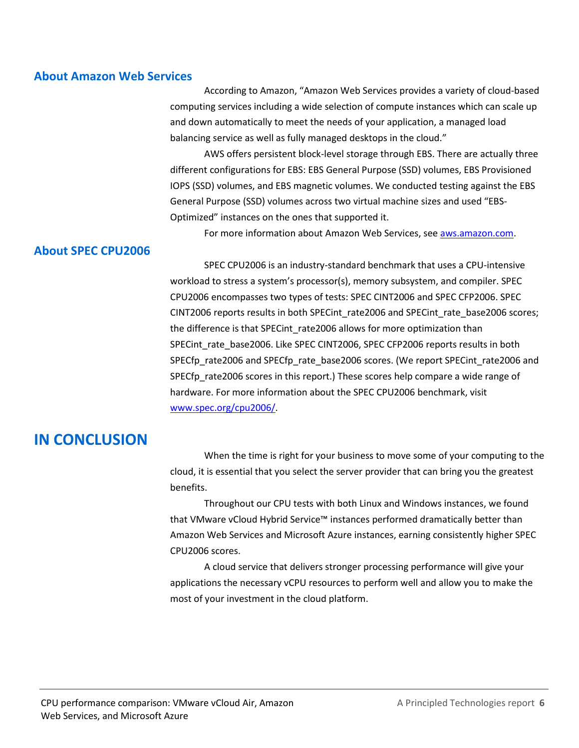### About Amazon Web Services

According to Amazon, "Amazon Web Services provides a variety of cloud-based computing services including a wide selection of compute instances which can scale up and down automatically to meet the needs of your application, a managed load balancing service as well as fully managed desktops in the cloud."

AWS offers persistent block-level storage through EBS. There are actually three different configurations for EBS: EBS General Purpose (SSD) volumes, EBS Provisioned IOPS (SSD) volumes, and EBS magnetic volumes. We conducted testing against the EBS General Purpose (SSD) volumes across two virtual machine sizes and used "EBS-Optimized" instances on the ones that supported it.

For more information about Amazon Web Services, see [aws.amazon.com](http://aws.amazon.com).

### About SPEC CPU2006

SPEC CPU2006 is an industry-standard benchmark that uses a CPU-intensive workload to stress a system's processor(s), memory subsystem, and compiler. SPEC CPU2006 encompasses two types of tests: SPEC CINT2006 and SPEC CFP2006. SPEC CINT2006 reports results in both SPECint_rate2006 and SPECint_rate_base2006 scores; the difference is that SPECint_rate2006 allows for more optimization than SPECint_rate_base2006. Like SPEC CINT2006, SPEC CFP2006 reports results in both SPECfp_rate2006 and SPECfp_rate_base2006 scores. (We report SPECint_rate2006 and SPECfp_rate2006 scores in this report.) These scores help compare a wide range of hardware. For more information about the SPEC CPU2006 benchmark, visit [www.spec.org/cpu2006/](http://www.spec.org/cpu2006/).

## IN CONCLUSION

When the time is right for your business to move some of your computing to the cloud, it is essential that you select the server provider that can bring you the greatest benefits.

Throughout our CPU tests with both Linux and Windows instances, we found that VMware vCloud Hybrid Service™ instances performed dramatically better than Amazon Web Services and Microsoft Azure instances, earning consistently higher SPEC CPU2006 scores.

A cloud service that delivers stronger processing performance will give your applications the necessary vCPU resources to perform well and allow you to make the most of your investment in the cloud platform.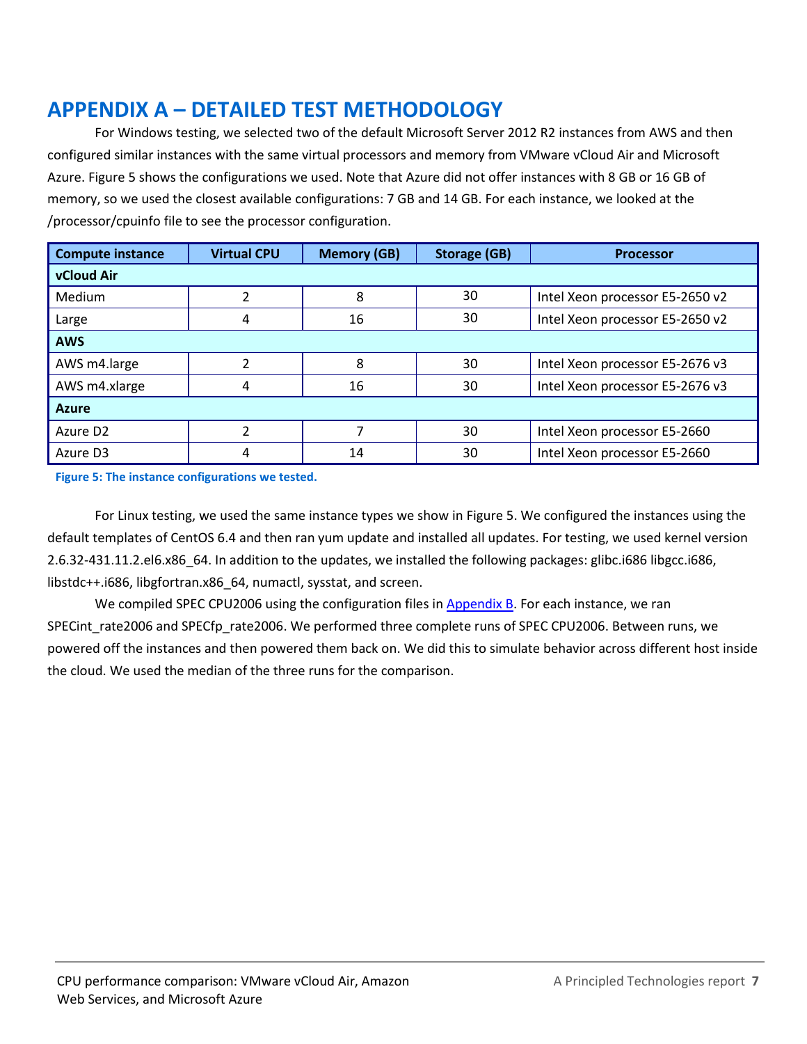# APPENDIX A – DETAILED TEST METHODOLOGY

For Windows testing, we selected two of the default Microsoft Server 2012 R2 instances from AWS and then configured similar instances with the same virtual processors and memory from VMware vCloud Air and Microsoft Azure. Figure 5 shows the configurations we used. Note that Azure did not offer instances with 8 GB or 16 GB of memory, so we used the closest available configurations: 7 GB and 14 GB. For each instance, we looked at the /processor/cpuinfo file to see the processor configuration.

| Compute instance | Virtual CPU | Memory (GB) | Storage (GB) | Processor |
|---|---|---|---|---|
| **vCloud Air** | | | | |
| Medium | 2 | 8 | 30 | Intel Xeon processor E5-2650 v2 |
| Large | 4 | 16 | 30 | Intel Xeon processor E5-2650 v2 |
| **AWS** | | | | |
| AWS m4.large | 2 | 8 | 30 | Intel Xeon processor E5-2676 v3 |
| AWS m4.xlarge | 4 | 16 | 30 | Intel Xeon processor E5-2676 v3 |
| **Azure** | | | | |
| Azure D2 | 2 | 7 | 30 | Intel Xeon processor E5-2660 |
| Azure D3 | 4 | 14 | 30 | Intel Xeon processor E5-2660 |

**Figure 5: The instance configurations we tested.**

For Linux testing, we used the same instance types we show in Figure 5. We configured the instances using the default templates of CentOS 6.4 and then ran yum update and installed all updates. For testing, we used kernel version 2.6.32-431.11.2.el6.x86_64. In addition to the updates, we installed the following packages: glibc.i686 libgcc.i686, libstdc++.i686, libgfortran.x86_64, numactl, sysstat, and screen.

We compiled SPEC CPU2006 using the configuration files in Appendix B. For each instance, we ran SPECint_rate2006 and SPECfp_rate2006. We performed three complete runs of SPEC CPU2006. Between runs, we powered off the instances and then powered them back on. We did this to simulate behavior across different host inside the cloud. We used the median of the three runs for the comparison.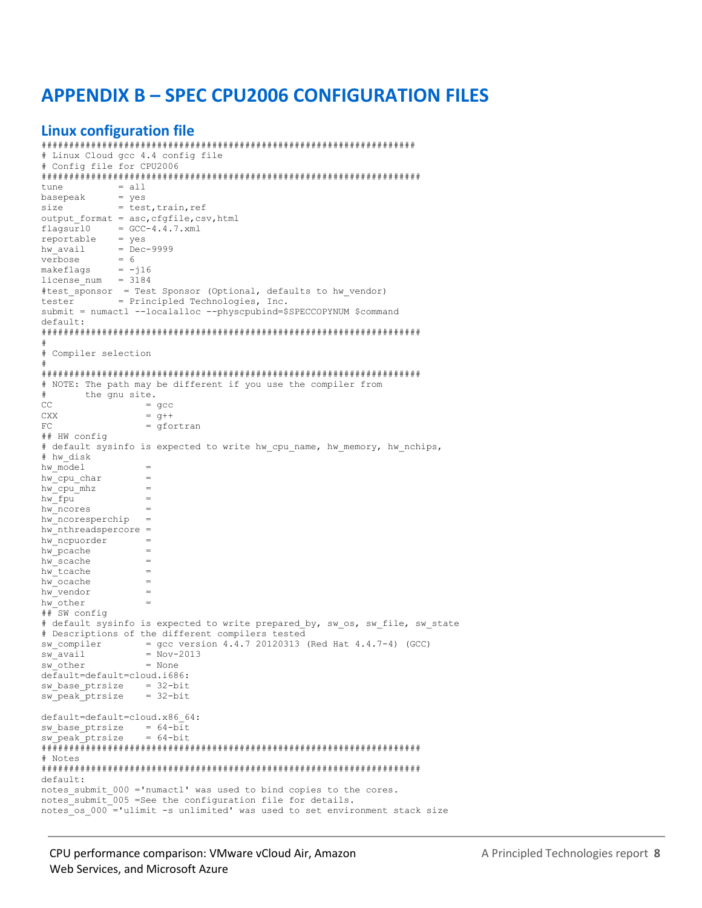# APPENDIX B – SPEC CPU2006 CONFIGURATION FILES

## Linux configuration file

```
####################################################################
# Linux Cloud gcc 4.4 config file
# Config file for CPU2006
#####################################################################
tune          = all
basepeak      = yes
size          = test,train,ref
output_format = asc,cfgfile,csv,html
flagsurl0     = GCC-4.4.7.xml
reportable    = yes
hw_avail      = Dec-9999
verbose       = 6
makeflags     = -j16
license_num   = 3184
#test_sponsor  = Test Sponsor (Optional, defaults to hw_vendor)
tester        = Principled Technologies, Inc.
submit = numactl --localalloc --physcpubind=$SPECCOPYNUM $command
default:
#####################################################################
#
# Compiler selection
#
#####################################################################
# NOTE: The path may be different if you use the compiler from
#       the gnu site.
CC                 = gcc
CXX                = g++
FC                 = gfortran
## HW config
# default sysinfo is expected to write hw_cpu_name, hw_memory, hw_nchips,
# hw_disk
hw_model           =
hw_cpu_char        =
hw_cpu_mhz         =
hw_fpu             =
hw_ncores          =
hw_ncoresperchip   =
hw_nthreadspercore =
hw_ncpuorder       =
hw_pcache          =
hw_scache          =
hw_tcache          =
hw_ocache          =
hw_vendor          =
hw_other           =
## SW config
# default sysinfo is expected to write prepared_by, sw_os, sw_file, sw_state
# Descriptions of the different compilers tested
sw_compiler        = gcc version 4.4.7 20120313 (Red Hat 4.4.7-4) (GCC)
sw_avail           = Nov-2013
sw_other           = None
default=default=cloud.i686:
sw_base_ptrsize    = 32-bit
sw_peak_ptrsize    = 32-bit

default=default=cloud.x86_64:
sw_base_ptrsize    = 64-bit
sw_peak_ptrsize    = 64-bit
#####################################################################
# Notes
#####################################################################
default:
notes_submit_000 ='numactl' was used to bind copies to the cores.
notes_submit_005 =See the configuration file for details.
notes_os_000 ='ulimit -s unlimited' was used to set environment stack size
```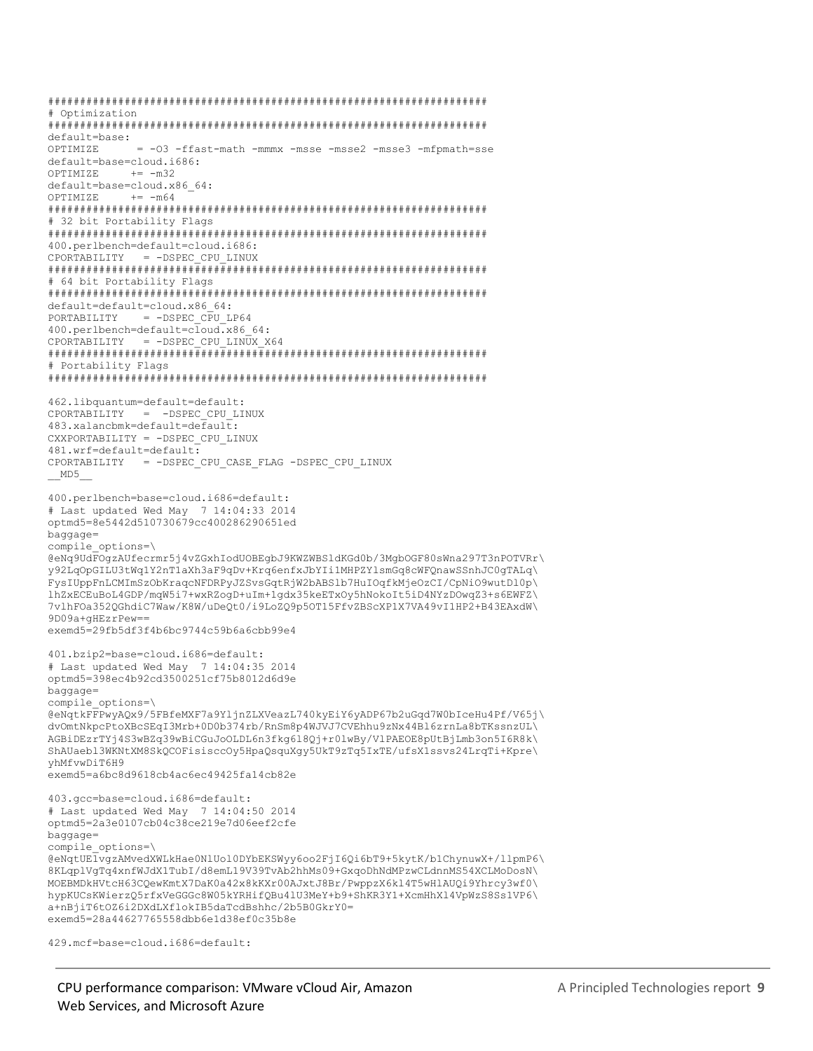```
####################################################################
# Optimization
####################################################################
default=base:
OPTIMIZE      = -O3 -ffast-math -mmmx -msse -msse2 -msse3 -mfpmath=sse
default=base=cloud.i686:
OPTIMIZE     += -m32
default=base=cloud.x86_64:
OPTIMIZE     += -m64
####################################################################
# 32 bit Portability Flags
####################################################################
400.perlbench=default=cloud.i686:
CPORTABILITY   = -DSPEC_CPU_LINUX
####################################################################
# 64 bit Portability Flags
####################################################################
default=default=cloud.x86_64:
PORTABILITY    = -DSPEC_CPU_LP64
400.perlbench=default=cloud.x86_64:
CPORTABILITY   = -DSPEC_CPU_LINUX_X64
####################################################################
# Portability Flags
####################################################################

462.libquantum=default=default:
CPORTABILITY   =  -DSPEC_CPU_LINUX
483.xalancbmk=default=default:
CXXPORTABILITY = -DSPEC_CPU_LINUX
481.wrf=default=default:
CPORTABILITY   = -DSPEC_CPU_CASE_FLAG -DSPEC_CPU_LINUX
__MD5__

400.perlbench=base=cloud.i686=default:
# Last updated Wed May  7 14:04:33 2014
optmd5=8e5442d510730679cc400286290651ed
baggage=
compile_options=\
@eNq9UdFOgzAUfecrmr5j4vZGxhIodUOBEgbJ9KWZWBSldKGd0b/3MgbOGF80sWna297T3nPOTVRr\
y92LqOpGILU3tWq1Y2nT1aXh3aF9qDv+Krq6enfxJbYIi1MHPZYlsmGq8cWFQnawSSnhJC0gTALq\
FysIUppFnLCMImSzObKraqcNFDRPyJZSvsGqtRjW2bABSlb7HuIOqfkMjeOzCI/CpNiO9wutDl0p\
lhZxECEuBoL4GDP/mqW5i7+wxRZogD+uIm+1gdx35keETxOy5hNokoIt5iD4NYzDOwqZ3+s6EWFZ\
7vlhFOa352QGhdiC7Waw/K8W/uDeQt0/i9LoZQ9p5OT15FfvZBScXP1X7VA49vI1HP2+B43EAxdW\
9D09a+gHEzrPew==
exemd5=29fb5df3f4b6bc9744c59b6a6cbb99e4

401.bzip2=base=cloud.i686=default:
# Last updated Wed May  7 14:04:35 2014
optmd5=398ec4b92cd3500251cf75b8012d6d9e
baggage=
compile_options=\
@eNqtkFFPwyAQx9/5FBfeMXF7a9YljnZLXVeazL740kyEiY6yADP67b2uGqd7W0bIceHu4Pf/V65j\
dvOmtNkpcPtoXBcSEqI3Mrb+0D0b374rb/RnSm8p4WJVJ7CVEhhu9zNx44Bl6zrnLa8bTKssnzUL\
AGBiDEzrTYj4S3wBZq39wBiCGuJoOLDL6n3fkg618Qj+r0lwBy/VlPAEOE8pUtBjLmb3on5I6R8k\
ShAUaeb13WKNtXM8SkQCOFisiscc0y5HpaQsquXgy5UkT9zTq5IxTE/ufsX1ssvs24LrqTi+Kpre\
yhMfvwDiT6H9
exemd5=a6bc8d9618cb4ac6ec49425fa14cb82e

403.gcc=base=cloud.i686=default:
# Last updated Wed May  7 14:04:50 2014
optmd5=2a3e0107cb04c38ce219e7d06eef2cfe
baggage=
compile_options=\
@eNqtUE1vgzAMvedXWLkHae0NlUol0DYbEKSWyy6oo2FjI6Qi6bT9+5kytK/b1ChynuwX+/llpmP6\
8KLqplVgTq4xnfWJdX1TubI/d8emL19V39TvAb2hhMs09+GxqoDhNdMPzwCLdnnMS54XCLMoDosN\
MOEBMDkHVtcH63CQewKmtX7DaK0a42x8kKXr00AJxtJ8Br/PwppzX6kl4T5wHlAUQi9Yhrcy3wf0\
hypKUCsKWierzQ5rfxVeGGGc8W05kYRHifQBu4lU3MeY+b9+ShKR3Y1+XcmHhXl4VpWzS8Ss1VP6\
a+nBjiT6tOZ6i2DXdLXflokIB5daTcdBshhc/2b5B0GkrY0=
exemd5=28a44627765558dbb6e1d38ef0c35b8e

429.mcf=base=cloud.i686=default:
```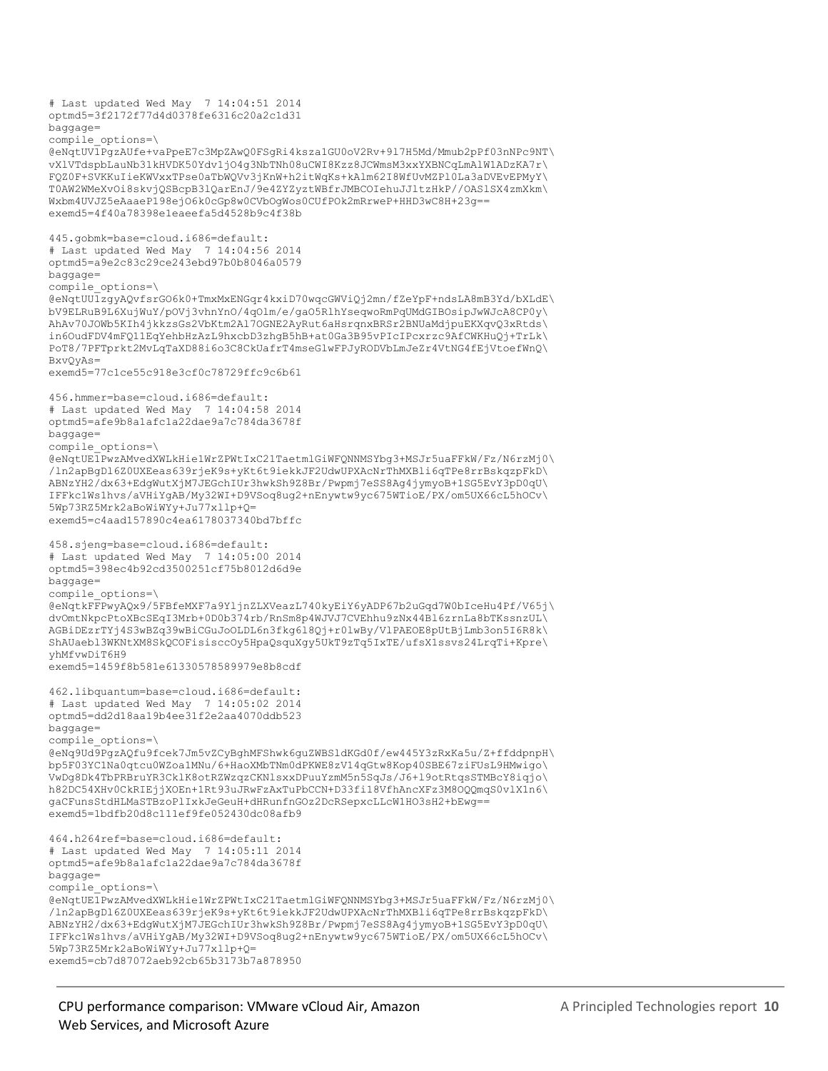```
# Last updated Wed May  7 14:04:51 2014
optmd5=3f2172f77d4d0378fe6316c20a2c1d31
baggage=
compile_options=\
@eNqtUVlPgzAUfe+vaPpeE7c3MpZAwQ0FSgRi4ksza1GU0oV2Rv+9l7H5Md/Mmub2pPf03nNPc9NT\
vXlVTdspbLauNb31kHVDK50Ydv1jO4g3NbTNh08uCWI8Kzz8JCWmsM3xxYXBNCqLmAlWlADzKA7r\
FQZ0F+SVKKuIieKWVxxTPse0aTbWQVv3jKnW+h2itWqKs+kAlm62I8WfUvMZPl0La3aDVEvEPMyY\
T0AW2WMeXvOi8skvjQSBcpB3lQarEnJ/9e4ZYZyztWBfrJMBCOIehuJJltzHkP//OASlSX4zmXkm\
Wxbm4UVJZ5eAaaeP198ejO6k0cGp8w0CVbOgWos0CUfPOk2mRrweP+HHD3wC8H+23g==
exemd5=4f40a78398e1eaeefa5d4528b9c4f38b

445.gobmk=base=cloud.i686=default:
# Last updated Wed May  7 14:04:56 2014
optmd5=a9e2c83c29ce243ebd97b0b8046a0579
baggage=
compile_options=\
@eNqtUU1zgyAQvfsrGO6k0+TmxMxENGqr4kxiD70wqcGWViQj2mn/fZeYpF+ndsLA8mB3Yd/bXLdE\
bV9ELRuB9L6XujWuY/pOVj3vhnYnO/4qOlm/e/gaO5RlhYseqwoRmPqUMdGIBOsipJwWJcA8CP0y\
AhAv70JOWb5KIh4jkkzsGs2VbKtm2Al7OGNE2AyRut6aHsrqnxBRSr2BNUaMdjpuEKXqvQ3xRtds\
in6OudFDV4mFQ11EqYehbHzAzL9hxcbD3zhgB5hB+at0Ga3B95vPIcIPcxrzc9AfCWKHuQj+TrLk\
PoT8/7PFTprkt2MvLqTaXD88i6o3C8CkUafrT4mseGlwFPJyRODVbLmJeZr4VtNG4fEjVtoefWnQ\
BxvQyAs=
exemd5=77c1ce55c918e3cf0c78729ffc9c6b61

456.hmmer=base=cloud.i686=default:
# Last updated Wed May  7 14:04:58 2014
optmd5=afe9b8a1afc1a22dae9a7c784da3678f
baggage=
compile_options=\
@eNqtUE1PwzAMvedXWLkHie1WrZPWtIxC21TaetmlGiWFQNNMSYbg3+MSJr5uaFFkW/Fz/N6rzMj0\
/ln2apBgDl6Z0UXEeas639rjeK9s+yKt6t9iekkJF2UdwUPXAcNrThMXBli6qTPe8rrBskqzpFkD\
ABNzYH2/dx63+EdgWutXjM7JEGchIUr3hwkSh9Z8Br/Pwpmj7eSS8Ag4jymyoB+1SG5EvY3pD0qU\
IFFkc1Ws1hvs/aVHiYgAB/My32WI+D9VSoq8ug2+nEnywtw9yc675WTioE/PX/om5UX66cL5hOCv\
5Wp73RZ5Mrk2aBoWiWYy+Ju77x1lp+Q=
exemd5=c4aad157890c4ea6178037340bd7bffc

458.sjeng=base=cloud.i686=default:
# Last updated Wed May  7 14:05:00 2014
optmd5=398ec4b92cd3500251cf75b8012d6d9e
baggage=
compile_options=\
@eNqtkFFPwyAQx9/5FBfeMXF7a9YljnZLXVeazL740kyEiY6yADP67b2uGqd7W0bIceHu4Pf/V65j\
dvOmtNkpcPtoXBcSEqI3Mrb+0D0b374rb/RnSm8p4WJVJ7CVEhhu9zNx44Bl6zrnLa8bTKssnzUL\
AGBiDEzrTYj4S3wBZq39wBiCGuJoOLDL6n3fkg618Qj+r0lwBy/VlPAEOE8pUtBjLmb3on5I6R8k\
ShAUaebl3WKNtXM8SkQCOFisiscc0y5HpaQsquXgy5UkT9zTq5IxTE/ufsX1ssvs24LrqTi+Kpre\
yhMfvwDiT6H9
exemd5=1459f8b581e61330578589979e8b8cdf

462.libquantum=base=cloud.i686=default:
# Last updated Wed May  7 14:05:02 2014
optmd5=dd2d18aa19b4ee31f2e2aa4070ddb523
baggage=
compile_options=\
@eNq9Ud9PgzAQfu9fcek7Jm5vZCyBghMFShwk6guZWBSldKGd0f/ew445Y3zRxKa5u/Z+ffddpnpH\
bp5F03YC1Na0qtcu0WZoa1MNu/6+HaoXMbTNm0dPKWE8zV14qGtw8Kop40SBE67ziFUsL9HMwigo\
VwDg8Dk4TbPRBruYR3CklK8otRZWzqzCKNlsxxDPuuYzmM5n5SqJs/J6+l9otRtqsSTMBcY8iqjo\
h82DC54XHv0CkRIEjjXOEn+1Rt93uJRwFzAxTuPbCCN+D33fi18VfhAncXFz3M8OQQmqS0vlX1n6\
gaCFunsStdHLMaSTBzoPlIxkJeGeuH+dHRunfnGOz2DcRSepxcLLcW1HO3sH2+bEwg==
exemd5=1bdfb20d8c111ef9fe052430dc08afb9

464.h264ref=base=cloud.i686=default:
# Last updated Wed May  7 14:05:11 2014
optmd5=afe9b8a1afc1a22dae9a7c784da3678f
baggage=
compile_options=\
@eNqtUE1PwzAMvedXWLkHie1WrZPWtIxC21TaetmlGiWFQNNMSYbg3+MSJr5uaFFkW/Fz/N6rzMj0\
/ln2apBgDl6Z0UXEeas639rjeK9s+yKt6t9iekkJF2UdwUPXAcNrThMXBli6qTPe8rrBskqzpFkD\
ABNzYH2/dx63+EdgWutXjM7JEGchIUr3hwkSh9Z8Br/Pwpmj7eSS8Ag4jymyoB+1SG5EvY3pD0qU\
IFFkc1Ws1hvs/aVHiYgAB/My32WI+D9VSoq8ug2+nEnywtw9yc675WTioE/PX/om5UX66cL5hOCv\
5Wp73RZ5Mrk2aBoWiWYy+Ju77x1lp+Q=
exemd5=cb7d87072aeb92cb65b3173b7a878950
```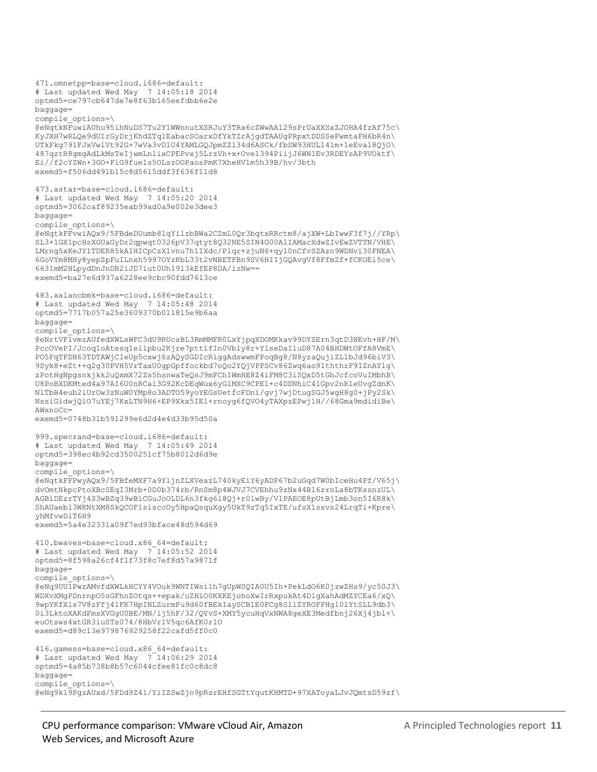```
471.omnetpp=base=cloud.i686=default:
# Last updated Wed May  7 14:05:18 2014
optmd5=ce797cb647de7e8f63b165eefdbb6e2e
baggage=
compile_options=\
@eNqtkNFuwiAUhu95ihNuDS7Tu2Y1WWnnutXSRJuY3TRa6cZWwAA129sPrUaXXSxZJOHA4fzAf75c\
KyJXH7wRLQe9dUIrGyDrjKhdZTq1EabacSOarxDfYkTZrAjgdTAAUgPRpxtDDSSeFwmtaFH6bR4n\
UTkFkg791FJxVwlVt92G+7wVa3vD1U4YAMLGQJpmZZ134d6ASCk/fbSW93HUL14lm+1eEval8QjO\
487qztR8gmgAdLkMsTeIjwmLnlixCPEPvxj5LrzVh+x+Ove1394PiijJ6WN1Ev3RDEYsAP9VOktf\
Ei//f2cYZWn+3GO+FiG9fue1s5OLszOOPaosPmK7XheHV1m5h39B/hv/3bth
exemd5=f506dd491b15c8d5615ddf3f636f11d8

473.astar=base=cloud.i686=default:
# Last updated Wed May  7 14:05:20 2014
optmd5=3062caf89235eab99ad0a9e002e3dee3
baggage=
compile_options=\
@eNqtkFFvwiAQx9/5FBdeDUumb81qYilzbBWa2CZmL0Qr3bqtxRRctm8/ajXW+LbIwwF3f7j//YRp\
SL3+1GX1pcHsXGUaGyDr2qpwqt0326pV37qtyt8Q32NE5SIN4G00AlIAMacXdwZIvEwZVTTN/VHE\
LMrng5xKeJYlTDER85kAIHICpCzX1vnu7h1IXdc/Plqr+zjuN6+qy10nCfvSZAzn9WDNvi30FNEA\
6GoVYm8MHy8yepZpFuILnxh5997OYzKbL33t2vNBETFBn9SV6HIIjGQAvgVf8FfmZf+fCKOEi5ce\
663ImM2HLpydDnJnDB2iJD7iut0Uh1913kEfEP8DA/izNw==
exemd5=ba27e6d937a6228ee9cbc90fdd7613ce

483.xalancbmk=base=cloud.i686=default:
# Last updated Wed May  7 14:05:48 2014
optmd5=7717b057a25e3609370b011815e9b6aa
baggage=
compile_options=\
@eNrtVFlvmzAUfedXWLxWFC3dU9RUcsBL3RmMMFR0LxYjpqXDOMKkav99DYSErn3qtD3NEvh+HF/M\
PccOVePI/Jcoq1oAtesq1eilpbu2Kjre7ptt1fIn0Vbly8r+YlseDaIluD87A04BHDWtOFfA8VmE\
PO5FqTFDH63TDTAWjCIeUp5cxwj6zAQySGDIcRiggAdswwmFPoqBg8/N8yzaQujiZLlbJd96biV3\
9Syk8+eZt++q2g30PVH5VrTaxU0gpGpffockbd7oQo2YQjVPPSCv86Zwq6ao91ththrF9IZnAYlg\
zPotHgNpgsnkjkk2uQxmX72Zs5hsnwaTeQsJ9mFCh1WmHE8Z4iFM8C3iSQxD5tGhJcfcoVuIMbhB\
U8PoBXDKMted4a97AI6U0nRCai3G92KcDEqWux6yGlMXC9CPE1+c4DDNhiC41Gpv2nRleUvgZdnK\
NlTbB4eub2iUrOw3zNuW0YMp8o3ADTO59yoYEGsUetfcFDni/gvj7wjDtugSGJ5wgH8g0+jPy2Sk\
NssiGidwjQ1O7uYEj7KxLTN9H6+EP9Xkx5IE1+rnoyg6fQVO4yTAXpzEPwj1H//68Gma9mdidiBe\
AWxnoCc=
exemd5=0748b31b591299e6d2d4e4d33b95d50a

999.specrand=base=cloud.i686=default:
# Last updated Wed May  7 14:05:49 2014
optmd5=398ec4b92cd3500251cf75b8012d6d9e
baggage=
compile_options=\
@eNqtkFFPwyAQx9/5FBfeMXF7a9YljnZLXVeazL740kyEiY6yADP67b2uGqd7W0bIceHu4Pf/V65j\
dvOmtNkpcPtoXBcSEqI3Mrb+0D0b374rb/RnSm8p4WJVJ7CVEhhu9xNx44B16zrnLa8bTKssnzUL\
AGBiDEzrTYj4S3wBZq39wBiCGuJoOLDL6n3fkg618Qj+r0lwBy/VlPAEOE8pUtBjLmb3on5I6R8k\
ShAUaebl3WKNtXM8SkQCOFisiscc0y5HpaQsquXgy5UkT9zTq5IxTE/ufsX1ssvs24LrqTi+Kpre\
yhMfvwDiT6H9
exemd5=5a4e32331a09f7ed93bface48d594d69

410.bwaves=base=cloud.x86_64=default:
# Last updated Wed May  7 14:05:52 2014
optmd5=8f598a26cf4f1f73f8c7ef8d57a9871f
baggage=
compile_options=\
@eNq9UU1PwzAMvfdXWLkHCYY4VOuk9WNTIWsi1h7gUpWSQIA0U5Ih+PekLdO6K0jzwZHs9/yc50J3\
WDXvXMgPDnrnpO5sGFhnZOtqs++epak/uZHiO0KXKEjohoXwIrRxpukAt4D1gXahAdMZYCEa6/xQ\
9wpYKfXls7V8zFfj41FK7HpINLZurmFu9d60fBEkIaySCB1E0FCg8S1lZYROFFHgl0lYtSLL9db3\
0i3LktoXAKdFmsXVGgU0BE/MN/lj5hF/32/QYvS+XMY5ycuHqVxNWA8geXE3Medfbnbj26Xj4jbl+\
euOtsws4xtGR3iuSTs074/8HbVr1V5qc6AfK0rlO
exemd5=d89c13e979876929258f22cafd5ff0c0

416.gamess=base=cloud.x86_64=default:
# Last updated Wed May  7 14:06:29 2014
optmd5=4a85b738b8b57c6044cfee81fc0c8dc8
baggage=
compile_options=\
@eNq9kl9PgzAUxd/5FDd9Z41/YiIZSwZjo9pRsrEHfSGTtYqutKHMTD+97XAToyaLJvJQmtsD59zf\
```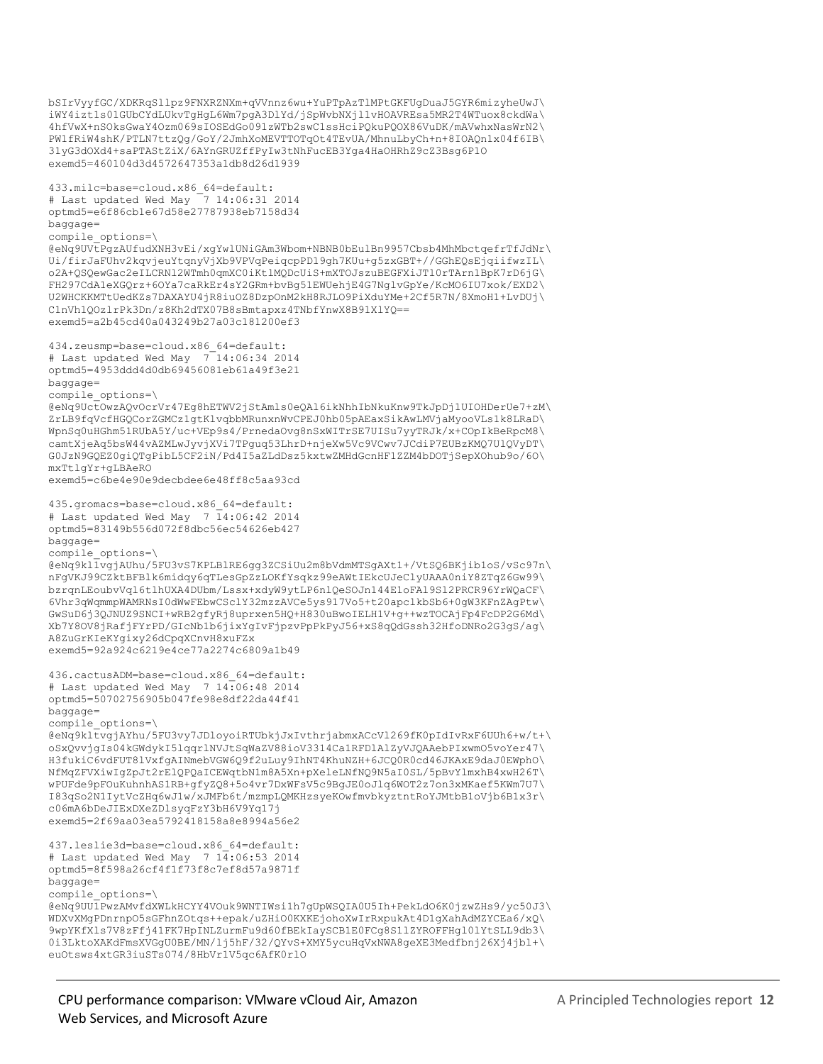```
bSIrVyyfGC/XDKRqSllpz9FNXRZNXm+qVVnnz6wu+YuPTpAzTlMPtGKFUgDuaJ5GYR6mizyheUwJ\
iWY4izt1s01GUbCYdLUkvTgHgL6Wm7pgA3DlYd/jSpWvbNXjl1vHOAVREsa5MR2T4WTuox8ckdWa\
4hfVwX+nSOksGwaY4Ozm069sIOSEdGo091zWTb2swC1ssHciPQkuPQOX86VuDK/mAVwhxNasWrN2\
PW1fRiW4shK/PTLN7ttzQg/GoY/2JmhXoMEVTTOTqOt4TEvUA/MhnuLbyCh+n+8IOAQn1x04f6IB\
3lyG3dOXd4+saPTAStZiX/6AYnGRUZffPyIw3tNhFucEB3Yga4HaOHRhZ9cZ3Bsg6P1O
exemd5=460104d3d4572647353a1db8d26d1939

433.milc=base=cloud.x86_64=default:
# Last updated Wed May  7 14:06:31 2014
optmd5=e6f86cb1e67d58e27787938eb7158d34
baggage=
compile_options=\
@eNq9UVtPgzAUfudXNH3vEi/xgYwlUNiGAm3Wbom+NBNB0bEulBn9957Cbsb4MhMbctqefrTfJdNr\
Ui/firJaFUhv2kqvjeuYtqnyVjXb9VPVqPeiqcpPD19gh7KUu+g5zxGBT+//GGhEQsEjqiifwzIL\
o2A+QSQewGac2eILCRNl2WTmh0qmXC0iKtlMQDcUiS+mXTOJszuBEGFXiJTl0rTArn1BpK7rD6jG\
FH297CdA1eXGQrz+6OYa7caRkEr4sY2GRm+bvBg51EWUehjE4G7NglvGpYe/KcMO6IU7xok/EXD2\
U2WHCKKMTtUedKZs7DAXAYU4jR8iuOZ8DzpOnM2kH8RJLO9PiXduYMe+2Cf5R7N/8XmoH1+LvDUj\
C1nVh1QOz1rPk3Dn/z8Kh2dTX07B8sBmtapxz4TNbfYnwX8B91XlYQ==
exemd5=a2b45cd40a043249b27a03c181200ef3

434.zeusmp=base=cloud.x86_64=default:
# Last updated Wed May  7 14:06:34 2014
optmd5=4953ddd4d0db69456081eb61a49f3e21
baggage=
compile_options=\
@eNq9UctOwzAQvOcrVr47Eg8hETWV2jStAmls0eQAl6ikNhhIbNkuKnw9TkJpDj1UIOHDerUe7+zM\
ZrLB9fqVcfHGQCorZGMCz1gtKlvqbbMRunxnWvCPEJ0hb05pAEaxSikAwLMVjaMyooVLs1k8LRaD\
WpnSq0uHGhm51RUbA5Y/uc+VEp9s4/PrnedaOvg8nSxWITrSE7UISu7yyTRJk/x+COpIkBeRpcM8\
camtXjeAq5bsW44vAZMLwJyvjXVi7TPguq53LhrD+njeXw5Vc9VCwv7JCdiP7EUBzKMQ7UlQVyDT\
G0JzN9GQEZ0giQTgPibL5CF2iN/Pd4I5aZLdDsz5kxtwZMHdGcnHF1ZZM4bDOTjSepXOhub9o/6O\
mxTtlgYr+gLBAeRO
exemd5=c6be4e90e9decbdee6e48ff8c5aa93cd

435.gromacs=base=cloud.x86_64=default:
# Last updated Wed May  7 14:06:42 2014
optmd5=83149b556d072f8dbc56ec54626eb427
baggage=
compile_options=\
@eNq9k1lvgjAUhu/5FU3vS7KPLBlRE6gg3ZCSiUu2m8bVdmMTSgAXt1+/VtSQ6BKjib1oS/vSc97n\
nFgVKJ99CZktBFBlk6midqy6qTLesGpZzLOKfYsqkz99eAWtIEkcUJeClyUAAA0niY8ZTqZ6Gw99\
bzrqnLEoubvVql6tlhUXA4DUbm/Lssx+xdyW9ytLP6nlQeSOJn144E1oFAl9Sl2PRCR96YrWQaCF\
6Vhr3qWqmmpWAMRNsI0dWwFEbwCScly32mzzAVCe5ys917Vo5+t20apclkbSb6+0gW3KFnZAgPtw\
GwSuD6j3QJNUZ9SNCI+wRB2gfyRj8uprxen5HQ+H830uBwoIELH1V+g++wzTOCAjFp4FcDP2G6Md\
Xb7Y8OV8jRafjFYrPD/GIcNb1b6jixYgIvFjpzvPpPkPyJ56+xS8qQdGssh32HfoDNRo2G3gS/ag\
A8ZuGrKIeKYgixy26dCpqXCnvH8xuFZx
exemd5=92a924c6219e4ce77a2274c6809a1b49

436.cactusADM=base=cloud.x86_64=default:
# Last updated Wed May  7 14:06:48 2014
optmd5=50702756905b047fe98e8df22da44f41
baggage=
compile_options=\
@eNq9kltvgjAYhu/5FU3vy7JDloyoiRTUbkjjXvthrjabmxACcVl269fK0pIdIvRxF6UUh6+w/t+\
oSxQvvjgIs04kGWdykI5lqqrlNVJtSqWaZV88ioV3314Ca1RFD1AlZyVJQAAebPIxwmO5voYer47\
H3fukiC6vdFUT8lVxfgAINmebVGW6Q9f2uLuy9IhNT4KhuNZH+6JCQ0R0cd46JKAxE9daJ0EWph0\
NfMqZFVXiwIgZpJt2rElQPQaICEWqtbN1m8A5Xn+px
XeleLNfNQ9N5aI0SL/5pBvYlmxhB4xwH26T\
wPUFde9pFOuKuhnhAS1RB+gfyZQ8+5o4vr7DxWFsV5c9BgJE0oJlq6WOT2z7on3xMKaef5KWm7U7\
I83qSo2N1IytVcZHq6wJlw/xJMFb6t/mzmpLQMKHzsyeKOwfmvbkyztntRoYJMtbBloVjb6B1x3r\
c06mA6bDeJIExDXeZDlsyqFzY3bH6V9Yq17j
exemd5=2f69aa03ea5792418158a8e8994a56e2

437.leslie3d=base=cloud.x86_64=default:
# Last updated Wed May  7 14:06:53 2014
optmd5=8f598a26cf4f1f73f8c7ef8d57a9871f
baggage=
compile_options=\
@eNq9UU1PwzAMvfdXWLkHCYY4VOuk9WNTIWsi1h7gUpWSQIA0U5Ih+PekLdO6K0jzwZHs9/yc50J3\
WDXvXMgPDnrnpO5sGFhnZOtqs++epak/uZHiO0KXKEjohoXwIrRxpukAt4D1gXahAdMZYCEa6/xQ\
9wpYKfXls7V8zFfj41FK7HpINLZurmFu9d60fBEkIaySCB1E0FCg8S1lZYROFFHgl0lYtSLL9db3\
0i3LktoXAKdFmsXVGgU0BE/MN/lj5hF/32/QYvS+XMY5ycuHqVxNWA8geXE3Medfbnj26Xj4jbl+\
euOtsws4xtGR3iuSTs074/8HbVr1V5qc6AfK0rlO
```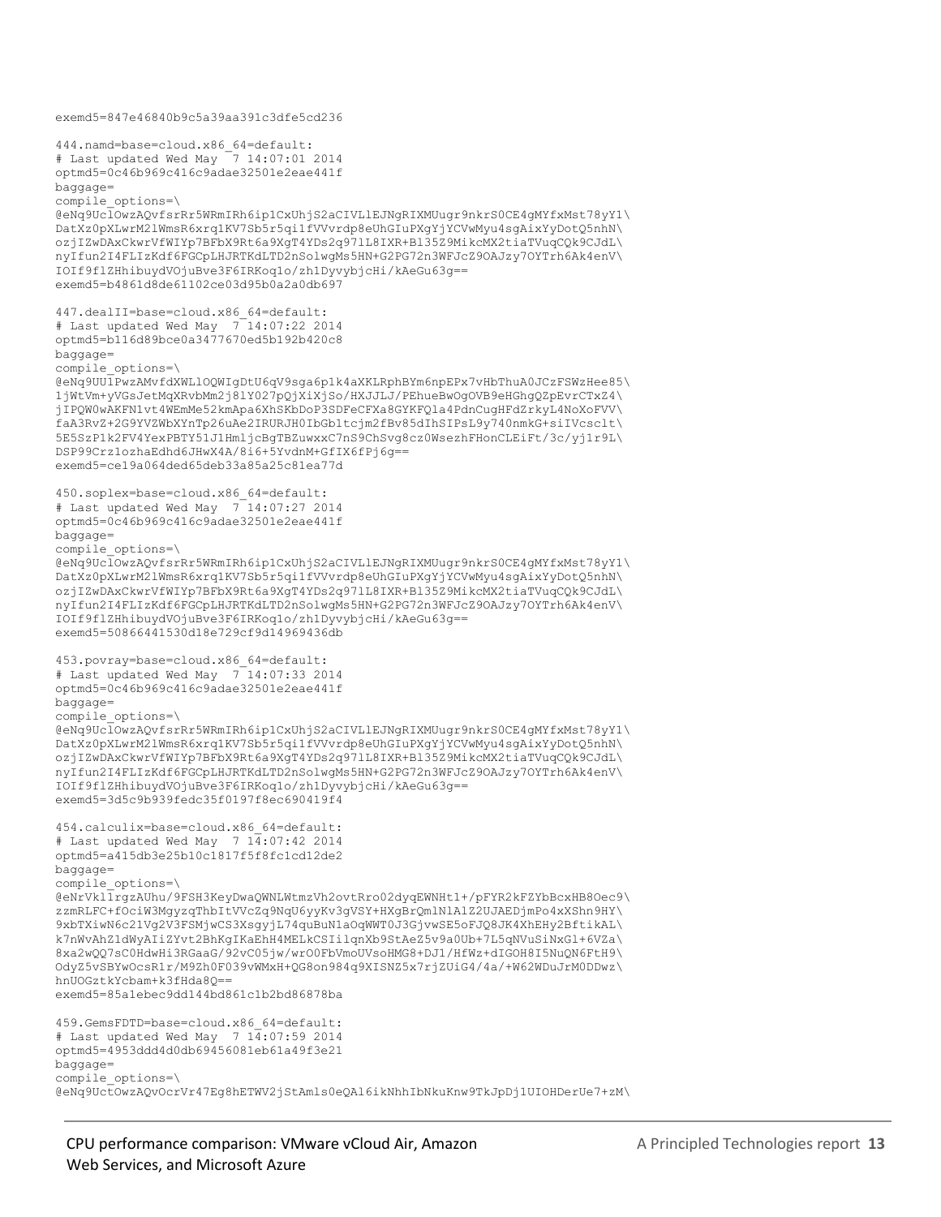```
exemd5=847e46840b9c5a39aa391c3dfe5cd236

444.namd=base=cloud.x86_64=default:
# Last updated Wed May  7 14:07:01 2014
optmd5=0c46b969c416c9adae32501e2eae441f
baggage=
compile_options=\
@eNq9UclOwzAQvfsrRr5WRmIRh6ip1CxUhjS2aCIVLlEJNgRIXMUugr9nkrS0CE4gMYfxMst78yY1\
DatXz0pXLwrM2lWmsR6xrq1KV7Sb5r5qi1fVVvrdp8eUhGIuPXgYjYCVwMyu4sgAixYyDotQ5nhN\
ozjIZwDAxCkwrVfWIYp7BFbX9Rt6a9XgT4YDs2q97lL8IXR+Bl35Z9MikcMX2tiaTVuqCQk9CJdL\
nyIfun2I4FLIzKdf6FGCpLHJRTKdLTD2nSolwgMs5HN+G2PG72n3WFJcZ9OAJzy7OYTrh6Ak4enV\
IOIf9flZHhibuydVOjuBve3F6IRKoq1o/zh1DyvybjcHi/kAeGu63g==
exemd5=b4861d8de61102ce03d95b0a2a0db697

447.dealII=base=cloud.x86_64=default:
# Last updated Wed May  7 14:07:22 2014
optmd5=b116d89bce0a3477670ed5b192b420c8
baggage=
compile_options=\
@eNq9UU1PwzAMvfdXWLlOQWIgDtU6qV9sga6p1k4aXKLRphBYm6npEPx7vHbThuA0JCzFSWzHee85\
1jWtVm+yVGsJetMqXRvbMm2j8lY027pQjXiXjSo/HXJJLJ/PEhueBwOgOVB9eHGhgQZpEvrCTxZ4\
jIPQW0wAKFN1vt4WEmMe52kmApa6XhSKbDoP3SDFeCFXa8GYKFQ1a4PdnCugHFdZrkyL4NoXoFVV\
faA3RvZ+2G9YVZWbXYnTp26uAe2IRURJH0IbGb1tcjm2fBv85dIhSIPsL9y740nmkG+siIVcsclt\
5E5SzP1k2FV4YexPBTY51J1HmljcBgTBZuwxxC7nS9ChSvg8cz0WsezhFHonCLEiFt/3c/yj1r9L\
DSP99Crz1ozhaEdhd6JHwX4A/8i6+5YvdnM+GfIX6fPj6g==
exemd5=ce19a064ded65deb33a85a25c81ea77d

450.soplex=base=cloud.x86_64=default:
# Last updated Wed May  7 14:07:27 2014
optmd5=0c46b969c416c9adae32501e2eae441f
baggage=
compile_options=\
@eNq9UclOwzAQvfsrRr5WRmIRh6ip1CxUhjS2aCIVLlEJNgRIXMUugr9nkrS0CE4gMYfxMst78yY1\
DatXz0pXLwrM2lWmsR6xrq1KV7Sb5r5qi1fVVvrdp8eUhGIuPXgYjYCVwMyu4sgAixYyDotQ5nhN\
ozjIZwDAxCkwrVfWIYp7BFbX9Rt6a9XgT4YDs2q97lL8IXR+Bl35Z9MikcMX2tiaTVuqCQk9CJdL\
nyIfun2I4FLIzKdf6FGCpLHJRTKdLTD2nSolwgMs5HN+G2PG72n3WFJcZ9OAJzy7OYTrh6Ak4enV\
IOIf9flZHhibuydVOjuBve3F6IRKoq1o/zh1DyvybjcHi/kAeGu63g==
exemd5=50866441530d18e729cf9d14969436db

453.povray=base=cloud.x86_64=default:
# Last updated Wed May  7 14:07:33 2014
optmd5=0c46b969c416c9adae32501e2eae441f
baggage=
compile_options=\
@eNq9UclOwzAQvfsrRr5WRmIRh6ip1CxUhjS2aCIVLlEJNgRIXMUugr9nkrS0CE4gMYfxMst78yY1\
DatXz0pXLwrM2lWmsR6xrq1KV7Sb5r5qi1fVVvrdp8eUhGIuPXgYjYCVwMyu4sgAixYyDotQ5nhN\
ozjIZwDAxCkwrVfWIYp7BFbX9Rt6a9XgT4YDs2q97lL8IXR+Bl35Z9MikcMX2tiaTVuqCQk9CJdL\
nyIfun2I4FLIzKdf6FGCpLHJRTKdLTD2nSolwgMs5HN+G2PG72n3WFJcZ9OAJzy7OYTrh6Ak4enV\
IOIf9flZHhibuydVOjuBve3F6IRKoq1o/zh1DyvybjcHi/kAeGu63g==
exemd5=3d5c9b939fedc35f0197f8ec690419f4

454.calculix=base=cloud.x86_64=default:
# Last updated Wed May  7 14:07:42 2014
optmd5=a415db3e25b10c1817f5f8fc1cd12de2
baggage=
compile_options=\
@eNrVk1lrgzAUhu/9FSH3KeyDwaQWNLWtmzVh2ovtRro02dyqEWNHt1+/pFYR2kFZYbBcxHB8Oec9\
zzmRLFC+fOciW3MgyzqThbItVVcZq9NqU6yyKv3gVSY+HXgBrQmlNlAlZ2UJAEDjmPo4xXShn9HY\
9xbTXiwN6c21Vg2V3FSMjwCS3XsgyjL74quBuNla0qWWT0J3GjvwSE5oFJQ8JK4XhEHy2BftikAL\
k7nWvAhZ1dWyAIiZYvt2BhKgIKaEhH4MELkCSIilqnXb9StAeZ5v9a0Ub+7L5qNVuSiNxGl+6VZa\
8xa2wQQ7sC0HdwHi3RGaaG/92vC05jw/wrO0FbVmoUVsoHMG8+DJ1/HfWz+dIGOH8I5NuQN6FtH9\
OdyZ5vSBYwOcsRlr/M9Zh0F039vWMxH+QG8on984q9XISNZ5x7rjZUiG4/4a/+W62WDuJrM0DDwz\
hnUOGztkYcbam+k3fHda8Q==
exemd5=85a1ebec9dd144bd861c1b2bd86878ba

459.GemsFDTD=base=cloud.x86_64=default:
# Last updated Wed May  7 14:07:59 2014
optmd5=4953ddd4d0db69456081eb61a49f3e21
baggage=
compile_options=\
@eNq9UctOwzAQvOcrVr47Eg8hETWV2jStAmls0eQAl6ikNhhIbNkuKnw9TkJpDj1UIOHDerUe7+zM\
```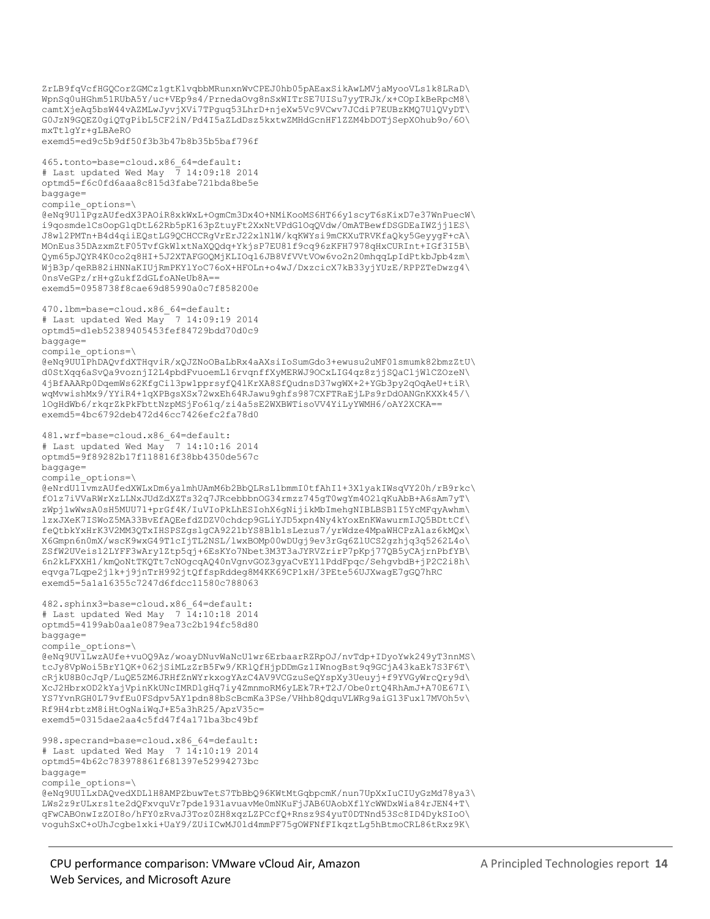```
ZrLB9fqVcfHGQCorZGMCz1gtKlvqbbMRunxnWvCPEJ0hb05pAEaxSikAwLMVjaMyooVLs1k8LRaD\
WpnSq0uHGhm51RUbA5Y/uc+VEp9s4/PrnedaOvg8nSxWITrSE7UISu7yyTRJk/x+COpIkBeRpcM8\
camtXjeAq5bsW44vAZMLwJyvjXVi7TPguq53LhrD+njeXw5Vc9VCwv7JCdiP7EUBzKMQ7UlQVyDT\
G0JzN9GQEZ0giQTgPibL5CF2iN/Pd4I5aZLdDsz5kxtwZMHdGcnHF1ZZM4bDOTjSepXOhub9o/6O\
mxTtlgYr+gLBAeRO
exemd5=ed9c5b9df50f3b3b47b8b35b5baf796f

465.tonto=base=cloud.x86_64=default:
# Last updated Wed May  7 14:09:18 2014
optmd5=f6c0fd6aaa8c815d3fabe721bda8be5e
baggage=
compile_options=\
@eNq9UllPgzAUfedX3PAOiR8xkWxL+OgmCm3Dx4O+NMiKooMS6HT66ylscyT6sKixD7e37WnPuecW\
i9qosmdelCsOopGlqDtL62Rb5pK163pZtuyFt2XxNtVPdG1OqQVdw/OmATBewfDSGDEaIWZjj1ES\
J8wl2PMTn+B4d4qiiEQstLG9QCHCCRgVrErJ22xlNlW/kqKWYsi9mCKXuTRVKfaQky5GeyygF+cA\
MOnEus35DAzxmZtF05TvfGkWlxtNaXQQdq+YkjsP7EU81f9cq96zKFH7978qHxCURInt+IGf3I5B\
Qym65pJQYR4K0co2q8HI+5J2XTAFGOQMjKLIOq16JB8VfVVtVOw6vo2n20mhqqLpIdPtkbJpb4zm\
WjB3p/qeRB82iHNNaKIUjRmPKYlYoC76oX+HFOLn+o4wJ/DxzcicX7kB33yjYUzE/RPPZTeDwzg4\
0nsVeGPz/rH+gZukfZdGLfoANeUb8A==
exemd5=0958738f8cae69d85990a0c7f858200e

470.lbm=base=cloud.x86_64=default:
# Last updated Wed May  7 14:09:19 2014
optmd5=d1eb52389405453fef84729bdd70d0c9
baggage=
compile_options=\
@eNq9UU1PhDAQvfdXTHqviR/xQJZNoOBaLbRx4aAXsiIoSumGdo3ewusu2uMF01smumk82bmzZtU\
d0StXqq6aSvQa9voznjI2L4pbdFvuoemL16rvqnffXyMERWJ9OCxLIG4qz8zjjSQaCljWlCZOzeN\
4jBfAAARp0DqemWs62KfgCil3pw1pprsyfQ4lKrXA8SfQudnsD37wgWX+2+YGb3py2qOqAeU+tiR\
wqMvwishMx9/YYiR4+1qXPBgsXSx72wxEh64RJawu9ghfs987CXFTRaEjLPs9rDdOANGnKXXk45/\
lOgHdWb6/rkqrZkPkFbttNzpMSjFo61q/zi4a5sE2WXBWTisoVV4YiLyYWMH6/oAY2XCKA==
exemd5=4bc6792deb472d46cc7426efc2fa78d0

481.wrf=base=cloud.x86_64=default:
# Last updated Wed May  7 14:10:16 2014
optmd5=9f89282b17f118816f38bb4350de567c
baggage=
compile_options=\
@eNrdU11vmzAUfedXWLxDm6yalmhUAmM6b2BbQLRsL1bmmI0tfAhI1+3X1yakIWsqVY20h/rB9rkc\
fO1z7iVVaRWrXzLLNxJUdZdXZTs32q7JRcebbbnOG34rmzz745gT0wgYm4O2lqKuAbB+A6sAm7yT\
zWpj1wWwsA0sH5MUU71+prGf4K/IuVIoPkLhESIohX6gNijikMbImehgNIBLBSB1I5YcMFqyAwhm\
lzxJXeK7ISWoZ5MA33BvEfAQEefdZDZV0chdcp9GLiYJD5xpn4Ny4kYoxEnKWawurmIJQ5BDttCf\
feQtbkYxHrK3V2MM3QTxIHSPSZgslgCA9221bYS8Bl b1sLezus7/yrWdze4MpaWHCPzAlaz6kMQx\
X6Gmpn6n0mX/wscK9wxG49TlcIjTL2NSL/lwxBOMp00wDUgj9ev3rGq6ZlUCS2gzhjq3q5262L4o\
ZSfW2UVeis12LYFF3wAry1Ztp5qj+6EsKYo7Nbet3M3T3aJYRVZrirP7pKpj77QB5yCAjrnPbfYB\
6n2kLFXXH1/kmQoNtTKQTt7cNOgcqAQ40nVgnvGOZ3gyaCvEY11PddFpqc/SehgvbdB+jP2C2i8h\
eqvga7Lqpe2jlk+j9jnTrH992jtQffspRddeg8M4KK69CP1xH/3PEte56UJXwagE7gGQ7hRC
exemd5=5a1a16355c7247d6fdcc11580c788063

482.sphinx3=base=cloud.x86_64=default:
# Last updated Wed May  7 14:10:18 2014
optmd5=4199ab0aa1e0879ea73c2b194fc58d80
baggage=
compile_options=\
@eNq9UV1LwzAUfe+vuOQ9Az/woayDNuvWaNcU1wr6ErbaarRZRpOJ/nvTdp+IDyoYwk249yT3nnMS\
tcJy8VpWoi5BrY1QK+062jSiMLzZrB5Fw9/KRlQfHjpDDmGz1IWnogBst9q9GCjA43kaEk7S3F6T\
cRjkU8B0cJqP/LuQE5ZM6JRHfZnWYrkxogYAzC4AV9VCGzuSeQYspXy3Ueuyj+f9YVGyWrcQry9d\
XcJ2HbrxOD2kYajVpinKkUNcIMRDlgHq7iy4ZmnmoRM6yLEk7R+T2J/Obe0rtQ4RhAmJ+A70E67I\
YS7YvnRGH0L79vfEu0FSdpv5AY1pdn88bScBcmKa3PSe/VHhb8QdquVLWRg9aiG13Fux17MVOh5v\
Rf9H4rbtzM8iHtOgNaiWqJ+E5a3hR25/ApzV35c=
exemd5=0315dae2aa4c5fd47f4a171ba3bc49bf

998.specrand=base=cloud.x86_64=default:
# Last updated Wed May  7 14:10:19 2014
optmd5=4b62c783978861f681397e52994273bc
baggage=
compile_options=\
@eNq9UU1LxDAQvedXDLlH8AMPZbuwTetS7TbBbQ96KWtMtGgbpcmK/nun7UpXxIuCIUyGzMd78ya3\
LWs2z9rULxrs1te2dQFxvquVr7pde1931avuavMe0mNKuFjJAB6UAobXflYcWWDxWia84rJEN4+T\
qFwCABOnwIzZOI8o/hFY0zRvaJ3Toz0ZH8xqzLZPCcfQ+Rnsz9S4yuT0DTNnd53Sc8ID4DykSIoO\
voguhSxC+oUhJcgbe1xki+UaY9/ZUiICwMJ0ld4mmPF75gOWFNfFIkqztLg5hBtmoCRL86tRxz9K\
```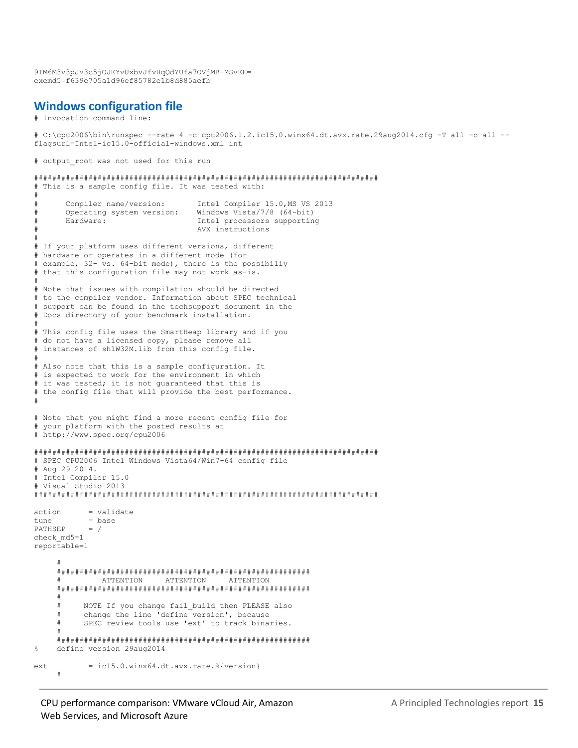```
9IM6M3v3pJV3c5jOJEYvUxbvJfvHqQdYUfa7OVjMB+MSvEE=
exemd5=f639e705a1d96ef85782e1b8d885aefb
```

## Windows configuration file

```
# Invocation command line:

# C:\cpu2006\bin\runspec --rate 4 -c cpu2006.1.2.ic15.0.winx64.dt.avx.rate.29aug2014.cfg -T all -o all --
flagsurl=Intel-ic15.0-official-windows.xml int

# output_root was not used for this run

############################################################################
# This is a sample config file. It was tested with:
#
#      Compiler name/version:       Intel Compiler 15.0,MS VS 2013
#      Operating system version:    Windows Vista/7/8 (64-bit)
#      Hardware:                    Intel processors supporting
#                                   AVX instructions
#
# If your platform uses different versions, different
# hardware or operates in a different mode (for
# example, 32- vs. 64-bit mode), there is the possibiliy
# that this configuration file may not work as-is.
#
# Note that issues with compilation should be directed
# to the compiler vendor. Information about SPEC technical
# support can be found in the techsupport document in the
# Docs directory of your benchmark installation.
#
# This config file uses the SmartHeap library and if you
# do not have a licensed copy, please remove all
# instances of shlW32M.lib from this config file.
#
# Also note that this is a sample configuration. It
# is expected to work for the environment in which
# it was tested; it is not guaranteed that this is
# the config file that will provide the best performance.
#

# Note that you might find a more recent config file for
# your platform with the posted results at
# http://www.spec.org/cpu2006

############################################################################
# SPEC CPU2006 Intel Windows Vista64/Win7-64 config file
# Aug 29 2014.
# Intel Compiler 15.0
# Visual Studio 2013
############################################################################

action      = validate
tune        = base
PATHSEP     = /
check_md5=1
reportable=1

     #
     ######################################################
     #         ATTENTION     ATTENTION     ATTENTION
     ######################################################
     #
     #     NOTE If you change fail_build then PLEASE also
     #     change the line 'define version', because
     #     SPEC review tools use 'ext' to track binaries.
     #
     ######################################################
%    define version 29aug2014

ext         = ic15.0.winx64.dt.avx.rate.%{version}
     #
```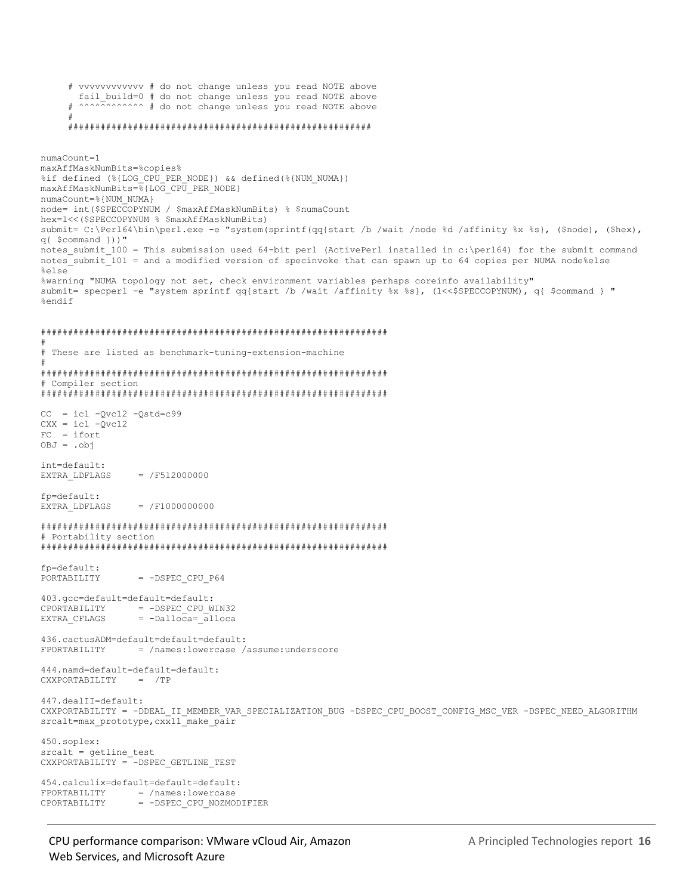```
     # vvvvvvvvvvvv # do not change unless you read NOTE above
       fail_build=0 # do not change unless you read NOTE above
     # ^^^^^^^^^^^^ # do not change unless you read NOTE above
     #
     ######################################################

numaCount=1
maxAffMaskNumBits=%copies%
%if defined (%{LOG_CPU_PER_NODE}) && defined(%{NUM_NUMA})
maxAffMaskNumBits=%{LOG_CPU_PER_NODE}
numaCount=%{NUM_NUMA}
node= int($SPECCOPYNUM / $maxAffMaskNumBits) % $numaCount
hex=1<<($SPECCOPYNUM % $maxAffMaskNumBits)
submit= C:\Perl64\bin\perl.exe -e "system(sprintf(qq{start /b /wait /node %d /affinity %x %s}, ($node), ($hex),
q{ $command }))"
notes_submit_100 = This submission used 64-bit perl (ActivePerl installed in c:\perl64) for the submit command
notes_submit_101 = and a modified version of specinvoke that can spawn up to 64 copies per NUMA node%else
%else
%warning "NUMA topology not set, check environment variables perhaps coreinfo availability"
submit= specperl -e "system sprintf qq{start /b /wait /affinity %x %s}, (1<<$SPECCOPYNUM), q{ $command } "
%endif


##############################################################
#
# These are listed as benchmark-tuning-extension-machine
#
##############################################################
# Compiler section
##############################################################

CC  = icl -Qvc12 -Qstd=c99
CXX = icl -Qvc12
FC  = ifort
OBJ = .obj

int=default:
EXTRA_LDFLAGS     = /F512000000

fp=default:
EXTRA_LDFLAGS     = /F1000000000

##############################################################
# Portability section
##############################################################

fp=default:
PORTABILITY       = -DSPEC_CPU_P64

403.gcc=default=default=default:
CPORTABILITY      = -DSPEC_CPU_WIN32
EXTRA_CFLAGS      = -Dalloca=_alloca

436.cactusADM=default=default=default:
FPORTABILITY      = /names:lowercase /assume:underscore

444.namd=default=default=default:
CXXPORTABILITY    =  /TP

447.dealII=default:
CXXPORTABILITY = -DDEAL_II_MEMBER_VAR_SPECIALIZATION_BUG -DSPEC_CPU_BOOST_CONFIG_MSC_VER -DSPEC_NEED_ALGORITHM
srcalt=max_prototype,cxx11_make_pair

450.soplex:
srcalt = getline_test
CXXPORTABILITY = -DSPEC_GETLINE_TEST

454.calculix=default=default=default:
FPORTABILITY      = /names:lowercase
CPORTABILITY      = -DSPEC_CPU_NOZMODIFIER
```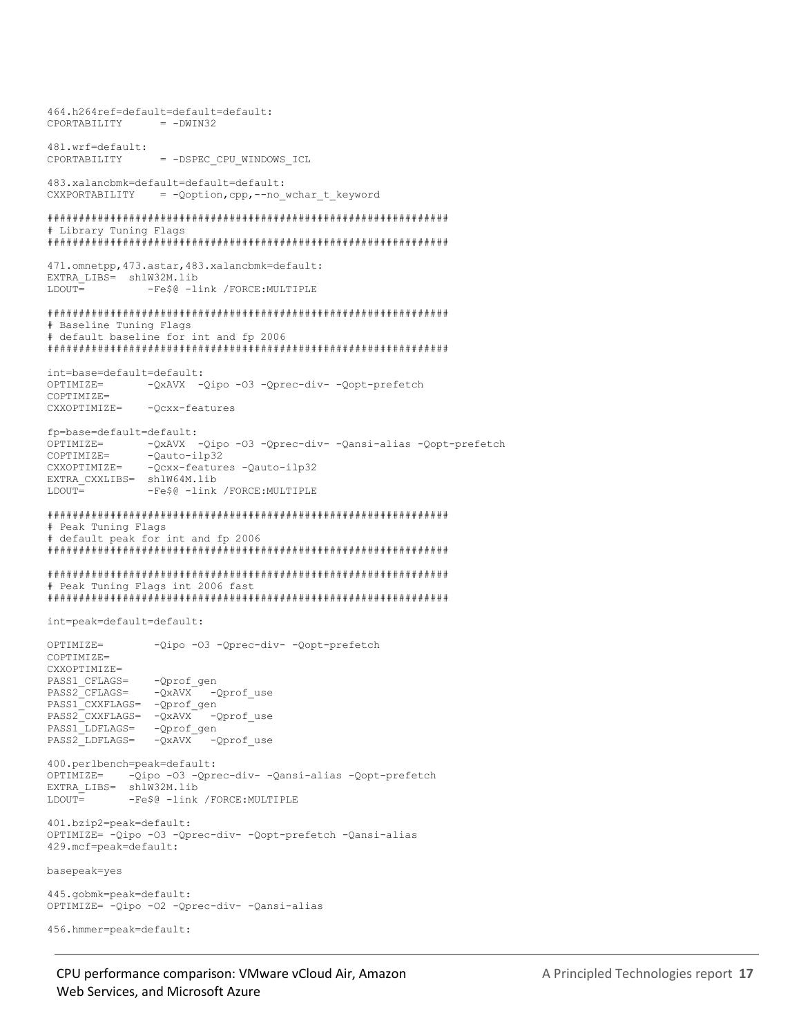```
464.h264ref=default=default=default:
CPORTABILITY      = -DWIN32

481.wrf=default:
CPORTABILITY      = -DSPEC_CPU_WINDOWS_ICL

483.xalancbmk=default=default=default:
CXXPORTABILITY    = -Qoption,cpp,--no_wchar_t_keyword

#############################################################
# Library Tuning Flags
#############################################################

471.omnetpp,473.astar,483.xalancbmk=default:
EXTRA_LIBS=  shlW32M.lib
LDOUT=          -Fe$@ -link /FORCE:MULTIPLE

#############################################################
# Baseline Tuning Flags
# default baseline for int and fp 2006
#############################################################

int=base=default=default:
OPTIMIZE=       -QxAVX  -Qipo -O3 -Qprec-div- -Qopt-prefetch
COPTIMIZE=
CXXOPTIMIZE=    -Qcxx-features

fp=base=default=default:
OPTIMIZE=       -QxAVX  -Qipo -O3 -Qprec-div- -Qansi-alias -Qopt-prefetch
COPTIMIZE=      -Qauto-ilp32
CXXOPTIMIZE=    -Qcxx-features -Qauto-ilp32
EXTRA_CXXLIBS=  shlW64M.lib
LDOUT=          -Fe$@ -link /FORCE:MULTIPLE

#############################################################
# Peak Tuning Flags
# default peak for int and fp 2006
#############################################################

#############################################################
# Peak Tuning Flags int 2006 fast
#############################################################

int=peak=default=default:

OPTIMIZE=        -Qipo -O3 -Qprec-div- -Qopt-prefetch
COPTIMIZE=
CXXOPTIMIZE=
PASS1_CFLAGS=    -Qprof_gen
PASS2_CFLAGS=    -QxAVX   -Qprof_use
PASS1_CXXFLAGS=  -Qprof_gen
PASS2_CXXFLAGS=  -QxAVX   -Qprof_use
PASS1_LDFLAGS=   -Qprof_gen
PASS2_LDFLAGS=   -QxAVX   -Qprof_use

400.perlbench=peak=default:
OPTIMIZE=    -Qipo -O3 -Qprec-div- -Qansi-alias -Qopt-prefetch
EXTRA_LIBS=  shlW32M.lib
LDOUT=       -Fe$@ -link /FORCE:MULTIPLE

401.bzip2=peak=default:
OPTIMIZE= -Qipo -O3 -Qprec-div- -Qopt-prefetch -Qansi-alias
429.mcf=peak=default:

basepeak=yes

445.gobmk=peak=default:
OPTIMIZE= -Qipo -O2 -Qprec-div- -Qansi-alias

456.hmmer=peak=default:
```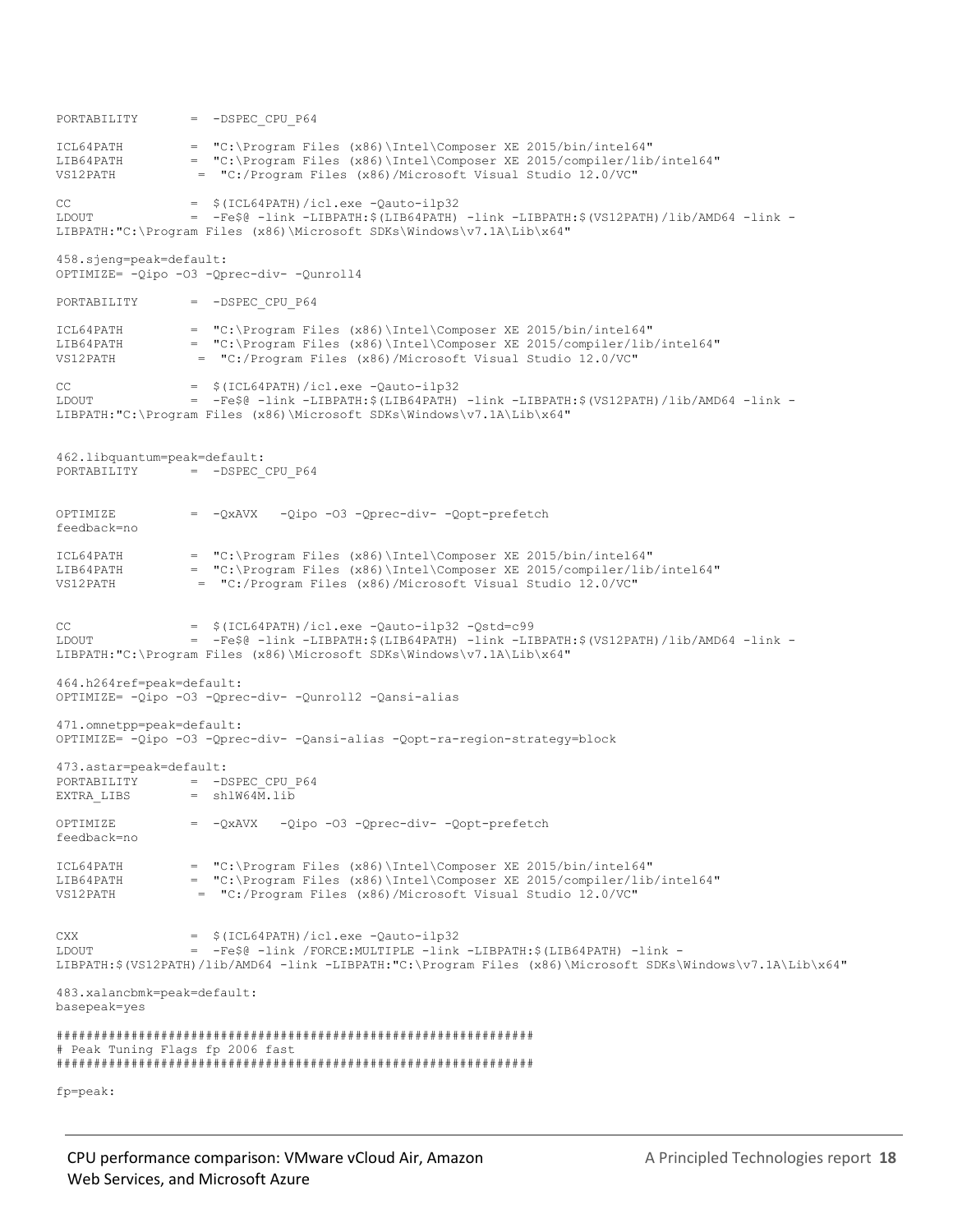```
PORTABILITY       =  -DSPEC_CPU_P64

ICL64PATH         =  "C:\Program Files (x86)\Intel\Composer XE 2015/bin/intel64"
LIB64PATH         =  "C:\Program Files (x86)\Intel\Composer XE 2015/compiler/lib/intel64"
VS12PATH           =  "C:/Program Files (x86)/Microsoft Visual Studio 12.0/VC"

CC                =  $(ICL64PATH)/icl.exe -Qauto-ilp32
LDOUT             =  -Fe$@ -link -LIBPATH:$(LIB64PATH) -link -LIBPATH:$(VS12PATH)/lib/AMD64 -link -
LIBPATH:"C:\Program Files (x86)\Microsoft SDKs\Windows\v7.1A\Lib\x64"

458.sjeng=peak=default:
OPTIMIZE= -Qipo -O3 -Qprec-div- -Qunroll4

PORTABILITY       =  -DSPEC_CPU_P64

ICL64PATH         =  "C:\Program Files (x86)\Intel\Composer XE 2015/bin/intel64"
LIB64PATH         =  "C:\Program Files (x86)\Intel\Composer XE 2015/compiler/lib/intel64"
VS12PATH           =  "C:/Program Files (x86)/Microsoft Visual Studio 12.0/VC"

CC                =  $(ICL64PATH)/icl.exe -Qauto-ilp32
LDOUT             =  -Fe$@ -link -LIBPATH:$(LIB64PATH) -link -LIBPATH:$(VS12PATH)/lib/AMD64 -link -
LIBPATH:"C:\Program Files (x86)\Microsoft SDKs\Windows\v7.1A\Lib\x64"


462.libquantum=peak=default:
PORTABILITY       =  -DSPEC_CPU_P64


OPTIMIZE          =  -QxAVX   -Qipo -O3 -Qprec-div- -Qopt-prefetch
feedback=no

ICL64PATH         =  "C:\Program Files (x86)\Intel\Composer XE 2015/bin/intel64"
LIB64PATH         =  "C:\Program Files (x86)\Intel\Composer XE 2015/compiler/lib/intel64"
VS12PATH           =  "C:/Program Files (x86)/Microsoft Visual Studio 12.0/VC"


CC                =  $(ICL64PATH)/icl.exe -Qauto-ilp32 -Qstd=c99
LDOUT             =  -Fe$@ -link -LIBPATH:$(LIB64PATH) -link -LIBPATH:$(VS12PATH)/lib/AMD64 -link -
LIBPATH:"C:\Program Files (x86)\Microsoft SDKs\Windows\v7.1A\Lib\x64"

464.h264ref=peak=default:
OPTIMIZE= -Qipo -O3 -Qprec-div- -Qunroll2 -Qansi-alias

471.omnetpp=peak=default:
OPTIMIZE= -Qipo -O3 -Qprec-div- -Qansi-alias -Qopt-ra-region-strategy=block

473.astar=peak=default:
PORTABILITY       =  -DSPEC_CPU_P64
EXTRA_LIBS        =  shlW64M.lib

OPTIMIZE          =  -QxAVX   -Qipo -O3 -Qprec-div- -Qopt-prefetch
feedback=no

ICL64PATH         =  "C:\Program Files (x86)\Intel\Composer XE 2015/bin/intel64"
LIB64PATH         =  "C:\Program Files (x86)\Intel\Composer XE 2015/compiler/lib/intel64"
VS12PATH           =  "C:/Program Files (x86)/Microsoft Visual Studio 12.0/VC"


CXX               =  $(ICL64PATH)/icl.exe -Qauto-ilp32
LDOUT             =  -Fe$@ -link /FORCE:MULTIPLE -link -LIBPATH:$(LIB64PATH) -link -
LIBPATH:$(VS12PATH)/lib/AMD64 -link -LIBPATH:"C:\Program Files (x86)\Microsoft SDKs\Windows\v7.1A\Lib\x64"

483.xalancbmk=peak=default:
basepeak=yes

#################################################################
# Peak Tuning Flags fp 2006 fast
#################################################################

fp=peak:
```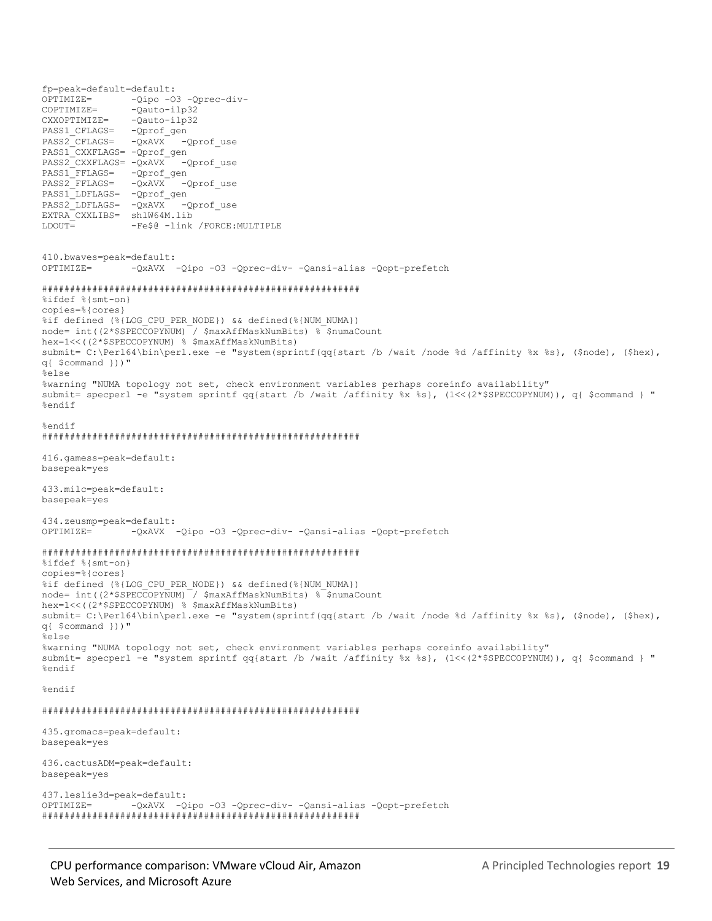```
fp=peak=default=default:
OPTIMIZE=       -Qipo -O3 -Qprec-div-
COPTIMIZE=      -Qauto-ilp32
CXXOPTIMIZE=    -Qauto-ilp32
PASS1_CFLAGS=   -Qprof_gen
PASS2_CFLAGS=   -QxAVX   -Qprof_use
PASS1_CXXFLAGS= -Qprof_gen
PASS2_CXXFLAGS= -QxAVX   -Qprof_use
PASS1_FFLAGS=   -Qprof_gen
PASS2_FFLAGS=   -QxAVX   -Qprof_use
PASS1_LDFLAGS=  -Qprof_gen
PASS2_LDFLAGS=  -QxAVX   -Qprof_use
EXTRA_CXXLIBS=  shlW64M.lib
LDOUT=          -Fe$@ -link /FORCE:MULTIPLE


410.bwaves=peak=default:
OPTIMIZE=       -QxAVX  -Qipo -O3 -Qprec-div- -Qansi-alias -Qopt-prefetch

#######################################################
%ifdef %{smt-on}
copies=%{cores}
%if defined (%{LOG_CPU_PER_NODE}) && defined(%{NUM_NUMA})
node= int((2*$SPECCOPYNUM) / $maxAffMaskNumBits) % $numaCount
hex=1<<((2*$SPECCOPYNUM) % $maxAffMaskNumBits)
submit= C:\Perl64\bin\perl.exe -e "system(sprintf(qq{start /b /wait /node %d /affinity %x %s}, ($node), ($hex),
q{ $command }))"
%else
%warning "NUMA topology not set, check environment variables perhaps coreinfo availability"
submit= specperl -e "system sprintf qq{start /b /wait /affinity %x %s}, (1<<(2*$SPECCOPYNUM)), q{ $command } "
%endif

%endif
#######################################################

416.gamess=peak=default:
basepeak=yes

433.milc=peak=default:
basepeak=yes

434.zeusmp=peak=default:
OPTIMIZE=       -QxAVX  -Qipo -O3 -Qprec-div- -Qansi-alias -Qopt-prefetch

#######################################################
%ifdef %{smt-on}
copies=%{cores}
%if defined (%{LOG_CPU_PER_NODE}) && defined(%{NUM_NUMA})
node= int((2*$SPECCOPYNUM) / $maxAffMaskNumBits) % $numaCount
hex=1<<((2*$SPECCOPYNUM) % $maxAffMaskNumBits)
submit= C:\Perl64\bin\perl.exe -e "system(sprintf(qq{start /b /wait /node %d /affinity %x %s}, ($node), ($hex),
q{ $command }))"
%else
%warning "NUMA topology not set, check environment variables perhaps coreinfo availability"
submit= specperl -e "system sprintf qq{start /b /wait /affinity %x %s}, (1<<(2*$SPECCOPYNUM)), q{ $command } "
%endif

%endif

#######################################################

435.gromacs=peak=default:
basepeak=yes

436.cactusADM=peak=default:
basepeak=yes

437.leslie3d=peak=default:
OPTIMIZE=       -QxAVX  -Qipo -O3 -Qprec-div- -Qansi-alias -Qopt-prefetch
#######################################################
```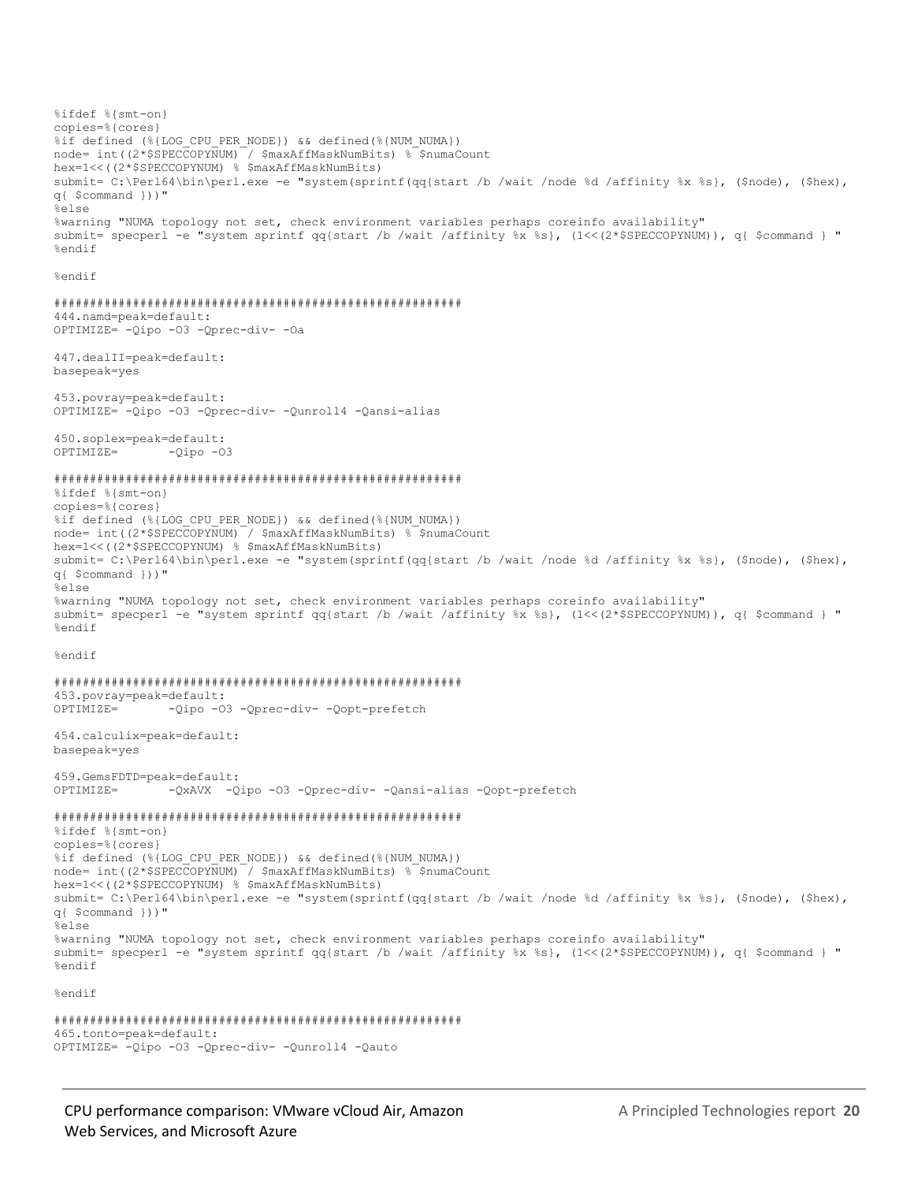```
%ifdef %{smt-on}
copies=%{cores}
%if defined (%{LOG_CPU_PER_NODE}) && defined(%{NUM_NUMA})
node= int((2*$SPECCOPYNUM) / $maxAffMaskNumBits) % $numaCount
hex=1<<((2*$SPECCOPYNUM) % $maxAffMaskNumBits)
submit= C:\Perl64\bin\perl.exe -e "system(sprintf(qq{start /b /wait /node %d /affinity %x %s}, ($node), ($hex),
q{ $command }))"
%else
%warning "NUMA topology not set, check environment variables perhaps coreinfo availability"
submit= specperl -e "system sprintf qq{start /b /wait /affinity %x %s}, (1<<(2*$SPECCOPYNUM)), q{ $command } "
%endif

%endif

#####################################################
444.namd=peak=default:
OPTIMIZE= -Qipo -O3 -Qprec-div- -Oa

447.dealII=peak=default:
basepeak=yes

453.povray=peak=default:
OPTIMIZE= -Qipo -O3 -Qprec-div- -Qunroll4 -Qansi-alias

450.soplex=peak=default:
OPTIMIZE=       -Qipo -O3

#####################################################
%ifdef %{smt-on}
copies=%{cores}
%if defined (%{LOG_CPU_PER_NODE}) && defined(%{NUM_NUMA})
node= int((2*$SPECCOPYNUM) / $maxAffMaskNumBits) % $numaCount
hex=1<<((2*$SPECCOPYNUM) % $maxAffMaskNumBits)
submit= C:\Perl64\bin\perl.exe -e "system(sprintf(qq{start /b /wait /node %d /affinity %x %s}, ($node), ($hex),
q{ $command }))"
%else
%warning "NUMA topology not set, check environment variables perhaps coreinfo availability"
submit= specperl -e "system sprintf qq{start /b /wait /affinity %x %s}, (1<<(2*$SPECCOPYNUM)), q{ $command } "
%endif

%endif

#####################################################
453.povray=peak=default:
OPTIMIZE=       -Qipo -O3 -Qprec-div- -Qopt-prefetch

454.calculix=peak=default:
basepeak=yes

459.GemsFDTD=peak=default:
OPTIMIZE=       -QxAVX  -Qipo -O3 -Qprec-div- -Qansi-alias -Qopt-prefetch

#####################################################
%ifdef %{smt-on}
copies=%{cores}
%if defined (%{LOG_CPU_PER_NODE}) && defined(%{NUM_NUMA})
node= int((2*$SPECCOPYNUM) / $maxAffMaskNumBits) % $numaCount
hex=1<<((2*$SPECCOPYNUM) % $maxAffMaskNumBits)
submit= C:\Perl64\bin\perl.exe -e "system(sprintf(qq{start /b /wait /node %d /affinity %x %s}, ($node), ($hex),
q{ $command }))"
%else
%warning "NUMA topology not set, check environment variables perhaps coreinfo availability"
submit= specperl -e "system sprintf qq{start /b /wait /affinity %x %s}, (1<<(2*$SPECCOPYNUM)), q{ $command } "
%endif

%endif

#####################################################
465.tonto=peak=default:
OPTIMIZE= -Qipo -O3 -Qprec-div- -Qunroll4 -Qauto
```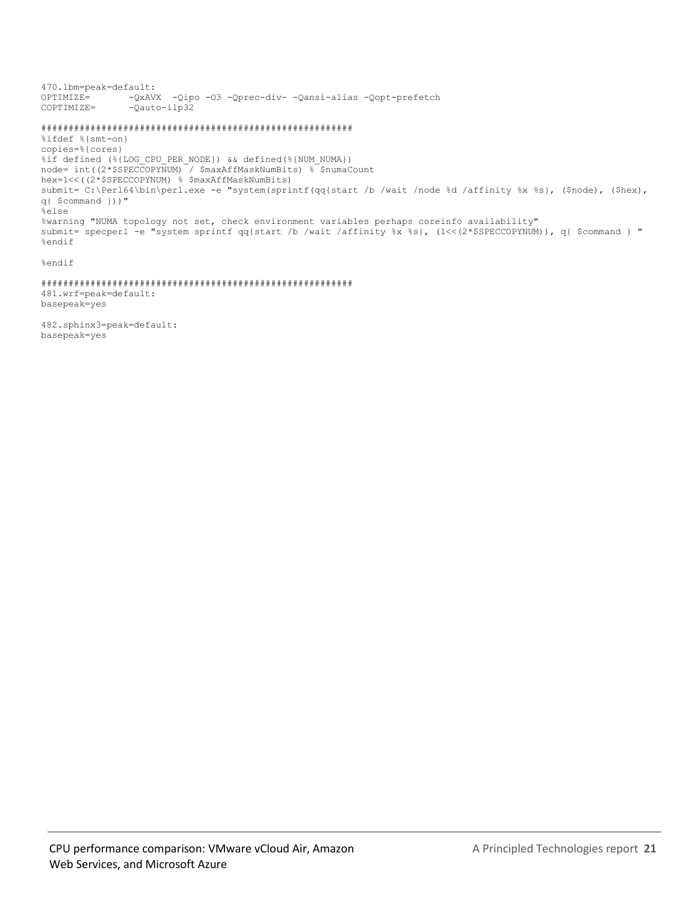```
470.lbm=peak=default:
OPTIMIZE=       -QxAVX  -Qipo -O3 -Qprec-div- -Qansi-alias -Qopt-prefetch
COPTIMIZE=      -Qauto-ilp32

#######################################################
%ifdef %{smt-on}
copies=%{cores}
%if defined (%{LOG_CPU_PER_NODE}) && defined(%{NUM_NUMA})
node= int((2*$SPECCOPYNUM) / $maxAffMaskNumBits) % $numaCount
hex=1<<((2*$SPECCOPYNUM) % $maxAffMaskNumBits)
submit= C:\Perl64\bin\perl.exe -e "system(sprintf(qq{start /b /wait /node %d /affinity %x %s}, ($node), ($hex),
q{ $command }))"
%else
%warning "NUMA topology not set, check environment variables perhaps coreinfo availability"
submit= specperl -e "system sprintf qq{start /b /wait /affinity %x %s}, (1<<(2*$SPECCOPYNUM)), q{ $command } "
%endif

%endif

#######################################################
481.wrf=peak=default:
basepeak=yes

482.sphinx3=peak=default:
basepeak=yes
```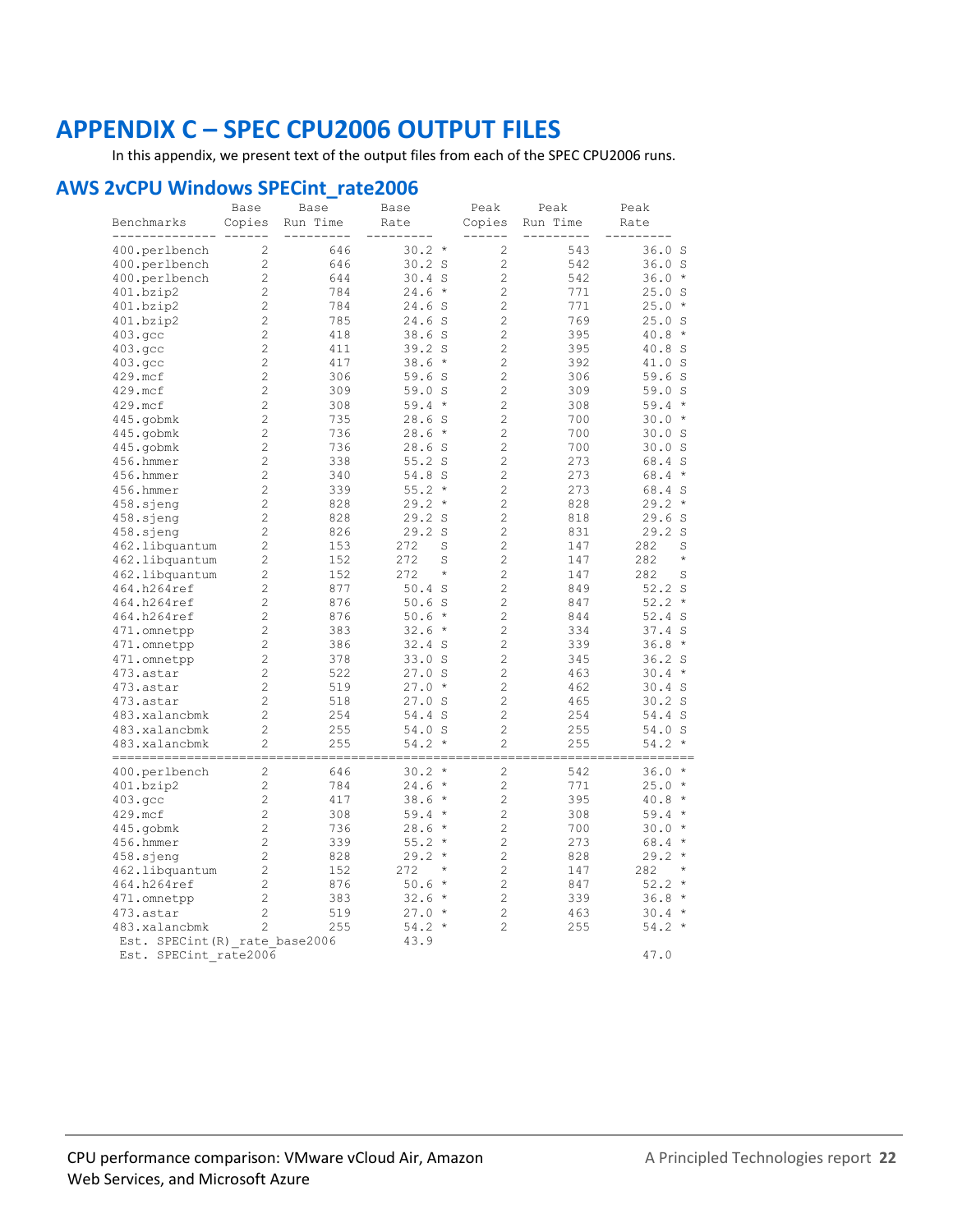# APPENDIX C – SPEC CPU2006 OUTPUT FILES

In this appendix, we present text of the output files from each of the SPEC CPU2006 runs.

## AWS 2vCPU Windows SPECint_rate2006

```
                  Base     Base        Base        Peak     Peak        Peak
Benchmarks       Copies  Run Time     Rate        Copies  Run Time     Rate
--------------  ------  ---------  ---------     ------  ---------  ---------
400.perlbench        2        646       30.2 *        2        543       36.0 S
400.perlbench        2        646       30.2 S        2        542       36.0 S
400.perlbench        2        644       30.4 S        2        542       36.0 *
401.bzip2            2        784       24.6 *        2        771       25.0 S
401.bzip2            2        784       24.6 S        2        771       25.0 *
401.bzip2            2        785       24.6 S        2        769       25.0 S
403.gcc              2        418       38.6 S        2        395       40.8 *
403.gcc              2        411       39.2 S        2        395       40.8 S
403.gcc              2        417       38.6 *        2        392       41.0 S
429.mcf              2        306       59.6 S        2        306       59.6 S
429.mcf              2        309       59.0 S        2        309       59.0 S
429.mcf              2        308       59.4 *        2        308       59.4 *
445.gobmk            2        735       28.6 S        2        700       30.0 *
445.gobmk            2        736       28.6 *        2        700       30.0 S
445.gobmk            2        736       28.6 S        2        700       30.0 S
456.hmmer            2        338       55.2 S        2        273       68.4 S
456.hmmer            2        340       54.8 S        2        273       68.4 *
456.hmmer            2        339       55.2 *        2        273       68.4 S
458.sjeng            2        828       29.2 *        2        828       29.2 *
458.sjeng            2        828       29.2 S        2        818       29.6 S
458.sjeng            2        826       29.2 S        2        831       29.2 S
462.libquantum       2        153      272    S       2        147      282    S
462.libquantum       2        152      272    S       2        147      282    *
462.libquantum       2        152      272    *       2        147      282    S
464.h264ref          2        877       50.4 S        2        849       52.2 S
464.h264ref          2        876       50.6 S        2        847       52.2 *
464.h264ref          2        876       50.6 *        2        844       52.4 S
471.omnetpp          2        383       32.6 *        2        334       37.4 S
471.omnetpp          2        386       32.4 S        2        339       36.8 *
471.omnetpp          2        378       33.0 S        2        345       36.2 S
473.astar            2        522       27.0 S        2        463       30.4 *
473.astar            2        519       27.0 *        2        462       30.4 S
473.astar            2        518       27.0 S        2        465       30.2 S
483.xalancbmk        2        254       54.4 S        2        254       54.4 S
483.xalancbmk        2        255       54.0 S        2        255       54.0 S
483.xalancbmk        2        255       54.2 *        2        255       54.2 *
==============================================================================
400.perlbench        2        646       30.2 *        2        542       36.0 *
401.bzip2            2        784       24.6 *        2        771       25.0 *
403.gcc              2        417       38.6 *        2        395       40.8 *
429.mcf              2        308       59.4 *        2        308       59.4 *
445.gobmk            2        736       28.6 *        2        700       30.0 *
456.hmmer            2        339       55.2 *        2        273       68.4 *
458.sjeng            2        828       29.2 *        2        828       29.2 *
462.libquantum       2        152      272    *       2        147      282    *
464.h264ref          2        876       50.6 *        2        847       52.2 *
471.omnetpp          2        383       32.6 *        2        339       36.8 *
473.astar            2        519       27.0 *        2        463       30.4 *
483.xalancbmk        2        255       54.2 *        2        255       54.2 *
 Est. SPECint(R)_rate_base2006          43.9
 Est. SPECint_rate2006                                                47.0
```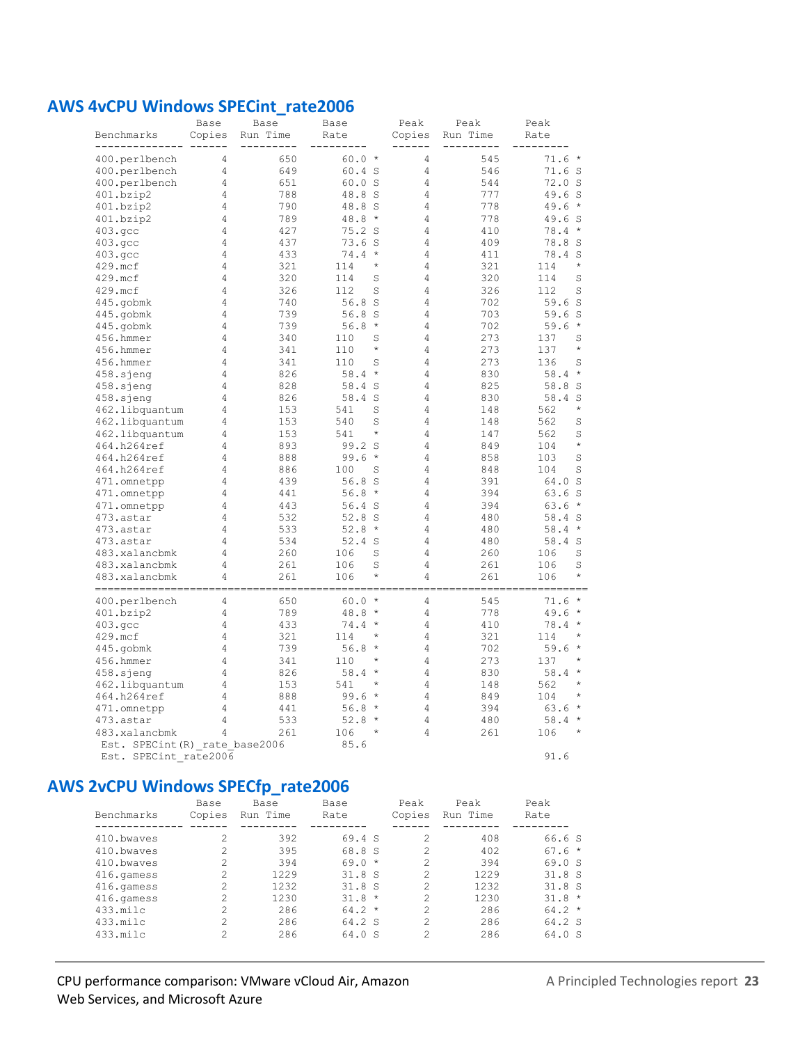## AWS 4vCPU Windows SPECint_rate2006

```
                Base     Base        Base        Peak    Peak        Peak
Benchmarks      Copies   Run Time    Rate        Copies  Run Time    Rate
--------------  ------   ---------   ---------   ------  ---------   ---------
400.perlbench        4         650       60.0 *       4        545       71.6 *
400.perlbench        4         649       60.4 S       4        546       71.6 S
400.perlbench        4         651       60.0 S       4        544       72.0 S
401.bzip2            4         788       48.8 S       4        777       49.6 S
401.bzip2            4         790       48.8 S       4        778       49.6 *
401.bzip2            4         789       48.8 *       4        778       49.6 S
403.gcc              4         427       75.2 S       4        410       78.4 *
403.gcc              4         437       73.6 S       4        409       78.8 S
403.gcc              4         433       74.4 *       4        411       78.4 S
429.mcf              4         321      114    *      4        321      114    *
429.mcf              4         320      114    S      4        320      114    S
429.mcf              4         326      112    S      4        326      112    S
445.gobmk            4         740       56.8 S       4        702       59.6 S
445.gobmk            4         739       56.8 S       4        703       59.6 S
445.gobmk            4         739       56.8 *       4        702       59.6 *
456.hmmer            4         340      110    S      4        273      137    S
456.hmmer            4         341      110    *      4        273      137    *
456.hmmer            4         341      110    S      4        273      136    S
458.sjeng            4         826       58.4 *       4        830       58.4 *
458.sjeng            4         828       58.4 S       4        825       58.8 S
458.sjeng            4         826       58.4 S       4        830       58.4 S
462.libquantum       4         153      541    S      4        148      562    *
462.libquantum       4         153      540    S      4        148      562    S
462.libquantum       4         153      541    *      4        147      562    S
464.h264ref          4         893       99.2 S       4        849      104    *
464.h264ref          4         888       99.6 *       4        858      103    S
464.h264ref          4         886      100    S      4        848      104    S
471.omnetpp          4         439       56.8 S       4        391       64.0 S
471.omnetpp          4         441       56.8 *       4        394       63.6 S
471.omnetpp          4         443       56.4 S       4        394       63.6 *
473.astar            4         532       52.8 S       4        480       58.4 S
473.astar            4         533       52.8 *       4        480       58.4 *
473.astar            4         534       52.4 S       4        480       58.4 S
483.xalancbmk        4         260      106    S      4        260      106    S
483.xalancbmk        4         261      106    S      4        261      106    S
483.xalancbmk        4         261      106    *      4        261      106    *
==============================================================================
400.perlbench        4         650       60.0 *       4        545       71.6 *
401.bzip2            4         789       48.8 *       4        778       49.6 *
403.gcc              4         433       74.4 *       4        410       78.4 *
429.mcf              4         321      114    *      4        321      114    *
445.gobmk            4         739       56.8 *       4        702       59.6 *
456.hmmer            4         341      110    *      4        273      137    *
458.sjeng            4         826       58.4 *       4        830       58.4 *
462.libquantum       4         153      541    *      4        148      562    *
464.h264ref          4         888       99.6 *       4        849      104    *
471.omnetpp          4         441       56.8 *       4        394       63.6 *
473.astar            4         533       52.8 *       4        480       58.4 *
483.xalancbmk        4         261      106    *      4        261      106    *
 Est. SPECint(R)_rate_base2006           85.6
 Est. SPECint_rate2006                                                   91.6
```

## AWS 2vCPU Windows SPECfp_rate2006

```
                Base     Base        Base        Peak    Peak        Peak
Benchmarks      Copies   Run Time    Rate        Copies  Run Time    Rate
--------------  ------   ---------   ---------   ------  ---------   ---------
410.bwaves           2         392       69.4 S       2        408       66.6 S
410.bwaves           2         395       68.8 S       2        402       67.6 *
410.bwaves           2         394       69.0 *       2        394       69.0 S
416.gamess           2        1229       31.8 S       2       1229       31.8 S
416.gamess           2        1232       31.8 S       2       1232       31.8 S
416.gamess           2        1230       31.8 *       2       1230       31.8 *
433.milc             2         286       64.2 *       2        286       64.2 *
433.milc             2         286       64.2 S       2        286       64.2 S
433.milc             2         286       64.0 S       2        286       64.0 S
```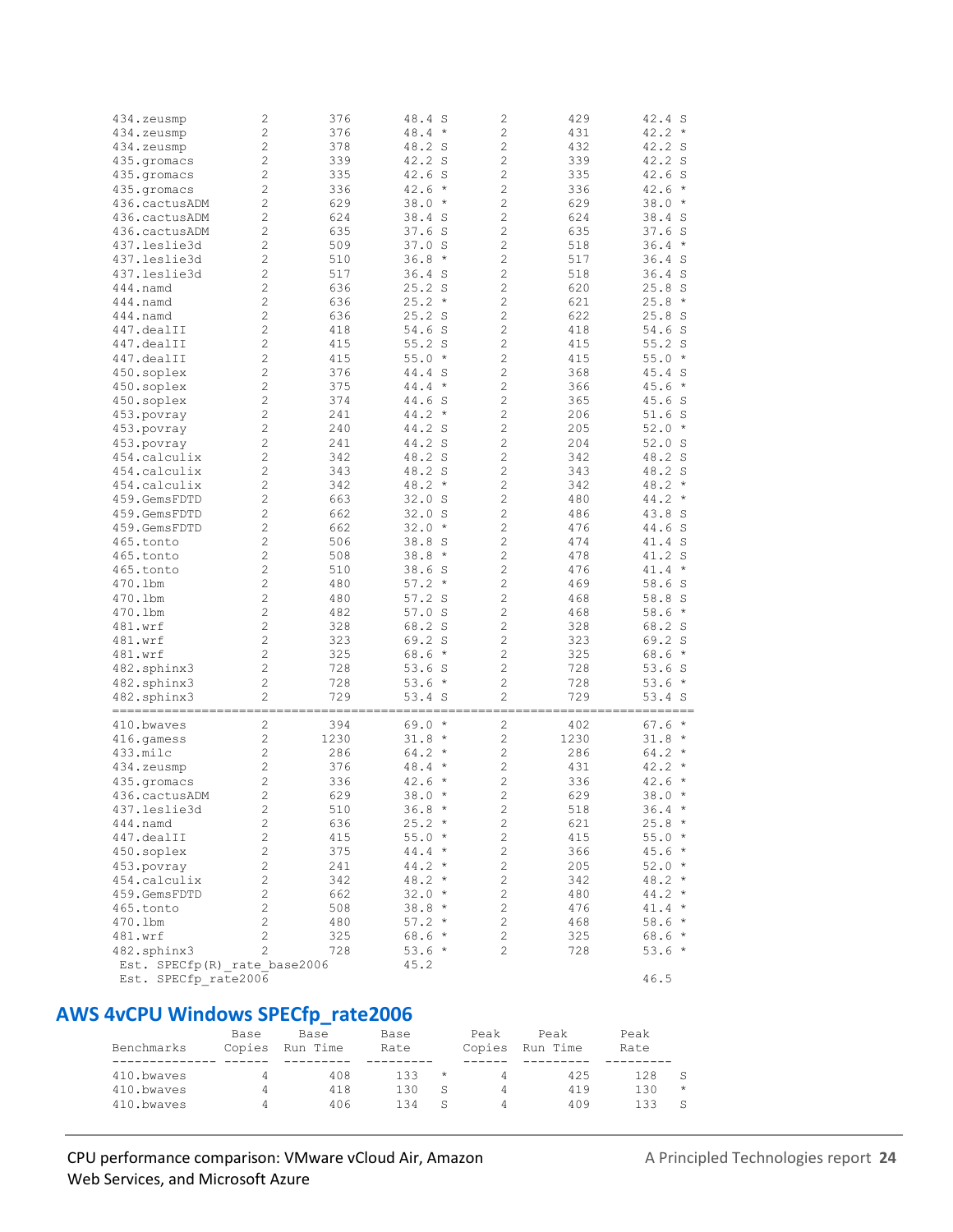```
434.zeusmp        2       376      48.4 S       2       429      42.4 S
434.zeusmp        2       376      48.4 *       2       431      42.2 *
434.zeusmp        2       378      48.2 S       2       432      42.2 S
435.gromacs       2       339      42.2 S       2       339      42.2 S
435.gromacs       2       335      42.6 S       2       335      42.6 S
435.gromacs       2       336      42.6 *       2       336      42.6 *
436.cactusADM     2       629      38.0 *       2       629      38.0 *
436.cactusADM     2       624      38.4 S       2       624      38.4 S
436.cactusADM     2       635      37.6 S       2       635      37.6 S
437.leslie3d      2       509      37.0 S       2       518      36.4 *
437.leslie3d      2       510      36.8 *       2       517      36.4 S
437.leslie3d      2       517      36.4 S       2       518      36.4 S
444.namd          2       636      25.2 S       2       620      25.8 S
444.namd          2       636      25.2 *       2       621      25.8 *
444.namd          2       636      25.2 S       2       622      25.8 S
447.dealII        2       418      54.6 S       2       418      54.6 S
447.dealII        2       415      55.2 S       2       415      55.2 S
447.dealII        2       415      55.0 *       2       415      55.0 *
450.soplex        2       376      44.4 S       2       368      45.4 S
450.soplex        2       375      44.4 *       2       366      45.6 *
450.soplex        2       374      44.6 S       2       365      45.6 S
453.povray        2       241      44.2 *       2       206      51.6 S
453.povray        2       240      44.2 S       2       205      52.0 *
453.povray        2       241      44.2 S       2       204      52.0 S
454.calculix      2       342      48.2 S       2       342      48.2 S
454.calculix      2       343      48.2 S       2       343      48.2 S
454.calculix      2       342      48.2 *       2       342      48.2 *
459.GemsFDTD      2       663      32.0 S       2       480      44.2 *
459.GemsFDTD      2       662      32.0 S       2       486      43.8 S
459.GemsFDTD      2       662      32.0 *       2       476      44.6 S
465.tonto         2       506      38.8 S       2       474      41.4 S
465.tonto         2       508      38.8 *       2       478      41.2 S
465.tonto         2       510      38.6 S       2       476      41.4 *
470.lbm           2       480      57.2 *       2       469      58.6 S
470.lbm           2       480      57.2 S       2       468      58.8 S
470.lbm           2       482      57.0 S       2       468      58.6 *
481.wrf           2       328      68.2 S       2       328      68.2 S
481.wrf           2       323      69.2 S       2       323      69.2 S
481.wrf           2       325      68.6 *       2       325      68.6 *
482.sphinx3       2       728      53.6 S       2       728      53.6 S
482.sphinx3       2       728      53.6 *       2       728      53.6 *
482.sphinx3       2       729      53.4 S       2       729      53.4 S
==========================================================================
410.bwaves        2       394      69.0 *       2       402      67.6 *
416.gamess        2      1230      31.8 *       2      1230      31.8 *
433.milc          2       286      64.2 *       2       286      64.2 *
434.zeusmp        2       376      48.4 *       2       431      42.2 *
435.gromacs       2       336      42.6 *       2       336      42.6 *
436.cactusADM     2       629      38.0 *       2       629      38.0 *
437.leslie3d      2       510      36.8 *       2       518      36.4 *
444.namd          2       636      25.2 *       2       621      25.8 *
447.dealII        2       415      55.0 *       2       415      55.0 *
450.soplex        2       375      44.4 *       2       366      45.6 *
453.povray        2       241      44.2 *       2       205      52.0 *
454.calculix      2       342      48.2 *       2       342      48.2 *
459.GemsFDTD      2       662      32.0 *       2       480      44.2 *
465.tonto         2       508      38.8 *       2       476      41.4 *
470.lbm           2       480      57.2 *       2       468      58.6 *
481.wrf           2       325      68.6 *       2       325      68.6 *
482.sphinx3       2       728      53.6 *       2       728      53.6 *
 Est. SPECfp(R)_rate_base2006          45.2
 Est. SPECfp_rate2006                                                46.5
```

## AWS 4vCPU Windows SPECfp_rate2006

```
                  Base     Base        Base        Peak     Peak        Peak
Benchmarks        Copies   Run Time    Rate        Copies   Run Time    Rate
--------------    ------   ---------   ---------   ------   ---------   ---------
410.bwaves          4        408       133    *      4        425       128    S
410.bwaves          4        418       130    S      4        419       130    *
410.bwaves          4        406       134    S      4        409       133    S
```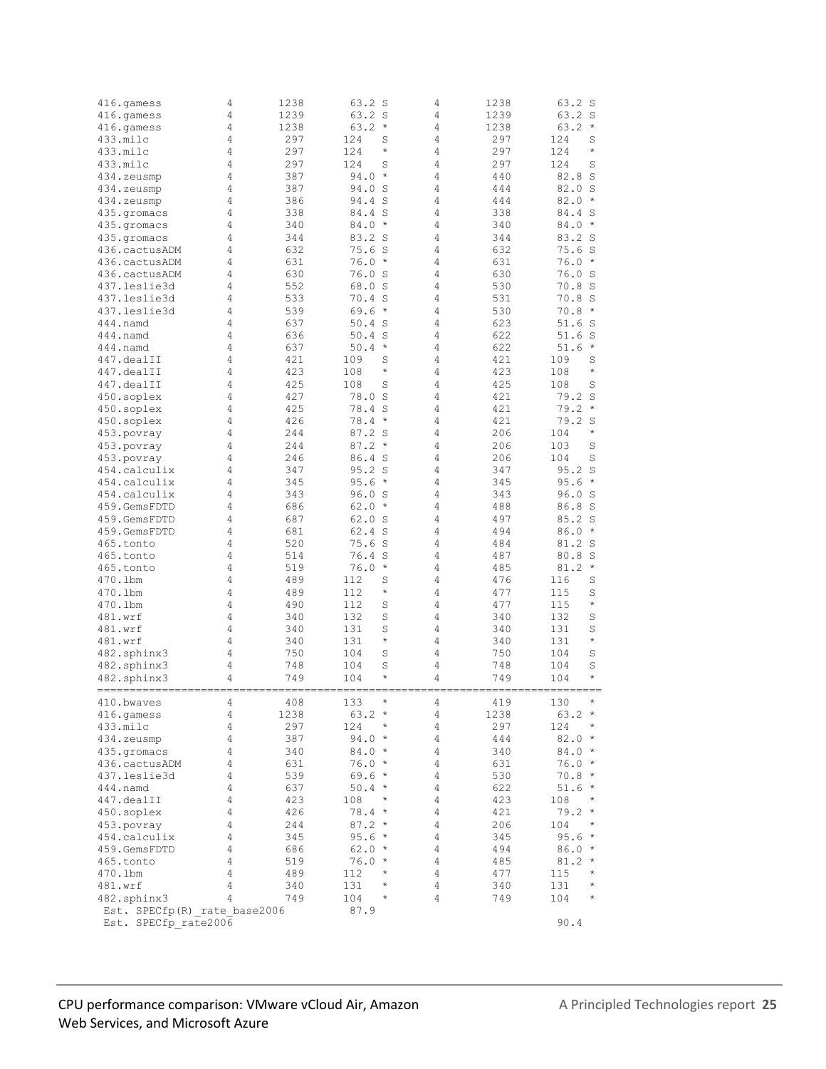```
416.gamess       4      1238     63.2 S      4      1238     63.2 S
416.gamess       4      1239     63.2 S      4      1239     63.2 S
416.gamess       4      1238     63.2 *      4      1238     63.2 *
433.milc         4       297    124   S      4       297    124   S
433.milc         4       297    124   *      4       297    124   *
433.milc         4       297    124   S      4       297    124   S
434.zeusmp       4       387     94.0 *      4       440     82.8 S
434.zeusmp       4       387     94.0 S      4       444     82.0 S
434.zeusmp       4       386     94.4 S      4       444     82.0 *
435.gromacs      4       338     84.4 S      4       338     84.4 S
435.gromacs      4       340     84.0 *      4       340     84.0 *
435.gromacs      4       344     83.2 S      4       344     83.2 S
436.cactusADM    4       632     75.6 S      4       632     75.6 S
436.cactusADM    4       631     76.0 *      4       631     76.0 *
436.cactusADM    4       630     76.0 S      4       630     76.0 S
437.leslie3d     4       552     68.0 S      4       530     70.8 S
437.leslie3d     4       533     70.4 S      4       531     70.8 S
437.leslie3d     4       539     69.6 *      4       530     70.8 *
444.namd         4       637     50.4 S      4       623     51.6 S
444.namd         4       636     50.4 S      4       622     51.6 S
444.namd         4       637     50.4 *      4       622     51.6 *
447.dealII       4       421    109   S      4       421    109   S
447.dealII       4       423    108   *      4       423    108   *
447.dealII       4       425    108   S      4       425    108   S
450.soplex       4       427     78.0 S      4       421     79.2 S
450.soplex       4       425     78.4 S      4       421     79.2 *
450.soplex       4       426     78.4 *      4       421     79.2 S
453.povray       4       244     87.2 S      4       206    104   *
453.povray       4       244     87.2 *      4       206    103   S
453.povray       4       246     86.4 S      4       206    104   S
454.calculix     4       347     95.2 S      4       347     95.2 S
454.calculix     4       345     95.6 *      4       345     95.6 *
454.calculix     4       343     96.0 S      4       343     96.0 S
459.GemsFDTD     4       686     62.0 *      4       488     86.8 S
459.GemsFDTD     4       687     62.0 S      4       497     85.2 S
459.GemsFDTD     4       681     62.4 S      4       494     86.0 *
465.tonto        4       520     75.6 S      4       484     81.2 S
465.tonto        4       514     76.4 S      4       487     80.8 S
465.tonto        4       519     76.0 *      4       485     81.2 *
470.lbm          4       489    112   S      4       476    116   S
470.lbm          4       489    112   *      4       477    115   S
470.lbm          4       490    112   S      4       477    115   *
481.wrf          4       340    132   S      4       340    132   S
481.wrf          4       340    131   S      4       340    131   S
481.wrf          4       340    131   *      4       340    131   *
482.sphinx3      4       750    104   S      4       750    104   S
482.sphinx3      4       748    104   S      4       748    104   S
482.sphinx3      4       749    104   *      4       749    104   *
==========================================================================
410.bwaves       4       408    133   *      4       419    130   *
416.gamess       4      1238     63.2 *      4      1238     63.2 *
433.milc         4       297    124   *      4       297    124   *
434.zeusmp       4       387     94.0 *      4       444     82.0 *
435.gromacs      4       340     84.0 *      4       340     84.0 *
436.cactusADM    4       631     76.0 *      4       631     76.0 *
437.leslie3d     4       539     69.6 *      4       530     70.8 *
444.namd         4       637     50.4 *      4       622     51.6 *
447.dealII       4       423    108   *      4       423    108   *
450.soplex       4       426     78.4 *      4       421     79.2 *
453.povray       4       244     87.2 *      4       206    104   *
454.calculix     4       345     95.6 *      4       345     95.6 *
459.GemsFDTD     4       686     62.0 *      4       494     86.0 *
465.tonto        4       519     76.0 *      4       485     81.2 *
470.lbm          4       489    112   *      4       477    115   *
481.wrf          4       340    131   *      4       340    131   *
482.sphinx3      4       749    104   *      4       749    104   *
 Est. SPECfp(R)_rate_base2006            87.9
 Est. SPECfp_rate2006                                                90.4
```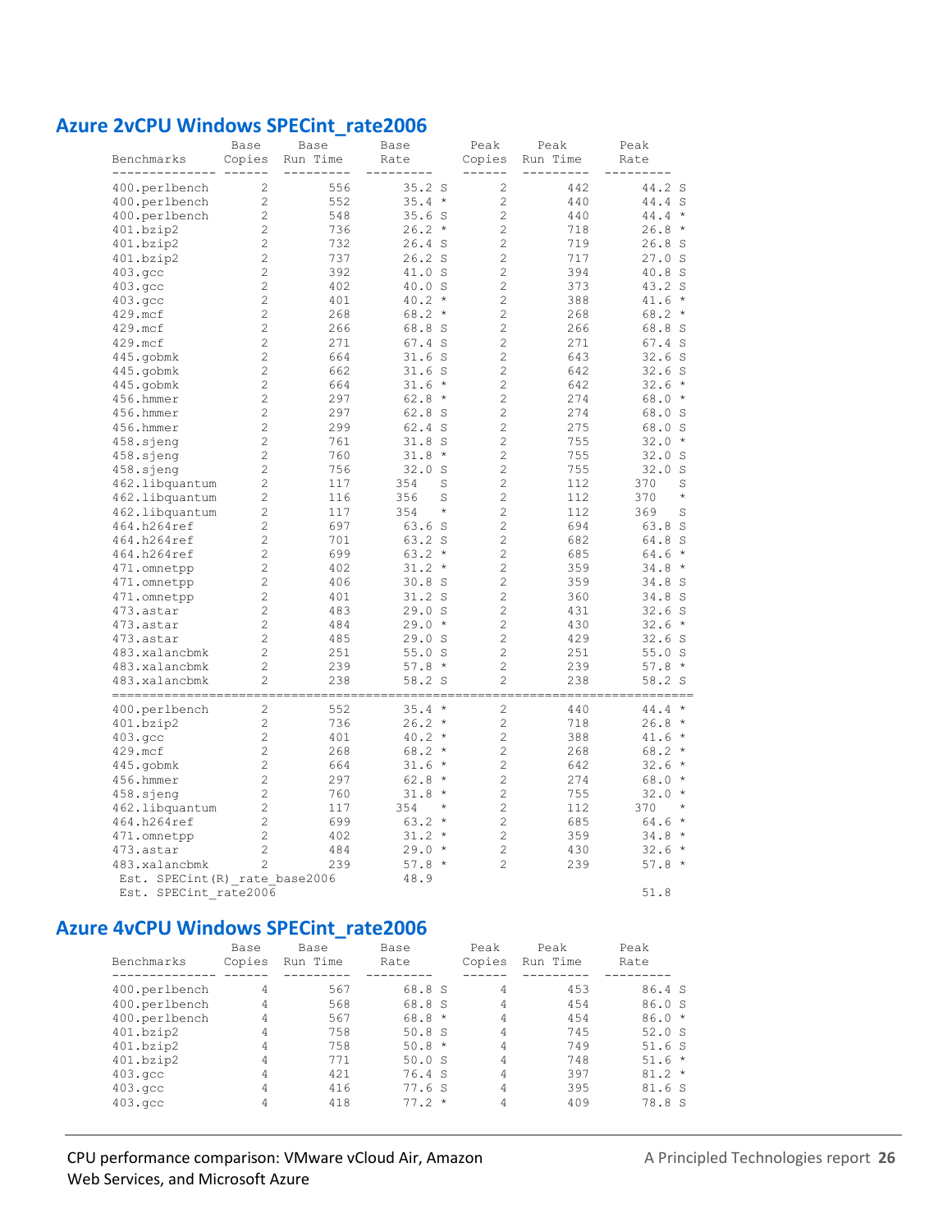## Azure 2vCPU Windows SPECint_rate2006

| Benchmarks | Base Copies | Base Run Time | Base Rate | | Peak Copies | Peak Run Time | Peak Rate | |
|---|---|---|---|---|---|---|---|---|
| 400.perlbench | 2 | 556 | 35.2 | S | 2 | 442 | 44.2 | S |
| 400.perlbench | 2 | 552 | 35.4 | * | 2 | 440 | 44.4 | S |
| 400.perlbench | 2 | 548 | 35.6 | S | 2 | 440 | 44.4 | * |
| 401.bzip2 | 2 | 736 | 26.2 | * | 2 | 718 | 26.8 | * |
| 401.bzip2 | 2 | 732 | 26.4 | S | 2 | 719 | 26.8 | S |
| 401.bzip2 | 2 | 737 | 26.2 | S | 2 | 717 | 27.0 | S |
| 403.gcc | 2 | 392 | 41.0 | S | 2 | 394 | 40.8 | S |
| 403.gcc | 2 | 402 | 40.0 | S | 2 | 373 | 43.2 | S |
| 403.gcc | 2 | 401 | 40.2 | * | 2 | 388 | 41.6 | * |
| 429.mcf | 2 | 268 | 68.2 | * | 2 | 268 | 68.2 | * |
| 429.mcf | 2 | 266 | 68.8 | S | 2 | 266 | 68.8 | S |
| 429.mcf | 2 | 271 | 67.4 | S | 2 | 271 | 67.4 | S |
| 445.gobmk | 2 | 664 | 31.6 | S | 2 | 643 | 32.6 | S |
| 445.gobmk | 2 | 662 | 31.6 | S | 2 | 642 | 32.6 | S |
| 445.gobmk | 2 | 664 | 31.6 | * | 2 | 642 | 32.6 | * |
| 456.hmmer | 2 | 297 | 62.8 | * | 2 | 274 | 68.0 | * |
| 456.hmmer | 2 | 297 | 62.8 | S | 2 | 274 | 68.0 | S |
| 456.hmmer | 2 | 299 | 62.4 | S | 2 | 275 | 68.0 | S |
| 458.sjeng | 2 | 761 | 31.8 | S | 2 | 755 | 32.0 | * |
| 458.sjeng | 2 | 760 | 31.8 | * | 2 | 755 | 32.0 | S |
| 458.sjeng | 2 | 756 | 32.0 | S | 2 | 755 | 32.0 | S |
| 462.libquantum | 2 | 117 | 354 | S | 2 | 112 | 370 | S |
| 462.libquantum | 2 | 116 | 356 | S | 2 | 112 | 370 | * |
| 462.libquantum | 2 | 117 | 354 | * | 2 | 112 | 369 | S |
| 464.h264ref | 2 | 697 | 63.6 | S | 2 | 694 | 63.8 | S |
| 464.h264ref | 2 | 701 | 63.2 | S | 2 | 682 | 64.8 | S |
| 464.h264ref | 2 | 699 | 63.2 | * | 2 | 685 | 64.6 | * |
| 471.omnetpp | 2 | 402 | 31.2 | * | 2 | 359 | 34.8 | * |
| 471.omnetpp | 2 | 406 | 30.8 | S | 2 | 359 | 34.8 | S |
| 471.omnetpp | 2 | 401 | 31.2 | S | 2 | 360 | 34.8 | S |
| 473.astar | 2 | 483 | 29.0 | S | 2 | 431 | 32.6 | S |
| 473.astar | 2 | 484 | 29.0 | * | 2 | 430 | 32.6 | * |
| 473.astar | 2 | 485 | 29.0 | S | 2 | 429 | 32.6 | S |
| 483.xalancbmk | 2 | 251 | 55.0 | S | 2 | 251 | 55.0 | S |
| 483.xalancbmk | 2 | 239 | 57.8 | * | 2 | 239 | 57.8 | * |
| 483.xalancbmk | 2 | 238 | 58.2 | S | 2 | 238 | 58.2 | S |

| Benchmarks | Base Copies | Base Run Time | Base Rate | | Peak Copies | Peak Run Time | Peak Rate | |
|---|---|---|---|---|---|---|---|---|
| 400.perlbench | 2 | 552 | 35.4 | * | 2 | 440 | 44.4 | * |
| 401.bzip2 | 2 | 736 | 26.2 | * | 2 | 718 | 26.8 | * |
| 403.gcc | 2 | 401 | 40.2 | * | 2 | 388 | 41.6 | * |
| 429.mcf | 2 | 268 | 68.2 | * | 2 | 268 | 68.2 | * |
| 445.gobmk | 2 | 664 | 31.6 | * | 2 | 642 | 32.6 | * |
| 456.hmmer | 2 | 297 | 62.8 | * | 2 | 274 | 68.0 | * |
| 458.sjeng | 2 | 760 | 31.8 | * | 2 | 755 | 32.0 | * |
| 462.libquantum | 2 | 117 | 354 | * | 2 | 112 | 370 | * |
| 464.h264ref | 2 | 699 | 63.2 | * | 2 | 685 | 64.6 | * |
| 471.omnetpp | 2 | 402 | 31.2 | * | 2 | 359 | 34.8 | * |
| 473.astar | 2 | 484 | 29.0 | * | 2 | 430 | 32.6 | * |
| 483.xalancbmk | 2 | 239 | 57.8 | * | 2 | 239 | 57.8 | * |
| Est. SPECint(R)_rate_base2006 | | | 48.9 | | | | | |
| Est. SPECint_rate2006 | | | | | | | 51.8 | |

## Azure 4vCPU Windows SPECint_rate2006

| Benchmarks | Base Copies | Base Run Time | Base Rate | | Peak Copies | Peak Run Time | Peak Rate | |
|---|---|---|---|---|---|---|---|---|
| 400.perlbench | 4 | 567 | 68.8 | S | 4 | 453 | 86.4 | S |
| 400.perlbench | 4 | 568 | 68.8 | S | 4 | 454 | 86.0 | S |
| 400.perlbench | 4 | 567 | 68.8 | * | 4 | 454 | 86.0 | * |
| 401.bzip2 | 4 | 758 | 50.8 | S | 4 | 745 | 52.0 | S |
| 401.bzip2 | 4 | 758 | 50.8 | * | 4 | 749 | 51.6 | S |
| 401.bzip2 | 4 | 771 | 50.0 | S | 4 | 748 | 51.6 | * |
| 403.gcc | 4 | 421 | 76.4 | S | 4 | 397 | 81.2 | * |
| 403.gcc | 4 | 416 | 77.6 | S | 4 | 395 | 81.6 | S |
| 403.gcc | 4 | 418 | 77.2 | * | 4 | 409 | 78.8 | S |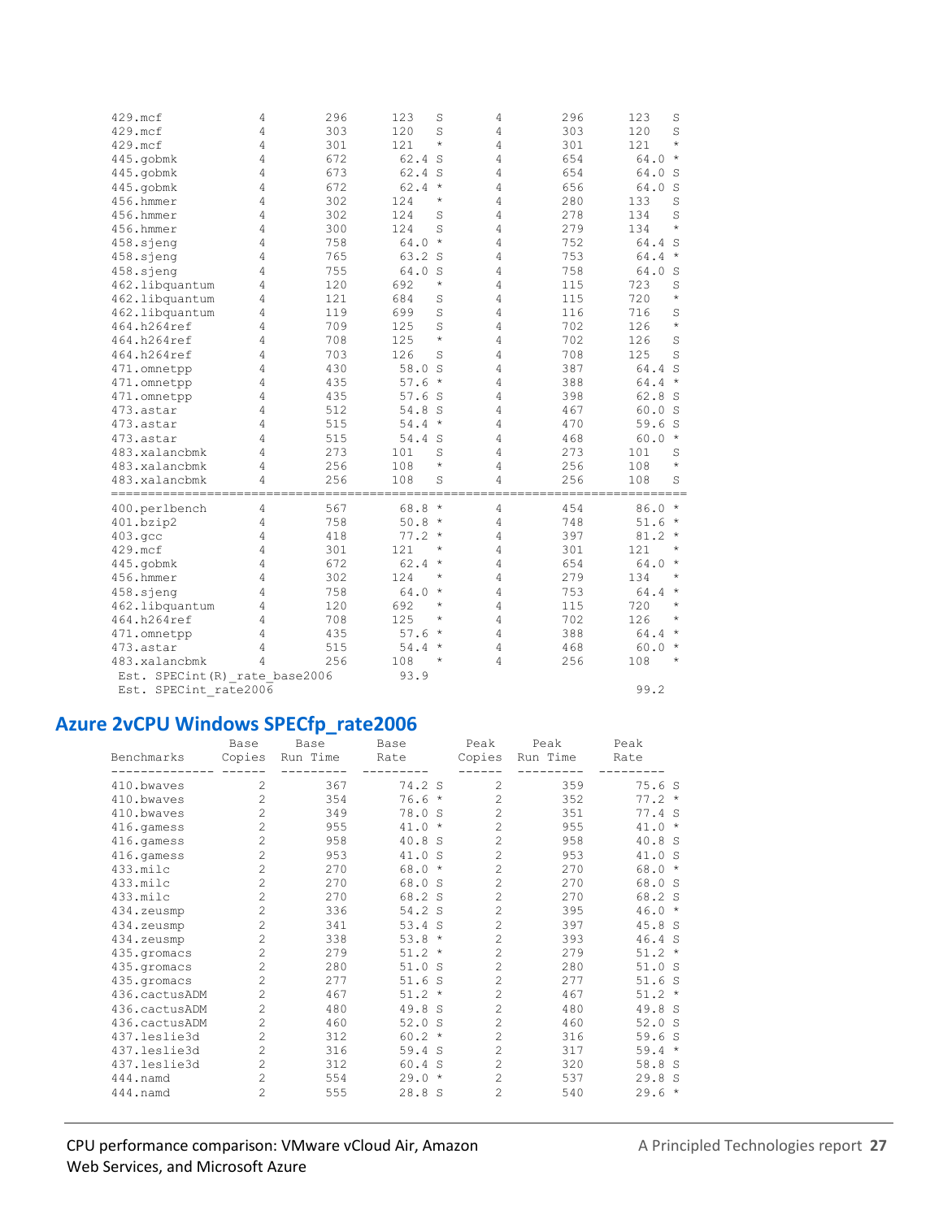```
429.mcf          4      296      123    S      4      296      123    S
429.mcf          4      303      120    S      4      303      120    S
429.mcf          4      301      121    *      4      301      121    *
445.gobmk        4      672      62.4 S        4      654      64.0 *
445.gobmk        4      673      62.4 S        4      654      64.0 S
445.gobmk        4      672      62.4 *        4      656      64.0 S
456.hmmer        4      302      124    *      4      280      133    S
456.hmmer        4      302      124    S      4      278      134    S
456.hmmer        4      300      124    S      4      279      134    *
458.sjeng        4      758      64.0 *        4      752      64.4 S
458.sjeng        4      765      63.2 S        4      753      64.4 *
458.sjeng        4      755      64.0 S        4      758      64.0 S
462.libquantum   4      120      692    *      4      115      723    S
462.libquantum   4      121      684    S      4      115      720    *
462.libquantum   4      119      699    S      4      116      716    S
464.h264ref      4      709      125    S      4      702      126    *
464.h264ref      4      708      125    *      4      702      126    S
464.h264ref      4      703      126    S      4      708      125    S
471.omnetpp      4      430      58.0 S        4      387      64.4 S
471.omnetpp      4      435      57.6 *        4      388      64.4 *
471.omnetpp      4      435      57.6 S        4      398      62.8 S
473.astar        4      512      54.8 S        4      467      60.0 S
473.astar        4      515      54.4 *        4      470      59.6 S
473.astar        4      515      54.4 S        4      468      60.0 *
483.xalancbmk    4      273      101    S      4      273      101    S
483.xalancbmk    4      256      108    *      4      256      108    *
483.xalancbmk    4      256      108    S      4      256      108    S
==============================================================================
400.perlbench    4      567      68.8 *        4      454      86.0 *
401.bzip2        4      758      50.8 *        4      748      51.6 *
403.gcc          4      418      77.2 *        4      397      81.2 *
429.mcf          4      301      121    *      4      301      121    *
445.gobmk        4      672      62.4 *        4      654      64.0 *
456.hmmer        4      302      124    *      4      279      134    *
458.sjeng        4      758      64.0 *        4      753      64.4 *
462.libquantum   4      120      692    *      4      115      720    *
464.h264ref      4      708      125    *      4      702      126    *
471.omnetpp      4      435      57.6 *        4      388      64.4 *
473.astar        4      515      54.4 *        4      468      60.0 *
483.xalancbmk    4      256      108    *      4      256      108    *
 Est. SPECint(R)_rate_base2006          93.9
 Est. SPECint_rate2006                                                  99.2
```

## Azure 2vCPU Windows SPECfp_rate2006

```
                 Base     Base        Base        Peak     Peak        Peak
Benchmarks       Copies   Run Time    Rate        Copies   Run Time    Rate
--------------   ------   ---------   ---------   ------   ---------   ---------
410.bwaves         2        367        74.2 S       2        359        75.6 S
410.bwaves         2        354        76.6 *       2        352        77.2 *
410.bwaves         2        349        78.0 S       2        351        77.4 S
416.gamess         2        955        41.0 *       2        955        41.0 *
416.gamess         2        958        40.8 S       2        958        40.8 S
416.gamess         2        953        41.0 S       2        953        41.0 S
433.milc           2        270        68.0 *       2        270        68.0 *
433.milc           2        270        68.0 S       2        270        68.0 S
433.milc           2        270        68.2 S       2        270        68.2 S
434.zeusmp         2        336        54.2 S       2        395        46.0 *
434.zeusmp         2        341        53.4 S       2        397        45.8 S
434.zeusmp         2        338        53.8 *       2        393        46.4 S
435.gromacs        2        279        51.2 *       2        279        51.2 *
435.gromacs        2        280        51.0 S       2        280        51.0 S
435.gromacs        2        277        51.6 S       2        277        51.6 S
436.cactusADM      2        467        51.2 *       2        467        51.2 *
436.cactusADM      2        480        49.8 S       2        480        49.8 S
436.cactusADM      2        460        52.0 S       2        460        52.0 S
437.leslie3d       2        312        60.2 *       2        316        59.6 S
437.leslie3d       2        316        59.4 S       2        317        59.4 *
437.leslie3d       2        312        60.4 S       2        320        58.8 S
444.namd           2        554        29.0 *       2        537        29.8 S
444.namd           2        555        28.8 S       2        540        29.6 *
```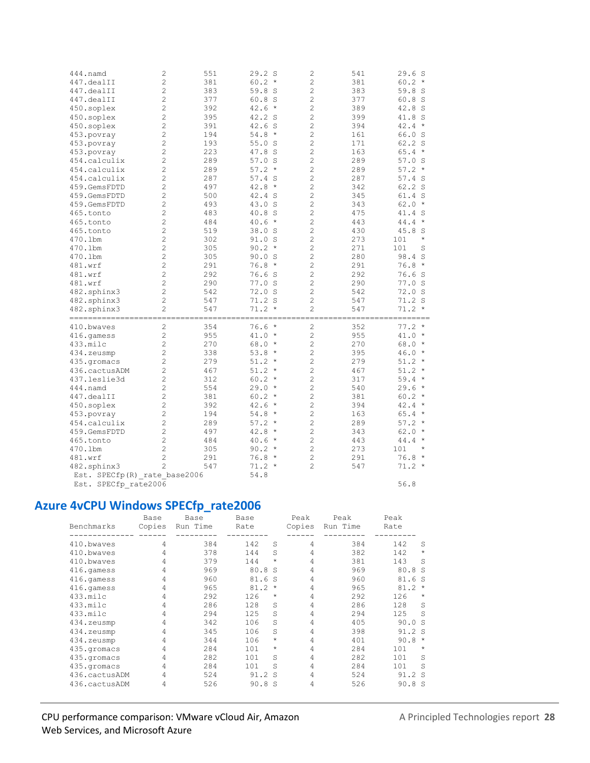```
444.namd          2      551     29.2 S      2      541      29.6 S
447.dealII        2      381     60.2 *      2      381      60.2 *
447.dealII        2      383     59.8 S      2      383      59.8 S
447.dealII        2      377     60.8 S      2      377      60.8 S
450.soplex        2      392     42.6 *      2      389      42.8 S
450.soplex        2      395     42.2 S      2      399      41.8 S
450.soplex        2      391     42.6 S      2      394      42.4 *
453.povray        2      194     54.8 *      2      161      66.0 S
453.povray        2      193     55.0 S      2      171      62.2 S
453.povray        2      223     47.8 S      2      163      65.4 *
454.calculix      2      289     57.0 S      2      289      57.0 S
454.calculix      2      289     57.2 *      2      289      57.2 *
454.calculix      2      287     57.4 S      2      287      57.4 S
459.GemsFDTD      2      497     42.8 *      2      342      62.2 S
459.GemsFDTD      2      500     42.4 S      2      345      61.4 S
459.GemsFDTD      2      493     43.0 S      2      343      62.0 *
465.tonto         2      483     40.8 S      2      475      41.4 S
465.tonto         2      484     40.6 *      2      443      44.4 *
465.tonto         2      519     38.0 S      2      430      45.8 S
470.lbm           2      302     91.0 S      2      273      101    *
470.lbm           2      305     90.2 *      2      271      101    S
470.lbm           2      305     90.0 S      2      280      98.4 S
481.wrf           2      291     76.8 *      2      291      76.8 *
481.wrf           2      292     76.6 S      2      292      76.6 S
481.wrf           2      290     77.0 S      2      290      77.0 S
482.sphinx3       2      542     72.0 S      2      542      72.0 S
482.sphinx3       2      547     71.2 S      2      547      71.2 S
482.sphinx3       2      547     71.2 *      2      547      71.2 *
==============================================================================
410.bwaves        2      354     76.6 *      2      352      77.2 *
416.gamess        2      955     41.0 *      2      955      41.0 *
433.milc          2      270     68.0 *      2      270      68.0 *
434.zeusmp        2      338     53.8 *      2      395      46.0 *
435.gromacs       2      279     51.2 *      2      279      51.2 *
436.cactusADM     2      467     51.2 *      2      467      51.2 *
437.leslie3d      2      312     60.2 *      2      317      59.4 *
444.namd          2      554     29.0 *      2      540      29.6 *
447.dealII        2      381     60.2 *      2      381      60.2 *
450.soplex        2      392     42.6 *      2      394      42.4 *
453.povray        2      194     54.8 *      2      163      65.4 *
454.calculix      2      289     57.2 *      2      289      57.2 *
459.GemsFDTD      2      497     42.8 *      2      343      62.0 *
465.tonto         2      484     40.6 *      2      443      44.4 *
470.lbm           2      305     90.2 *      2      273      101    *
481.wrf           2      291     76.8 *      2      291      76.8 *
482.sphinx3       2      547     71.2 *      2      547      71.2 *
 Est. SPECfp(R)_rate_base2006        54.8
 Est. SPECfp_rate2006                                                56.8
```

## Azure 4vCPU Windows SPECfp_rate2006

```
                  Base     Base       Base        Peak     Peak       Peak
Benchmarks        Copies   Run Time   Rate        Copies   Run Time   Rate
--------------    ------   ---------  ---------   ------   ---------  ---------
410.bwaves        4        384        142    S    4        384        142    S
410.bwaves        4        378        144    S    4        382        142    *
410.bwaves        4        379        144    *    4        381        143    S
416.gamess        4        969        80.8   S    4        969        80.8   S
416.gamess        4        960        81.6   S    4        960        81.6   S
416.gamess        4        965        81.2   *    4        965        81.2   *
433.milc          4        292        126    *    4        292        126    *
433.milc          4        286        128    S    4        286        128    S
433.milc          4        294        125    S    4        294        125    S
434.zeusmp        4        342        106    S    4        405        90.0   S
434.zeusmp        4        345        106    S    4        398        91.2   S
434.zeusmp        4        344        106    *    4        401        90.8   *
435.gromacs       4        284        101    *    4        284        101    *
435.gromacs       4        282        101    S    4        282        101    S
435.gromacs       4        284        101    S    4        284        101    S
436.cactusADM     4        524        91.2   S    4        524        91.2   S
436.cactusADM     4        526        90.8   S    4        526        90.8   S
```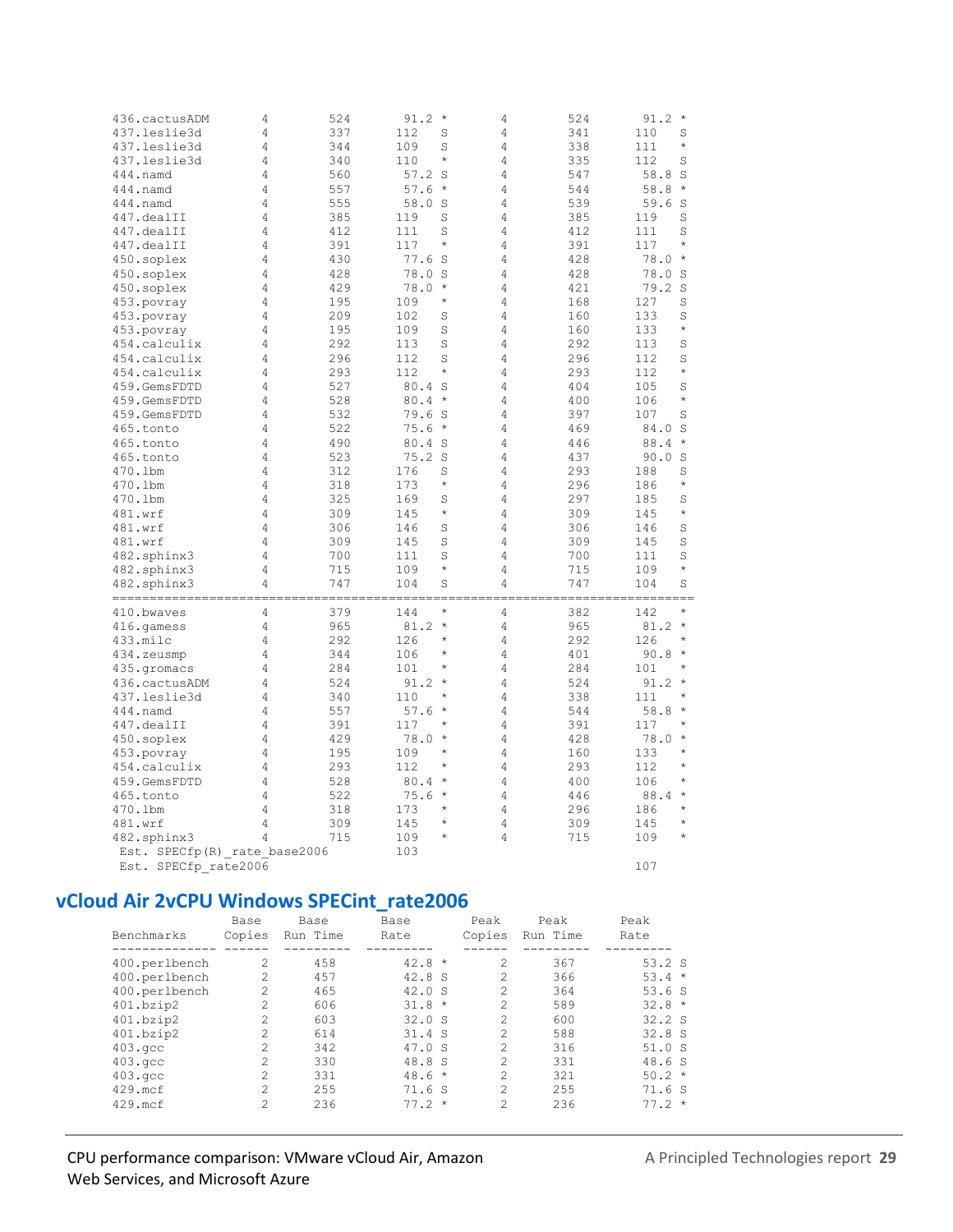```
436.cactusADM     4       524     91.2 *     4       524     91.2 *
437.leslie3d      4       337     112  S     4       341     110  S
437.leslie3d      4       344     109  S     4       338     111  *
437.leslie3d      4       340     110  *     4       335     112  S
444.namd          4       560     57.2 S     4       547     58.8 S
444.namd          4       557     57.6 *     4       544     58.8 *
444.namd          4       555     58.0 S     4       539     59.6 S
447.dealII        4       385     119  S     4       385     119  S
447.dealII        4       412     111  S     4       412     111  S
447.dealII        4       391     117  *     4       391     117  *
450.soplex        4       430     77.6 S     4       428     78.0 *
450.soplex        4       428     78.0 S     4       428     78.0 S
450.soplex        4       429     78.0 *     4       421     79.2 S
453.povray        4       195     109  *     4       168     127  S
453.povray        4       209     102  S     4       160     133  S
453.povray        4       195     109  S     4       160     133  *
454.calculix      4       292     113  S     4       292     113  S
454.calculix      4       296     112  S     4       296     112  S
454.calculix      4       293     112  *     4       293     112  *
459.GemsFDTD      4       527     80.4 S     4       404     105  S
459.GemsFDTD      4       528     80.4 *     4       400     106  *
459.GemsFDTD      4       532     79.6 S     4       397     107  S
465.tonto         4       522     75.6 *     4       469     84.0 S
465.tonto         4       490     80.4 S     4       446     88.4 *
465.tonto         4       523     75.2 S     4       437     90.0 S
470.lbm           4       312     176  S     4       293     188  S
470.lbm           4       318     173  *     4       296     186  *
470.lbm           4       325     169  S     4       297     185  S
481.wrf           4       309     145  *     4       309     145  *
481.wrf           4       306     146  S     4       306     146  S
481.wrf           4       309     145  S     4       309     145  S
482.sphinx3       4       700     111  S     4       700     111  S
482.sphinx3       4       715     109  *     4       715     109  *
482.sphinx3       4       747     104  S     4       747     104  S
===================================================================
410.bwaves        4       379     144  *     4       382     142  *
416.gamess        4       965     81.2 *     4       965     81.2 *
433.milc          4       292     126  *     4       292     126  *
434.zeusmp        4       344     106  *     4       401     90.8 *
435.gromacs       4       284     101  *     4       284     101  *
436.cactusADM     4       524     91.2 *     4       524     91.2 *
437.leslie3d      4       340     110  *     4       338     111  *
444.namd          4       557     57.6 *     4       544     58.8 *
447.dealII        4       391     117  *     4       391     117  *
450.soplex        4       429     78.0 *     4       428     78.0 *
453.povray        4       195     109  *     4       160     133  *
454.calculix      4       293     112  *     4       293     112  *
459.GemsFDTD      4       528     80.4 *     4       400     106  *
465.tonto         4       522     75.6 *     4       446     88.4 *
470.lbm           4       318     173  *     4       296     186  *
481.wrf           4       309     145  *     4       309     145  *
482.sphinx3       4       715     109  *     4       715     109  *
 Est. SPECfp(R)_rate_base2006     103
 Est. SPECfp_rate2006                                        107
```

## vCloud Air 2vCPU Windows SPECint_rate2006

```
                  Base     Base       Base      Peak    Peak       Peak
Benchmarks        Copies   Run Time   Rate      Copies  Run Time   Rate
--------------    ------   ---------  --------- ------  ---------  ---------
400.perlbench       2        458       42.8 *     2       367       53.2 S
400.perlbench       2        457       42.8 S     2       366       53.4 *
400.perlbench       2        465       42.0 S     2       364       53.6 S
401.bzip2           2        606       31.8 *     2       589       32.8 *
401.bzip2           2        603       32.0 S     2       600       32.2 S
401.bzip2           2        614       31.4 S     2       588       32.8 S
403.gcc             2        342       47.0 S     2       316       51.0 S
403.gcc             2        330       48.8 S     2       331       48.6 S
403.gcc             2        331       48.6 *     2       321       50.2 *
429.mcf             2        255       71.6 S     2       255       71.6 S
429.mcf             2        236       77.2 *     2       236       77.2 *
```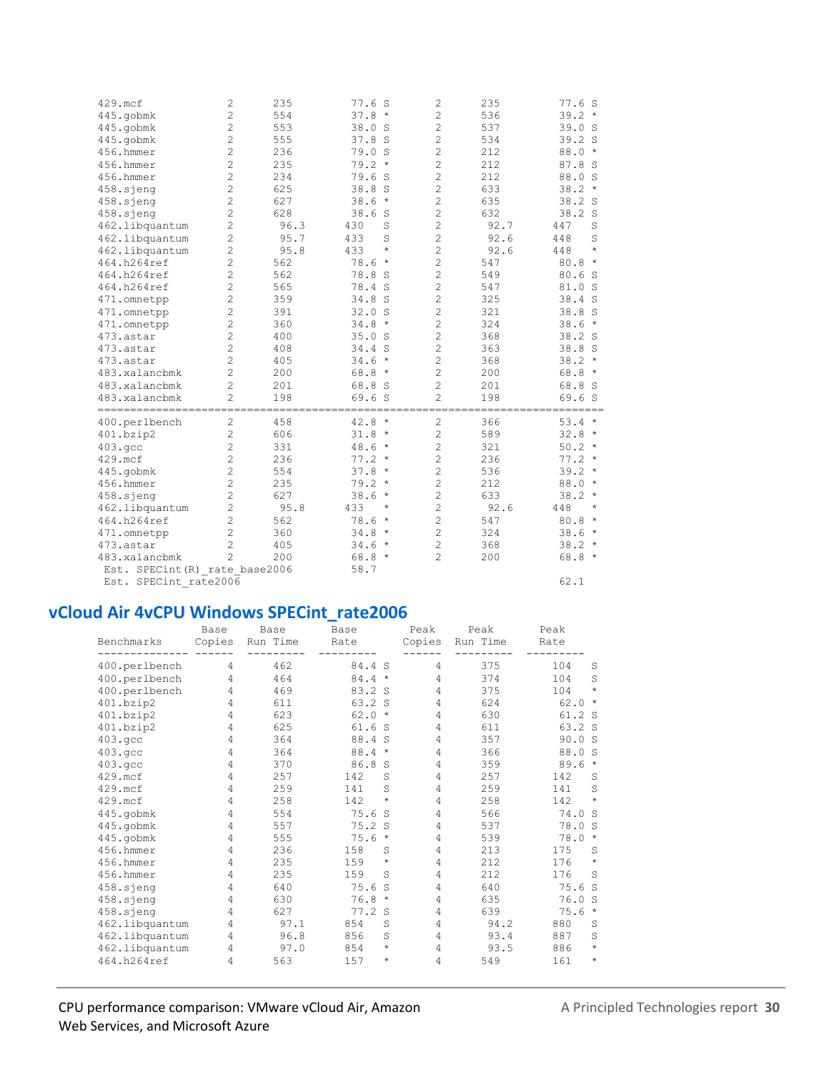```
429.mcf             2       235       77.6 S     2       235       77.6 S
445.gobmk           2       554       37.8 *     2       536       39.2 *
445.gobmk           2       553       38.0 S     2       537       39.0 S
445.gobmk           2       555       37.8 S     2       534       39.2 S
456.hmmer           2       236       79.0 S     2       212       88.0 *
456.hmmer           2       235       79.2 *     2       212       87.8 S
456.hmmer           2       234       79.6 S     2       212       88.0 S
458.sjeng           2       625       38.8 S     2       633       38.2 *
458.sjeng           2       627       38.6 *     2       635       38.2 S
458.sjeng           2       628       38.6 S     2       632       38.2 S
462.libquantum      2        96.3    430    S    2        92.7    447    S
462.libquantum      2        95.7    433    S    2        92.6    448    S
462.libquantum      2        95.8    433    *    2        92.6    448    *
464.h264ref         2       562       78.6 *     2       547       80.8 *
464.h264ref         2       562       78.8 S     2       549       80.6 S
464.h264ref         2       565       78.4 S     2       547       81.0 S
471.omnetpp         2       359       34.8 S     2       325       38.4 S
471.omnetpp         2       391       32.0 S     2       321       38.8 S
471.omnetpp         2       360       34.8 *     2       324       38.6 *
473.astar           2       400       35.0 S     2       368       38.2 S
473.astar           2       408       34.4 S     2       363       38.8 S
473.astar           2       405       34.6 *     2       368       38.2 *
483.xalancbmk       2       200       68.8 *     2       200       68.8 *
483.xalancbmk       2       201       68.8 S     2       201       68.8 S
483.xalancbmk       2       198       69.6 S     2       198       69.6 S
==============================================================================
400.perlbench       2       458       42.8 *     2       366       53.4 *
401.bzip2           2       606       31.8 *     2       589       32.8 *
403.gcc             2       331       48.6 *     2       321       50.2 *
429.mcf             2       236       77.2 *     2       236       77.2 *
445.gobmk           2       554       37.8 *     2       536       39.2 *
456.hmmer           2       235       79.2 *     2       212       88.0 *
458.sjeng           2       627       38.6 *     2       633       38.2 *
462.libquantum      2        95.8    433    *    2        92.6    448    *
464.h264ref         2       562       78.6 *     2       547       80.8 *
471.omnetpp         2       360       34.8 *     2       324       38.6 *
473.astar           2       405       34.6 *     2       368       38.2 *
483.xalancbmk       2       200       68.8 *     2       200       68.8 *
 Est. SPECint(R)_rate_base2006        58.7
 Est. SPECint_rate2006                                                62.1
```

## vCloud Air 4vCPU Windows SPECint_rate2006

```
                  Base     Base        Base        Peak     Peak        Peak
Benchmarks       Copies   Run Time     Rate       Copies   Run Time     Rate
--------------   ------  ---------  ---------     ------  ---------  ---------
400.perlbench       4       462       84.4 S     4       375       104     S
400.perlbench       4       464       84.4 *     4       374       104     S
400.perlbench       4       469       83.2 S     4       375       104     *
401.bzip2           4       611       63.2 S     4       624       62.0 *
401.bzip2           4       623       62.0 *     4       630       61.2 S
401.bzip2           4       625       61.6 S     4       611       63.2 S
403.gcc             4       364       88.4 S     4       357       90.0 S
403.gcc             4       364       88.4 *     4       366       88.0 S
403.gcc             4       370       86.8 S     4       359       89.6 *
429.mcf             4       257      142    S    4       257      142     S
429.mcf             4       259      141    S    4       259      141     S
429.mcf             4       258      142    *    4       258      142     *
445.gobmk           4       554       75.6 S     4       566       74.0 S
445.gobmk           4       557       75.2 S     4       537       78.0 S
445.gobmk           4       555       75.6 *     4       539       78.0 *
456.hmmer           4       236      158    S    4       213      175     S
456.hmmer           4       235      159    *    4       212      176     *
456.hmmer           4       235      159    S    4       212      176     S
458.sjeng           4       640       75.6 S     4       640       75.6 S
458.sjeng           4       630       76.8 *     4       635       76.0 S
458.sjeng           4       627       77.2 S     4       639       75.6 *
462.libquantum      4        97.1    854    S    4        94.2    880     S
462.libquantum      4        96.8    856    S    4        93.4    887     S
462.libquantum      4        97.0    854    *    4        93.5    886     *
464.h264ref         4       563      157    *    4       549      161     *
```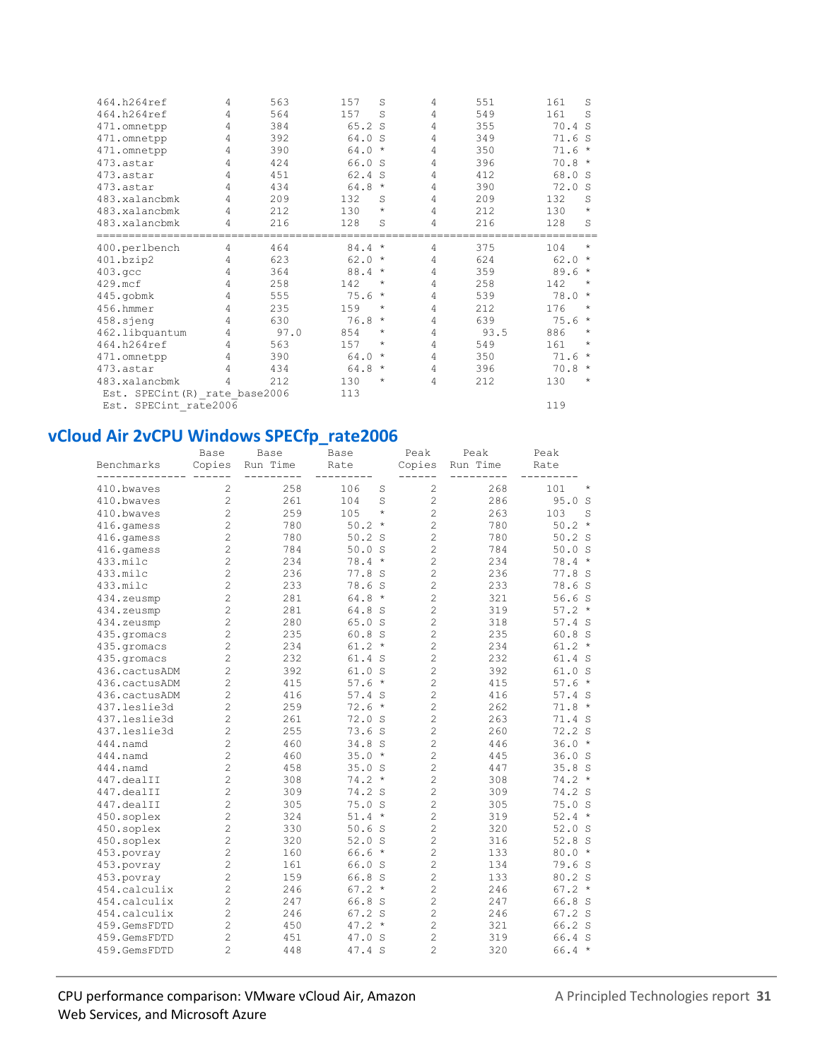```
464.h264ref       4      563       157    S      4      551       161    S
464.h264ref       4      564       157    S      4      549       161    S
471.omnetpp       4      384        65.2  S      4      355        70.4  S
471.omnetpp       4      392        64.0  S      4      349        71.6  S
471.omnetpp       4      390        64.0  *      4      350        71.6  *
473.astar         4      424        66.0  S      4      396        70.8  *
473.astar         4      451        62.4  S      4      412        68.0  S
473.astar         4      434        64.8  *      4      390        72.0  S
483.xalancbmk     4      209       132    S      4      209       132    S
483.xalancbmk     4      212       130    *      4      212       130    *
483.xalancbmk     4      216       128    S      4      216       128    S
==============================================================================
400.perlbench     4      464        84.4  *      4      375       104    *
401.bzip2         4      623        62.0  *      4      624        62.0  *
403.gcc           4      364        88.4  *      4      359        89.6  *
429.mcf           4      258       142    *      4      258       142    *
445.gobmk         4      555        75.6  *      4      539        78.0  *
456.hmmer         4      235       159    *      4      212       176    *
458.sjeng         4      630        76.8  *      4      639        75.6  *
462.libquantum    4       97.0     854    *      4       93.5     886    *
464.h264ref       4      563       157    *      4      549       161    *
471.omnetpp       4      390        64.0  *      4      350        71.6  *
473.astar         4      434        64.8  *      4      396        70.8  *
483.xalancbmk     4      212       130    *      4      212       130    *
 Est. SPECint(R)_rate_base2006        113
 Est. SPECint_rate2006                                                119
```

## vCloud Air 2vCPU Windows SPECfp_rate2006

```
                  Base     Base       Base         Peak     Peak       Peak
Benchmarks       Copies   Run Time    Rate         Copies   Run Time   Rate
--------------   ------   ---------   ---------    ------   ---------  ---------
410.bwaves        2        258        106    S      2        268       101    *
410.bwaves        2        261        104    S      2        286        95.0  S
410.bwaves        2        259        105    *      2        263       103    S
416.gamess        2        780         50.2  *      2        780        50.2  *
416.gamess        2        780         50.2  S      2        780        50.2  S
416.gamess        2        784         50.0  S      2        784        50.0  S
433.milc          2        234         78.4  *      2        234        78.4  *
433.milc          2        236         77.8  S      2        236        77.8  S
433.milc          2        233         78.6  S      2        233        78.6  S
434.zeusmp        2        281         64.8  *      2        321        56.6  S
434.zeusmp        2        281         64.8  S      2        319        57.2  *
434.zeusmp        2        280         65.0  S      2        318        57.4  S
435.gromacs       2        235         60.8  S      2        235        60.8  S
435.gromacs       2        234         61.2  *      2        234        61.2  *
435.gromacs       2        232         61.4  S      2        232        61.4  S
436.cactusADM     2        392         61.0  S      2        392        61.0  S
436.cactusADM     2        415         57.6  *      2        415        57.6  *
436.cactusADM     2        416         57.4  S      2        416        57.4  S
437.leslie3d      2        259         72.6  *      2        262        71.8  *
437.leslie3d      2        261         72.0  S      2        263        71.4  S
437.leslie3d      2        255         73.6  S      2        260        72.2  S
444.namd          2        460         34.8  S      2        446        36.0  *
444.namd          2        460         35.0  *      2        445        36.0  S
444.namd          2        458         35.0  S      2        447        35.8  S
447.dealII        2        308         74.2  *      2        308        74.2  *
447.dealII        2        309         74.2  S      2        309        74.2  S
447.dealII        2        305         75.0  S      2        305        75.0  S
450.soplex        2        324         51.4  *      2        319        52.4  *
450.soplex        2        330         50.6  S      2        320        52.0  S
450.soplex        2        320         52.0  S      2        316        52.8  S
453.povray        2        160         66.6  *      2        133        80.0  *
453.povray        2        161         66.0  S      2        134        79.6  S
453.povray        2        159         66.8  S      2        133        80.2  S
454.calculix      2        246         67.2  *      2        246        67.2  *
454.calculix      2        247         66.8  S      2        247        66.8  S
454.calculix      2        246         67.2  S      2        246        67.2  S
459.GemsFDTD      2        450         47.2  *      2        321        66.2  S
459.GemsFDTD      2        451         47.0  S      2        319        66.4  S
459.GemsFDTD      2        448         47.4  S      2        320        66.4  *
```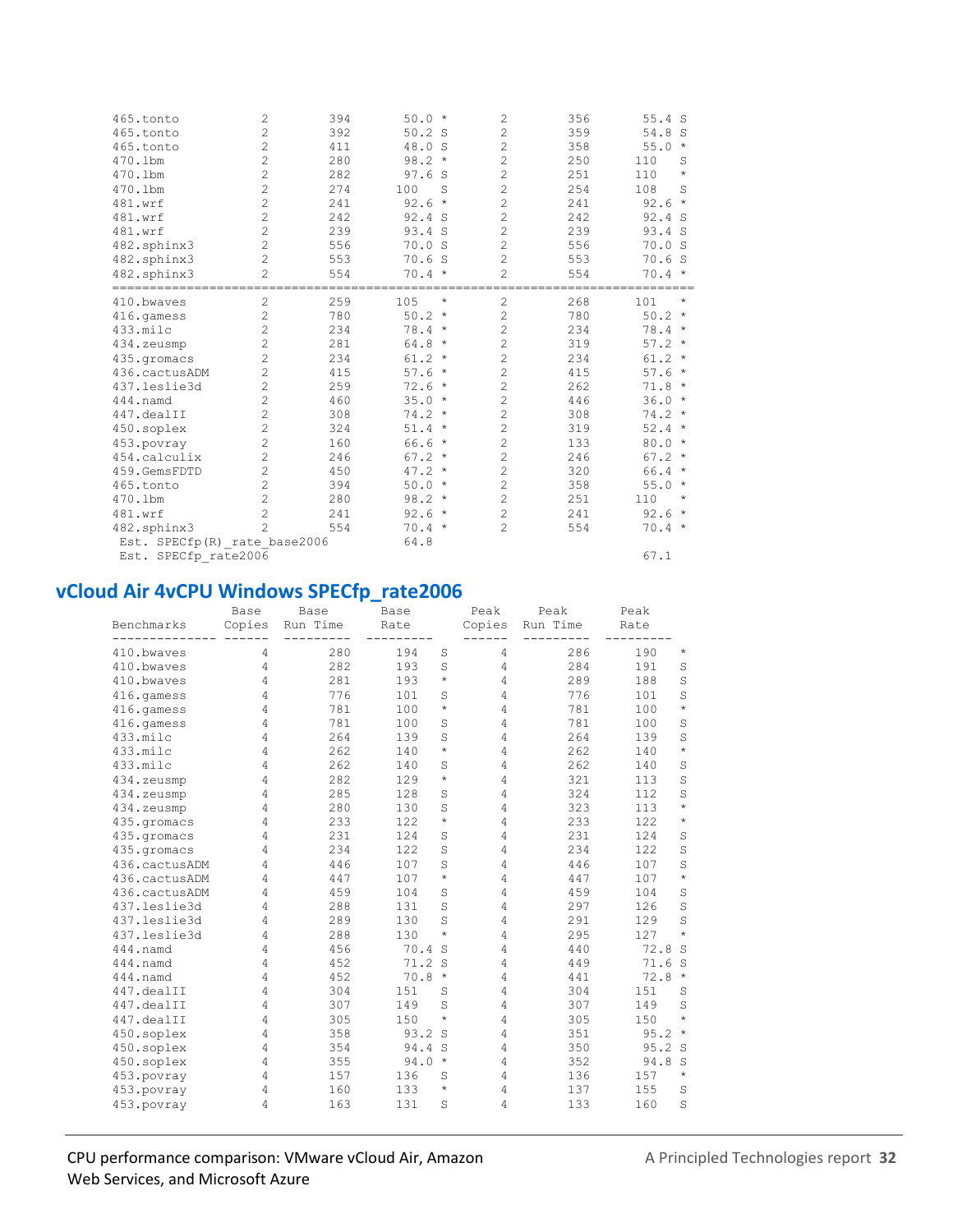```
465.tonto          2       394     50.0 *     2       356     55.4 S
465.tonto          2       392     50.2 S     2       359     54.8 S
465.tonto          2       411     48.0 S     2       358     55.0 *
470.lbm            2       280     98.2 *     2       250     110  S
470.lbm            2       282     97.6 S     2       251     110  *
470.lbm            2       274     100  S     2       254     108  S
481.wrf            2       241     92.6 *     2       241     92.6 *
481.wrf            2       242     92.4 S     2       242     92.4 S
481.wrf            2       239     93.4 S     2       239     93.4 S
482.sphinx3        2       556     70.0 S     2       556     70.0 S
482.sphinx3        2       553     70.6 S     2       553     70.6 S
482.sphinx3        2       554     70.4 *     2       554     70.4 *
==============================================================================
410.bwaves         2       259     105  *     2       268     101  *
416.gamess         2       780     50.2 *     2       780     50.2 *
433.milc           2       234     78.4 *     2       234     78.4 *
434.zeusmp         2       281     64.8 *     2       319     57.2 *
435.gromacs        2       234     61.2 *     2       234     61.2 *
436.cactusADM      2       415     57.6 *     2       415     57.6 *
437.leslie3d       2       259     72.6 *     2       262     71.8 *
444.namd           2       460     35.0 *     2       446     36.0 *
447.dealII         2       308     74.2 *     2       308     74.2 *
450.soplex         2       324     51.4 *     2       319     52.4 *
453.povray         2       160     66.6 *     2       133     80.0 *
454.calculix       2       246     67.2 *     2       246     67.2 *
459.GemsFDTD       2       450     47.2 *     2       320     66.4 *
465.tonto          2       394     50.0 *     2       358     55.0 *
470.lbm            2       280     98.2 *     2       251     110  *
481.wrf            2       241     92.6 *     2       241     92.6 *
482.sphinx3        2       554     70.4 *     2       554     70.4 *
 Est. SPECfp(R)_rate_base2006          64.8
 Est. SPECfp_rate2006                                            67.1
```

## vCloud Air 4vCPU Windows SPECfp_rate2006

```
                 Base     Base        Base        Peak    Peak        Peak
Benchmarks       Copies   Run Time    Rate        Copies  Run Time    Rate
--------------   ------   ---------   ---------   ------  ---------   ---------
410.bwaves         4       280     194  S     4       286     190  *
410.bwaves         4       282     193  S     4       284     191  S
410.bwaves         4       281     193  *     4       289     188  S
416.gamess         4       776     101  S     4       776     101  S
416.gamess         4       781     100  *     4       781     100  *
416.gamess         4       781     100  S     4       781     100  S
433.milc           4       264     139  S     4       264     139  S
433.milc           4       262     140  *     4       262     140  *
433.milc           4       262     140  S     4       262     140  S
434.zeusmp         4       282     129  *     4       321     113  S
434.zeusmp         4       285     128  S     4       324     112  S
434.zeusmp         4       280     130  S     4       323     113  *
435.gromacs        4       233     122  *     4       233     122  *
435.gromacs        4       231     124  S     4       231     124  S
435.gromacs        4       234     122  S     4       234     122  S
436.cactusADM      4       446     107  S     4       446     107  S
436.cactusADM      4       447     107  *     4       447     107  *
436.cactusADM      4       459     104  S     4       459     104  S
437.leslie3d       4       288     131  S     4       297     126  S
437.leslie3d       4       289     130  S     4       291     129  S
437.leslie3d       4       288     130  *     4       295     127  *
444.namd           4       456     70.4 S     4       440     72.8 S
444.namd           4       452     71.2 S     4       449     71.6 S
444.namd           4       452     70.8 *     4       441     72.8 *
447.dealII         4       304     151  S     4       304     151  S
447.dealII         4       307     149  S     4       307     149  S
447.dealII         4       305     150  *     4       305     150  *
450.soplex         4       358     93.2 S     4       351     95.2 *
450.soplex         4       354     94.4 S     4       350     95.2 S
450.soplex         4       355     94.0 *     4       352     94.8 S
453.povray         4       157     136  S     4       136     157  *
453.povray         4       160     133  *     4       137     155  S
453.povray         4       163     131  S     4       133     160  S
```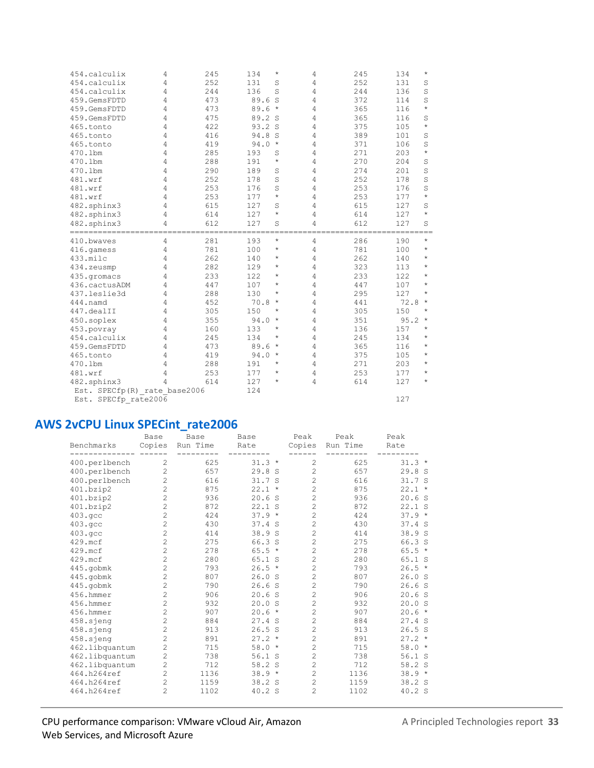| | | | | | | |
|---|---|---|---|---|---|---|
| 454.calculix | 4 | 245 | 134 * | 4 | 245 | 134 * |
| 454.calculix | 4 | 252 | 131 S | 4 | 252 | 131 S |
| 454.calculix | 4 | 244 | 136 S | 4 | 244 | 136 S |
| 459.GemsFDTD | 4 | 473 | 89.6 S | 4 | 372 | 114 S |
| 459.GemsFDTD | 4 | 473 | 89.6 * | 4 | 365 | 116 * |
| 459.GemsFDTD | 4 | 475 | 89.2 S | 4 | 365 | 116 S |
| 465.tonto | 4 | 422 | 93.2 S | 4 | 375 | 105 * |
| 465.tonto | 4 | 416 | 94.8 S | 4 | 389 | 101 S |
| 465.tonto | 4 | 419 | 94.0 * | 4 | 371 | 106 S |
| 470.lbm | 4 | 285 | 193 S | 4 | 271 | 203 * |
| 470.lbm | 4 | 288 | 191 * | 4 | 270 | 204 S |
| 470.lbm | 4 | 290 | 189 S | 4 | 274 | 201 S |
| 481.wrf | 4 | 252 | 178 S | 4 | 252 | 178 S |
| 481.wrf | 4 | 253 | 176 S | 4 | 253 | 176 S |
| 481.wrf | 4 | 253 | 177 * | 4 | 253 | 177 * |
| 482.sphinx3 | 4 | 615 | 127 S | 4 | 615 | 127 S |
| 482.sphinx3 | 4 | 614 | 127 * | 4 | 614 | 127 * |
| 482.sphinx3 | 4 | 612 | 127 S | 4 | 612 | 127 S |
| 410.bwaves | 4 | 281 | 193 * | 4 | 286 | 190 * |
| 416.gamess | 4 | 781 | 100 * | 4 | 781 | 100 * |
| 433.milc | 4 | 262 | 140 * | 4 | 262 | 140 * |
| 434.zeusmp | 4 | 282 | 129 * | 4 | 323 | 113 * |
| 435.gromacs | 4 | 233 | 122 * | 4 | 233 | 122 * |
| 436.cactusADM | 4 | 447 | 107 * | 4 | 447 | 107 * |
| 437.leslie3d | 4 | 288 | 130 * | 4 | 295 | 127 * |
| 444.namd | 4 | 452 | 70.8 * | 4 | 441 | 72.8 * |
| 447.dealII | 4 | 305 | 150 * | 4 | 305 | 150 * |
| 450.soplex | 4 | 355 | 94.0 * | 4 | 351 | 95.2 * |
| 453.povray | 4 | 160 | 133 * | 4 | 136 | 157 * |
| 454.calculix | 4 | 245 | 134 * | 4 | 245 | 134 * |
| 459.GemsFDTD | 4 | 473 | 89.6 * | 4 | 365 | 116 * |
| 465.tonto | 4 | 419 | 94.0 * | 4 | 375 | 105 * |
| 470.lbm | 4 | 288 | 191 * | 4 | 271 | 203 * |
| 481.wrf | 4 | 253 | 177 * | 4 | 253 | 177 * |
| 482.sphinx3 | 4 | 614 | 127 * | 4 | 614 | 127 * |
| Est. SPECfp(R)_rate_base2006 | | | 124 | | | |
| Est. SPECfp_rate2006 | | | | | | 127 |

## AWS 2vCPU Linux SPECint_rate2006

| Benchmarks | Base Copies | Base Run Time | Base Rate | Peak Copies | Peak Run Time | Peak Rate |
|---|---|---|---|---|---|---|
| 400.perlbench | 2 | 625 | 31.3 * | 2 | 625 | 31.3 * |
| 400.perlbench | 2 | 657 | 29.8 S | 2 | 657 | 29.8 S |
| 400.perlbench | 2 | 616 | 31.7 S | 2 | 616 | 31.7 S |
| 401.bzip2 | 2 | 875 | 22.1 * | 2 | 875 | 22.1 * |
| 401.bzip2 | 2 | 936 | 20.6 S | 2 | 936 | 20.6 S |
| 401.bzip2 | 2 | 872 | 22.1 S | 2 | 872 | 22.1 S |
| 403.gcc | 2 | 424 | 37.9 * | 2 | 424 | 37.9 * |
| 403.gcc | 2 | 430 | 37.4 S | 2 | 430 | 37.4 S |
| 403.gcc | 2 | 414 | 38.9 S | 2 | 414 | 38.9 S |
| 429.mcf | 2 | 275 | 66.3 S | 2 | 275 | 66.3 S |
| 429.mcf | 2 | 278 | 65.5 * | 2 | 278 | 65.5 * |
| 429.mcf | 2 | 280 | 65.1 S | 2 | 280 | 65.1 S |
| 445.gobmk | 2 | 793 | 26.5 * | 2 | 793 | 26.5 * |
| 445.gobmk | 2 | 807 | 26.0 S | 2 | 807 | 26.0 S |
| 445.gobmk | 2 | 790 | 26.6 S | 2 | 790 | 26.6 S |
| 456.hmmer | 2 | 906 | 20.6 S | 2 | 906 | 20.6 S |
| 456.hmmer | 2 | 932 | 20.0 S | 2 | 932 | 20.0 S |
| 456.hmmer | 2 | 907 | 20.6 * | 2 | 907 | 20.6 * |
| 458.sjeng | 2 | 884 | 27.4 S | 2 | 884 | 27.4 S |
| 458.sjeng | 2 | 913 | 26.5 S | 2 | 913 | 26.5 S |
| 458.sjeng | 2 | 891 | 27.2 * | 2 | 891 | 27.2 * |
| 462.libquantum | 2 | 715 | 58.0 * | 2 | 715 | 58.0 * |
| 462.libquantum | 2 | 738 | 56.1 S | 2 | 738 | 56.1 S |
| 462.libquantum | 2 | 712 | 58.2 S | 2 | 712 | 58.2 S |
| 464.h264ref | 2 | 1136 | 38.9 * | 2 | 1136 | 38.9 * |
| 464.h264ref | 2 | 1159 | 38.2 S | 2 | 1159 | 38.2 S |
| 464.h264ref | 2 | 1102 | 40.2 S | 2 | 1102 | 40.2 S |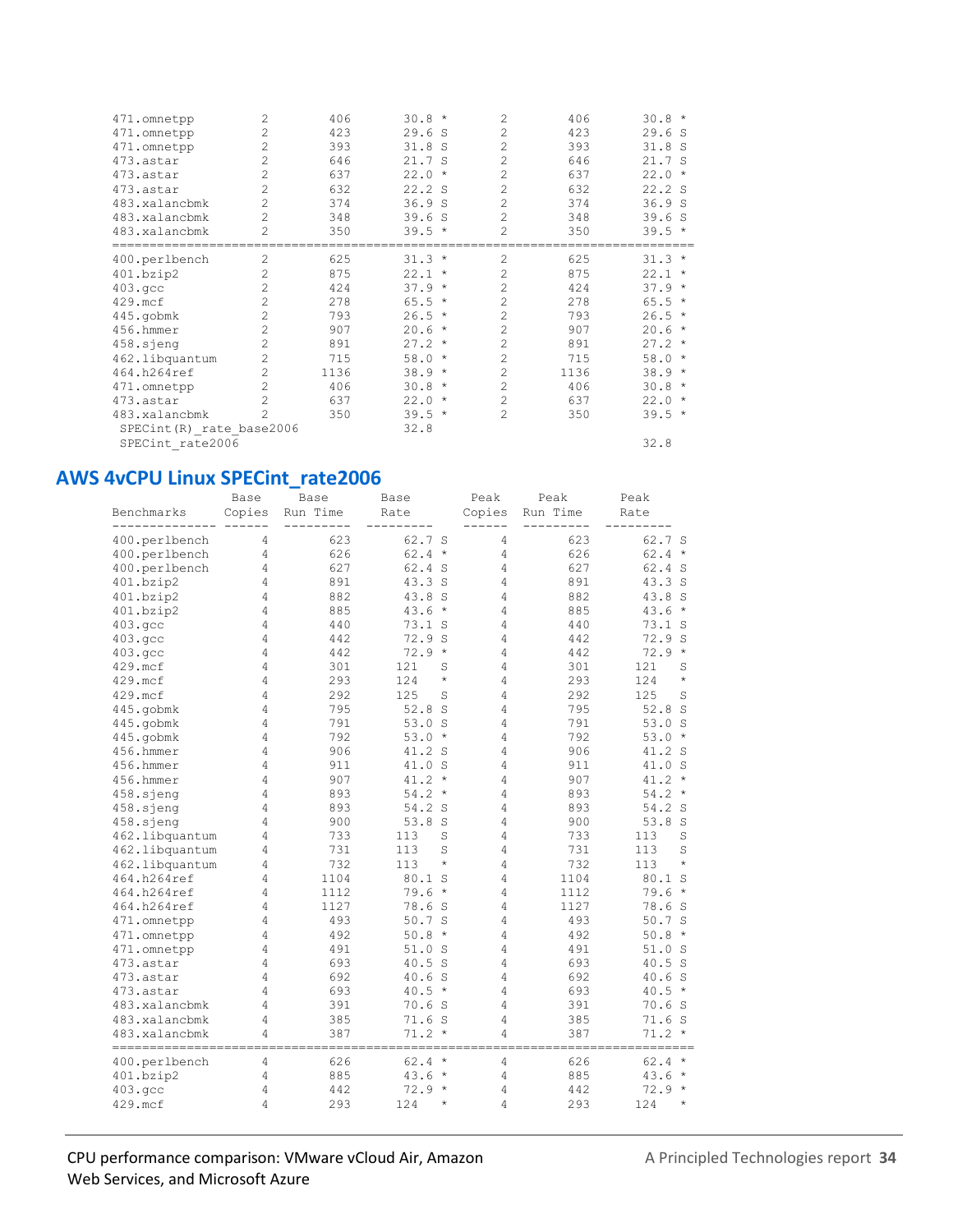```
471.omnetpp        2        406      30.8 *      2        406      30.8 *
471.omnetpp        2        423      29.6 S      2        423      29.6 S
471.omnetpp        2        393      31.8 S      2        393      31.8 S
473.astar          2        646      21.7 S      2        646      21.7 S
473.astar          2        637      22.0 *      2        637      22.0 *
473.astar          2        632      22.2 S      2        632      22.2 S
483.xalancbmk      2        374      36.9 S      2        374      36.9 S
483.xalancbmk      2        348      39.6 S      2        348      39.6 S
483.xalancbmk      2        350      39.5 *      2        350      39.5 *
==========================================================================
400.perlbench      2        625      31.3 *      2        625      31.3 *
401.bzip2          2        875      22.1 *      2        875      22.1 *
403.gcc            2        424      37.9 *      2        424      37.9 *
429.mcf            2        278      65.5 *      2        278      65.5 *
445.gobmk          2        793      26.5 *      2        793      26.5 *
456.hmmer          2        907      20.6 *      2        907      20.6 *
458.sjeng          2        891      27.2 *      2        891      27.2 *
462.libquantum     2        715      58.0 *      2        715      58.0 *
464.h264ref        2       1136      38.9 *      2       1136      38.9 *
471.omnetpp        2        406      30.8 *      2        406      30.8 *
473.astar          2        637      22.0 *      2        637      22.0 *
483.xalancbmk      2        350      39.5 *      2        350      39.5 *
 SPECint(R)_rate_base2006            32.8
 SPECint_rate2006                                                32.8
```

## AWS 4vCPU Linux SPECint_rate2006

```
                  Base     Base        Base       Peak     Peak        Peak
Benchmarks       Copies   Run Time    Rate       Copies   Run Time    Rate
--------------   ------   ---------   ---------  ------   ---------   ---------
400.perlbench      4        623      62.7 S      4        623      62.7 S
400.perlbench      4        626      62.4 *      4        626      62.4 *
400.perlbench      4        627      62.4 S      4        627      62.4 S
401.bzip2          4        891      43.3 S      4        891      43.3 S
401.bzip2          4        882      43.8 S      4        882      43.8 S
401.bzip2          4        885      43.6 *      4        885      43.6 *
403.gcc            4        440      73.1 S      4        440      73.1 S
403.gcc            4        442      72.9 S      4        442      72.9 S
403.gcc            4        442      72.9 *      4        442      72.9 *
429.mcf            4        301     121    S     4        301     121    S
429.mcf            4        293     124    *     4        293     124    *
429.mcf            4        292     125    S     4        292     125    S
445.gobmk          4        795      52.8 S      4        795      52.8 S
445.gobmk          4        791      53.0 S      4        791      53.0 S
445.gobmk          4        792      53.0 *      4        792      53.0 *
456.hmmer          4        906      41.2 S      4        906      41.2 S
456.hmmer          4        911      41.0 S      4        911      41.0 S
456.hmmer          4        907      41.2 *      4        907      41.2 *
458.sjeng          4        893      54.2 *      4        893      54.2 *
458.sjeng          4        893      54.2 S      4        893      54.2 S
458.sjeng          4        900      53.8 S      4        900      53.8 S
462.libquantum     4        733     113    S     4        733     113    S
462.libquantum     4        731     113    S     4        731     113    S
462.libquantum     4        732     113    *     4        732     113    *
464.h264ref        4       1104      80.1 S      4       1104      80.1 S
464.h264ref        4       1112      79.6 *      4       1112      79.6 *
464.h264ref        4       1127      78.6 S      4       1127      78.6 S
471.omnetpp        4        493      50.7 S      4        493      50.7 S
471.omnetpp        4        492      50.8 *      4        492      50.8 *
471.omnetpp        4        491      51.0 S      4        491      51.0 S
473.astar          4        693      40.5 S      4        693      40.5 S
473.astar          4        692      40.6 S      4        692      40.6 S
473.astar          4        693      40.5 *      4        693      40.5 *
483.xalancbmk      4        391      70.6 S      4        391      70.6 S
483.xalancbmk      4        385      71.6 S      4        385      71.6 S
483.xalancbmk      4        387      71.2 *      4        387      71.2 *
==========================================================================
400.perlbench      4        626      62.4 *      4        626      62.4 *
401.bzip2          4        885      43.6 *      4        885      43.6 *
403.gcc            4        442      72.9 *      4        442      72.9 *
429.mcf            4        293     124    *     4        293     124    *
```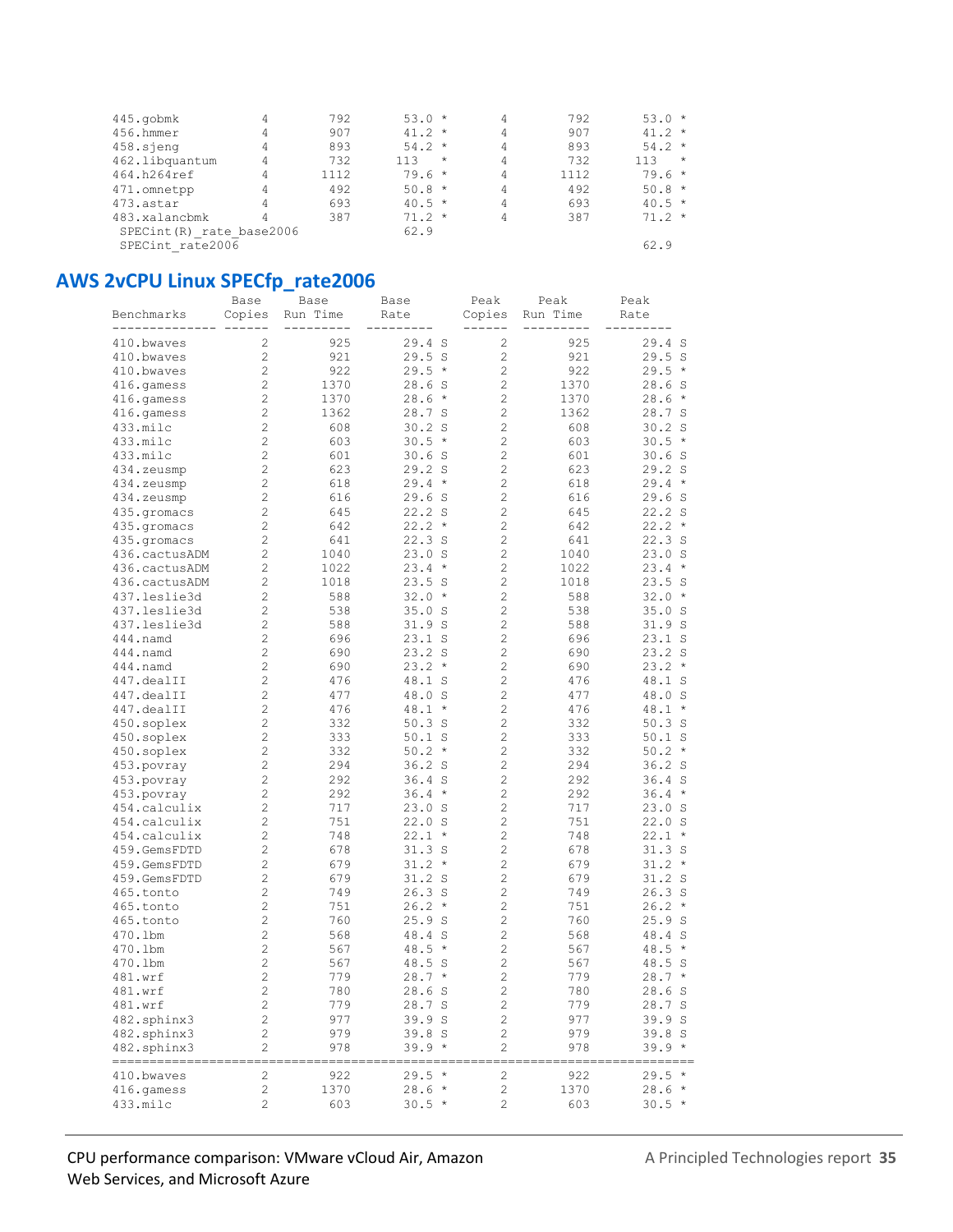```
445.gobmk         4       792      53.0  *       4       792      53.0  *
456.hmmer         4       907      41.2  *       4       907      41.2  *
458.sjeng         4       893      54.2  *       4       893      54.2  *
462.libquantum    4       732     113    *       4       732     113    *
464.h264ref       4      1112      79.6  *       4      1112      79.6  *
471.omnetpp       4       492      50.8  *       4       492      50.8  *
473.astar         4       693      40.5  *       4       693      40.5  *
483.xalancbmk     4       387      71.2  *       4       387      71.2  *
 SPECint(R)_rate_base2006          62.9
 SPECint_rate2006                                                 62.9
```

## AWS 2vCPU Linux SPECfp_rate2006

```
                 Base     Base        Base        Peak     Peak        Peak
Benchmarks       Copies   Run Time    Rate        Copies   Run Time    Rate
--------------   ------   ---------   ---------   ------   ---------   ---------
410.bwaves         2        925        29.4  S      2        925        29.4  S
410.bwaves         2        921        29.5  S      2        921        29.5  S
410.bwaves         2        922        29.5  *      2        922        29.5  *
416.gamess         2       1370        28.6  S      2       1370        28.6  S
416.gamess         2       1370        28.6  *      2       1370        28.6  *
416.gamess         2       1362        28.7  S      2       1362        28.7  S
433.milc           2        608        30.2  S      2        608        30.2  S
433.milc           2        603        30.5  *      2        603        30.5  *
433.milc           2        601        30.6  S      2        601        30.6  S
434.zeusmp         2        623        29.2  S      2        623        29.2  S
434.zeusmp         2        618        29.4  *      2        618        29.4  *
434.zeusmp         2        616        29.6  S      2        616        29.6  S
435.gromacs        2        645        22.2  S      2        645        22.2  S
435.gromacs        2        642        22.2  *      2        642        22.2  *
435.gromacs        2        641        22.3  S      2        641        22.3  S
436.cactusADM      2       1040        23.0  S      2       1040        23.0  S
436.cactusADM      2       1022        23.4  *      2       1022        23.4  *
436.cactusADM      2       1018        23.5  S      2       1018        23.5  S
437.leslie3d       2        588        32.0  *      2        588        32.0  *
437.leslie3d       2        538        35.0  S      2        538        35.0  S
437.leslie3d       2        588        31.9  S      2        588        31.9  S
444.namd           2        696        23.1  S      2        696        23.1  S
444.namd           2        690        23.2  S      2        690        23.2  S
444.namd           2        690        23.2  *      2        690        23.2  *
447.dealII         2        476        48.1  S      2        476        48.1  S
447.dealII         2        477        48.0  S      2        477        48.0  S
447.dealII         2        476        48.1  *      2        476        48.1  *
450.soplex         2        332        50.3  S      2        332        50.3  S
450.soplex         2        333        50.1  S      2        333        50.1  S
450.soplex         2        332        50.2  *      2        332        50.2  *
453.povray         2        294        36.2  S      2        294        36.2  S
453.povray         2        292        36.4  S      2        292        36.4  S
453.povray         2        292        36.4  *      2        292        36.4  *
454.calculix       2        717        23.0  S      2        717        23.0  S
454.calculix       2        751        22.0  S      2        751        22.0  S
454.calculix       2        748        22.1  *      2        748        22.1  *
459.GemsFDTD       2        678        31.3  S      2        678        31.3  S
459.GemsFDTD       2        679        31.2  *      2        679        31.2  *
459.GemsFDTD       2        679        31.2  S      2        679        31.2  S
465.tonto          2        749        26.3  S      2        749        26.3  S
465.tonto          2        751        26.2  *      2        751        26.2  *
465.tonto          2        760        25.9  S      2        760        25.9  S
470.lbm            2        568        48.4  S      2        568        48.4  S
470.lbm            2        567        48.5  *      2        567        48.5  *
470.lbm            2        567        48.5  S      2        567        48.5  S
481.wrf            2        779        28.7  *      2        779        28.7  *
481.wrf            2        780        28.6  S      2        780        28.6  S
481.wrf            2        779        28.7  S      2        779        28.7  S
482.sphinx3        2        977        39.9  S      2        977        39.9  S
482.sphinx3        2        979        39.8  S      2        979        39.8  S
482.sphinx3        2        978        39.9  *      2        978        39.9  *
================================================================================
410.bwaves         2        922        29.5  *      2        922        29.5  *
416.gamess         2       1370        28.6  *      2       1370        28.6  *
433.milc           2        603        30.5  *      2        603        30.5  *
```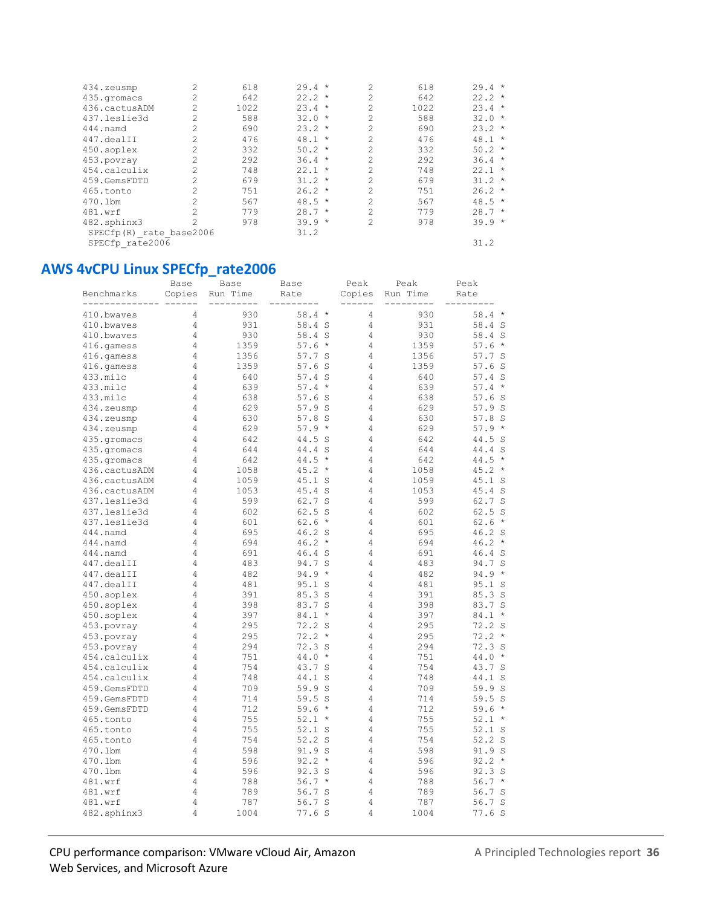| | | | | | | |
|---|---|---|---|---|---|---|
| 434.zeusmp | 2 | 618 | 29.4 * | 2 | 618 | 29.4 * |
| 435.gromacs | 2 | 642 | 22.2 * | 2 | 642 | 22.2 * |
| 436.cactusADM | 2 | 1022 | 23.4 * | 2 | 1022 | 23.4 * |
| 437.leslie3d | 2 | 588 | 32.0 * | 2 | 588 | 32.0 * |
| 444.namd | 2 | 690 | 23.2 * | 2 | 690 | 23.2 * |
| 447.dealII | 2 | 476 | 48.1 * | 2 | 476 | 48.1 * |
| 450.soplex | 2 | 332 | 50.2 * | 2 | 332 | 50.2 * |
| 453.povray | 2 | 292 | 36.4 * | 2 | 292 | 36.4 * |
| 454.calculix | 2 | 748 | 22.1 * | 2 | 748 | 22.1 * |
| 459.GemsFDTD | 2 | 679 | 31.2 * | 2 | 679 | 31.2 * |
| 465.tonto | 2 | 751 | 26.2 * | 2 | 751 | 26.2 * |
| 470.lbm | 2 | 567 | 48.5 * | 2 | 567 | 48.5 * |
| 481.wrf | 2 | 779 | 28.7 * | 2 | 779 | 28.7 * |
| 482.sphinx3 | 2 | 978 | 39.9 * | 2 | 978 | 39.9 * |
| SPECfp(R)_rate_base2006 | | | 31.2 | | | |
| SPECfp_rate2006 | | | | | | 31.2 |

## AWS 4vCPU Linux SPECfp_rate2006

| Benchmarks | Base Copies | Base Run Time | Base Rate | Peak Copies | Peak Run Time | Peak Rate |
|---|---|---|---|---|---|---|
| 410.bwaves | 4 | 930 | 58.4 * | 4 | 930 | 58.4 * |
| 410.bwaves | 4 | 931 | 58.4 S | 4 | 931 | 58.4 S |
| 410.bwaves | 4 | 930 | 58.4 S | 4 | 930 | 58.4 S |
| 416.gamess | 4 | 1359 | 57.6 * | 4 | 1359 | 57.6 * |
| 416.gamess | 4 | 1356 | 57.7 S | 4 | 1356 | 57.7 S |
| 416.gamess | 4 | 1359 | 57.6 S | 4 | 1359 | 57.6 S |
| 433.milc | 4 | 640 | 57.4 S | 4 | 640 | 57.4 S |
| 433.milc | 4 | 639 | 57.4 * | 4 | 639 | 57.4 * |
| 433.milc | 4 | 638 | 57.6 S | 4 | 638 | 57.6 S |
| 434.zeusmp | 4 | 629 | 57.9 S | 4 | 629 | 57.9 S |
| 434.zeusmp | 4 | 630 | 57.8 S | 4 | 630 | 57.8 S |
| 434.zeusmp | 4 | 629 | 57.9 * | 4 | 629 | 57.9 * |
| 435.gromacs | 4 | 642 | 44.5 S | 4 | 642 | 44.5 S |
| 435.gromacs | 4 | 644 | 44.4 S | 4 | 644 | 44.4 S |
| 435.gromacs | 4 | 642 | 44.5 * | 4 | 642 | 44.5 * |
| 436.cactusADM | 4 | 1058 | 45.2 * | 4 | 1058 | 45.2 * |
| 436.cactusADM | 4 | 1059 | 45.1 S | 4 | 1059 | 45.1 S |
| 436.cactusADM | 4 | 1053 | 45.4 S | 4 | 1053 | 45.4 S |
| 437.leslie3d | 4 | 599 | 62.7 S | 4 | 599 | 62.7 S |
| 437.leslie3d | 4 | 602 | 62.5 S | 4 | 602 | 62.5 S |
| 437.leslie3d | 4 | 601 | 62.6 * | 4 | 601 | 62.6 * |
| 444.namd | 4 | 695 | 46.2 S | 4 | 695 | 46.2 S |
| 444.namd | 4 | 694 | 46.2 * | 4 | 694 | 46.2 * |
| 444.namd | 4 | 691 | 46.4 S | 4 | 691 | 46.4 S |
| 447.dealII | 4 | 483 | 94.7 S | 4 | 483 | 94.7 S |
| 447.dealII | 4 | 482 | 94.9 * | 4 | 482 | 94.9 * |
| 447.dealII | 4 | 481 | 95.1 S | 4 | 481 | 95.1 S |
| 450.soplex | 4 | 391 | 85.3 S | 4 | 391 | 85.3 S |
| 450.soplex | 4 | 398 | 83.7 S | 4 | 398 | 83.7 S |
| 450.soplex | 4 | 397 | 84.1 * | 4 | 397 | 84.1 * |
| 453.povray | 4 | 295 | 72.2 S | 4 | 295 | 72.2 S |
| 453.povray | 4 | 295 | 72.2 * | 4 | 295 | 72.2 * |
| 453.povray | 4 | 294 | 72.3 S | 4 | 294 | 72.3 S |
| 454.calculix | 4 | 751 | 44.0 * | 4 | 751 | 44.0 * |
| 454.calculix | 4 | 754 | 43.7 S | 4 | 754 | 43.7 S |
| 454.calculix | 4 | 748 | 44.1 S | 4 | 748 | 44.1 S |
| 459.GemsFDTD | 4 | 709 | 59.9 S | 4 | 709 | 59.9 S |
| 459.GemsFDTD | 4 | 714 | 59.5 S | 4 | 714 | 59.5 S |
| 459.GemsFDTD | 4 | 712 | 59.6 * | 4 | 712 | 59.6 * |
| 465.tonto | 4 | 755 | 52.1 * | 4 | 755 | 52.1 * |
| 465.tonto | 4 | 755 | 52.1 S | 4 | 755 | 52.1 S |
| 465.tonto | 4 | 754 | 52.2 S | 4 | 754 | 52.2 S |
| 470.lbm | 4 | 598 | 91.9 S | 4 | 598 | 91.9 S |
| 470.lbm | 4 | 596 | 92.2 * | 4 | 596 | 92.2 * |
| 470.lbm | 4 | 596 | 92.3 S | 4 | 596 | 92.3 S |
| 481.wrf | 4 | 788 | 56.7 * | 4 | 788 | 56.7 * |
| 481.wrf | 4 | 789 | 56.7 S | 4 | 789 | 56.7 S |
| 481.wrf | 4 | 787 | 56.7 S | 4 | 787 | 56.7 S |
| 482.sphinx3 | 4 | 1004 | 77.6 S | 4 | 1004 | 77.6 S |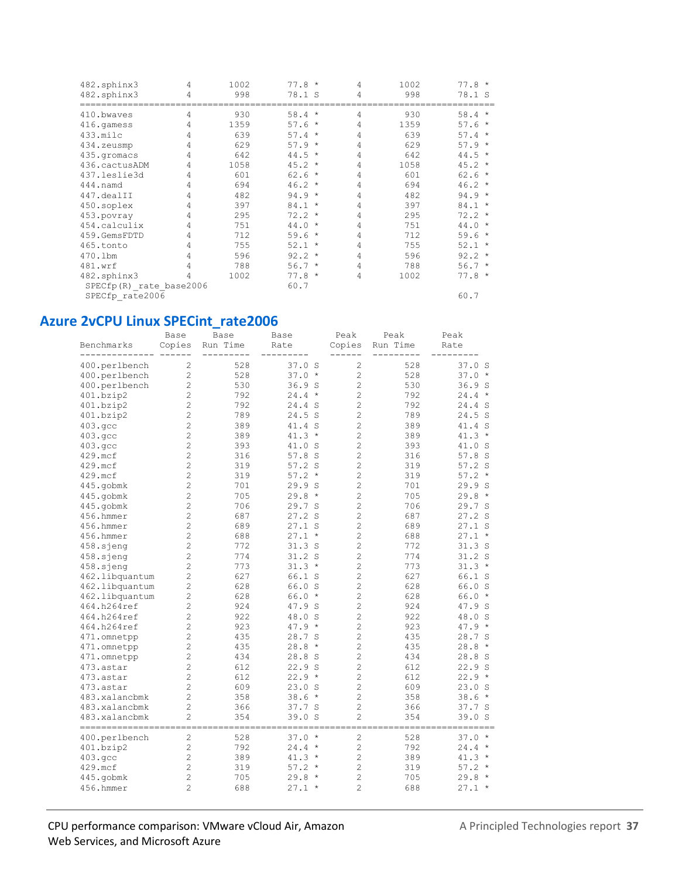```
482.sphinx3       4      1002     77.8 *      4      1002     77.8 *
482.sphinx3       4       998     78.1 S      4       998     78.1 S
=========================================================================
410.bwaves        4       930     58.4 *      4       930     58.4 *
416.gamess        4      1359     57.6 *      4      1359     57.6 *
433.milc          4       639     57.4 *      4       639     57.4 *
434.zeusmp        4       629     57.9 *      4       629     57.9 *
435.gromacs       4       642     44.5 *      4       642     44.5 *
436.cactusADM     4      1058     45.2 *      4      1058     45.2 *
437.leslie3d      4       601     62.6 *      4       601     62.6 *
444.namd          4       694     46.2 *      4       694     46.2 *
447.dealII        4       482     94.9 *      4       482     94.9 *
450.soplex        4       397     84.1 *      4       397     84.1 *
453.povray        4       295     72.2 *      4       295     72.2 *
454.calculix      4       751     44.0 *      4       751     44.0 *
459.GemsFDTD      4       712     59.6 *      4       712     59.6 *
465.tonto         4       755     52.1 *      4       755     52.1 *
470.lbm           4       596     92.2 *      4       596     92.2 *
481.wrf           4       788     56.7 *      4       788     56.7 *
482.sphinx3       4      1002     77.8 *      4      1002     77.8 *
 SPECfp(R)_rate_base2006          60.7
 SPECfp_rate2006                                                60.7
```

## Azure 2vCPU Linux SPECint_rate2006

```
                  Base     Base        Base        Peak     Peak        Peak
Benchmarks        Copies   Run Time    Rate        Copies   Run Time    Rate
--------------    ------   ---------   ---------   ------   ---------   ---------
400.perlbench       2        528       37.0 S        2        528       37.0 S
400.perlbench       2        528       37.0 *        2        528       37.0 *
400.perlbench       2        530       36.9 S        2        530       36.9 S
401.bzip2           2        792       24.4 *        2        792       24.4 *
401.bzip2           2        792       24.4 S        2        792       24.4 S
401.bzip2           2        789       24.5 S        2        789       24.5 S
403.gcc             2        389       41.4 S        2        389       41.4 S
403.gcc             2        389       41.3 *        2        389       41.3 *
403.gcc             2        393       41.0 S        2        393       41.0 S
429.mcf             2        316       57.8 S        2        316       57.8 S
429.mcf             2        319       57.2 S        2        319       57.2 S
429.mcf             2        319       57.2 *        2        319       57.2 *
445.gobmk           2        701       29.9 S        2        701       29.9 S
445.gobmk           2        705       29.8 *        2        705       29.8 *
445.gobmk           2        706       29.7 S        2        706       29.7 S
456.hmmer           2        687       27.2 S        2        687       27.2 S
456.hmmer           2        689       27.1 S        2        689       27.1 S
456.hmmer           2        688       27.1 *        2        688       27.1 *
458.sjeng           2        772       31.3 S        2        772       31.3 S
458.sjeng           2        774       31.2 S        2        774       31.2 S
458.sjeng           2        773       31.3 *        2        773       31.3 *
462.libquantum      2        627       66.1 S        2        627       66.1 S
462.libquantum      2        628       66.0 S        2        628       66.0 S
462.libquantum      2        628       66.0 *        2        628       66.0 *
464.h264ref         2        924       47.9 S        2        924       47.9 S
464.h264ref         2        922       48.0 S        2        922       48.0 S
464.h264ref         2        923       47.9 *        2        923       47.9 *
471.omnetpp         2        435       28.7 S        2        435       28.7 S
471.omnetpp         2        435       28.8 *        2        435       28.8 *
471.omnetpp         2        434       28.8 S        2        434       28.8 S
473.astar           2        612       22.9 S        2        612       22.9 S
473.astar           2        612       22.9 *        2        612       22.9 *
473.astar           2        609       23.0 S        2        609       23.0 S
483.xalancbmk       2        358       38.6 *        2        358       38.6 *
483.xalancbmk       2        366       37.7 S        2        366       37.7 S
483.xalancbmk       2        354       39.0 S        2        354       39.0 S
=========================================================================
400.perlbench       2        528       37.0 *        2        528       37.0 *
401.bzip2           2        792       24.4 *        2        792       24.4 *
403.gcc             2        389       41.3 *        2        389       41.3 *
429.mcf             2        319       57.2 *        2        319       57.2 *
445.gobmk           2        705       29.8 *        2        705       29.8 *
456.hmmer           2        688       27.1 *        2        688       27.1 *
```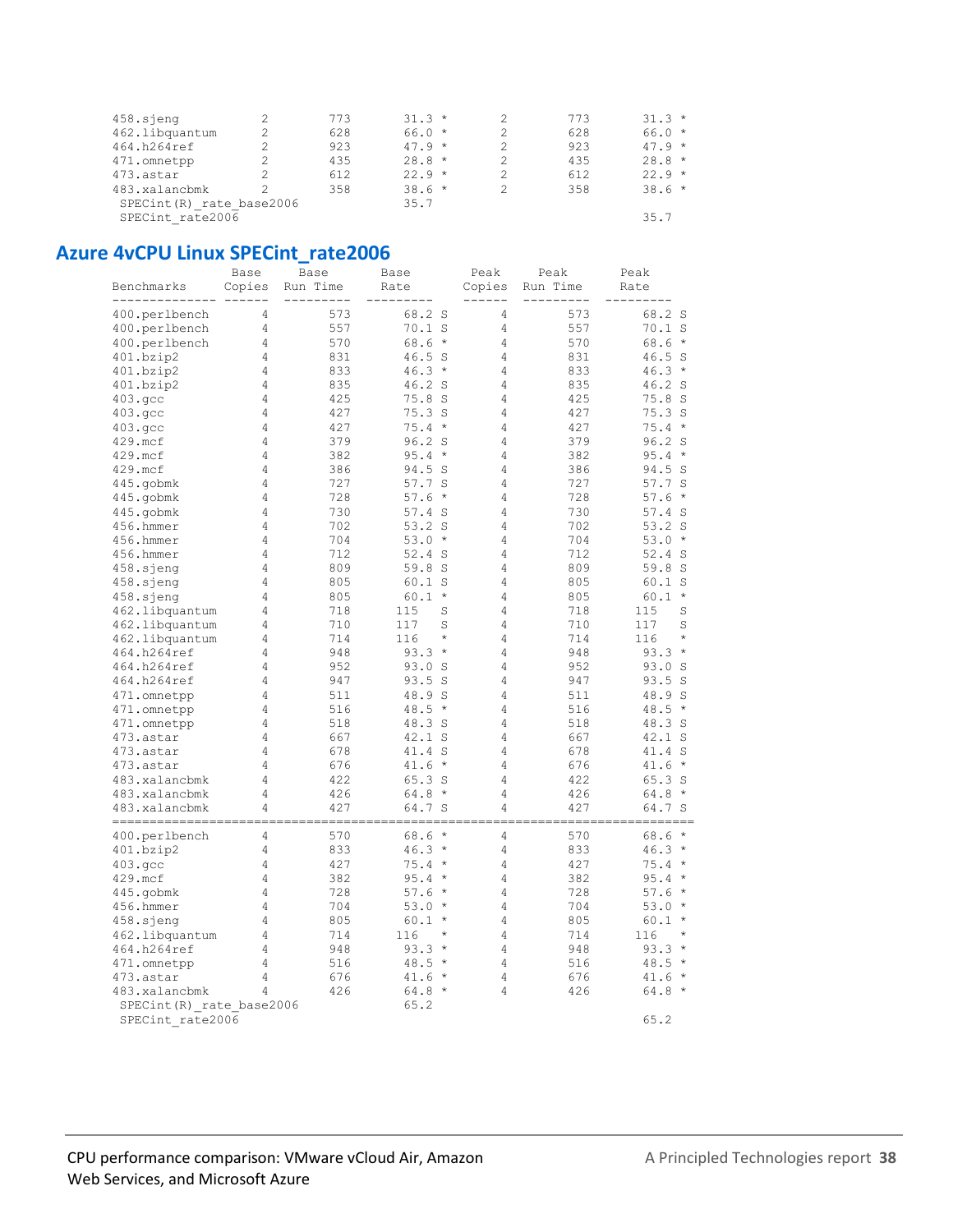```
458.sjeng          2        773       31.3 *       2        773       31.3 *
462.libquantum     2        628       66.0 *       2        628       66.0 *
464.h264ref        2        923       47.9 *       2        923       47.9 *
471.omnetpp        2        435       28.8 *       2        435       28.8 *
473.astar          2        612       22.9 *       2        612       22.9 *
483.xalancbmk      2        358       38.6 *       2        358       38.6 *
 SPECint(R)_rate_base2006             35.7
 SPECint_rate2006                                                     35.7
```

## Azure 4vCPU Linux SPECint_rate2006

```
                  Base     Base        Base        Peak     Peak        Peak
Benchmarks       Copies  Run Time      Rate       Copies  Run Time      Rate
-------------- ------  ---------  ---------     ------  ---------  ---------
400.perlbench      4        573       68.2 S       4        573       68.2 S
400.perlbench      4        557       70.1 S       4        557       70.1 S
400.perlbench      4        570       68.6 *       4        570       68.6 *
401.bzip2          4        831       46.5 S       4        831       46.5 S
401.bzip2          4        833       46.3 *       4        833       46.3 *
401.bzip2          4        835       46.2 S       4        835       46.2 S
403.gcc            4        425       75.8 S       4        425       75.8 S
403.gcc            4        427       75.3 S       4        427       75.3 S
403.gcc            4        427       75.4 *       4        427       75.4 *
429.mcf            4        379       96.2 S       4        379       96.2 S
429.mcf            4        382       95.4 *       4        382       95.4 *
429.mcf            4        386       94.5 S       4        386       94.5 S
445.gobmk          4        727       57.7 S       4        727       57.7 S
445.gobmk          4        728       57.6 *       4        728       57.6 *
445.gobmk          4        730       57.4 S       4        730       57.4 S
456.hmmer          4        702       53.2 S       4        702       53.2 S
456.hmmer          4        704       53.0 *       4        704       53.0 *
456.hmmer          4        712       52.4 S       4        712       52.4 S
458.sjeng          4        809       59.8 S       4        809       59.8 S
458.sjeng          4        805       60.1 S       4        805       60.1 S
458.sjeng          4        805       60.1 *       4        805       60.1 *
462.libquantum     4        718      115    S       4        718      115    S
462.libquantum     4        710      117    S       4        710      117    S
462.libquantum     4        714      116    *       4        714      116    *
464.h264ref        4        948       93.3 *       4        948       93.3 *
464.h264ref        4        952       93.0 S       4        952       93.0 S
464.h264ref        4        947       93.5 S       4        947       93.5 S
471.omnetpp        4        511       48.9 S       4        511       48.9 S
471.omnetpp        4        516       48.5 *       4        516       48.5 *
471.omnetpp        4        518       48.3 S       4        518       48.3 S
473.astar          4        667       42.1 S       4        667       42.1 S
473.astar          4        678       41.4 S       4        678       41.4 S
473.astar          4        676       41.6 *       4        676       41.6 *
483.xalancbmk      4        422       65.3 S       4        422       65.3 S
483.xalancbmk      4        426       64.8 *       4        426       64.8 *
483.xalancbmk      4        427       64.7 S       4        427       64.7 S
==============================================================================
400.perlbench      4        570       68.6 *       4        570       68.6 *
401.bzip2          4        833       46.3 *       4        833       46.3 *
403.gcc            4        427       75.4 *       4        427       75.4 *
429.mcf            4        382       95.4 *       4        382       95.4 *
445.gobmk          4        728       57.6 *       4        728       57.6 *
456.hmmer          4        704       53.0 *       4        704       53.0 *
458.sjeng          4        805       60.1 *       4        805       60.1 *
462.libquantum     4        714      116    *       4        714      116    *
464.h264ref        4        948       93.3 *       4        948       93.3 *
471.omnetpp        4        516       48.5 *       4        516       48.5 *
473.astar          4        676       41.6 *       4        676       41.6 *
483.xalancbmk      4        426       64.8 *       4        426       64.8 *
 SPECint(R)_rate_base2006             65.2
 SPECint_rate2006                                                     65.2
```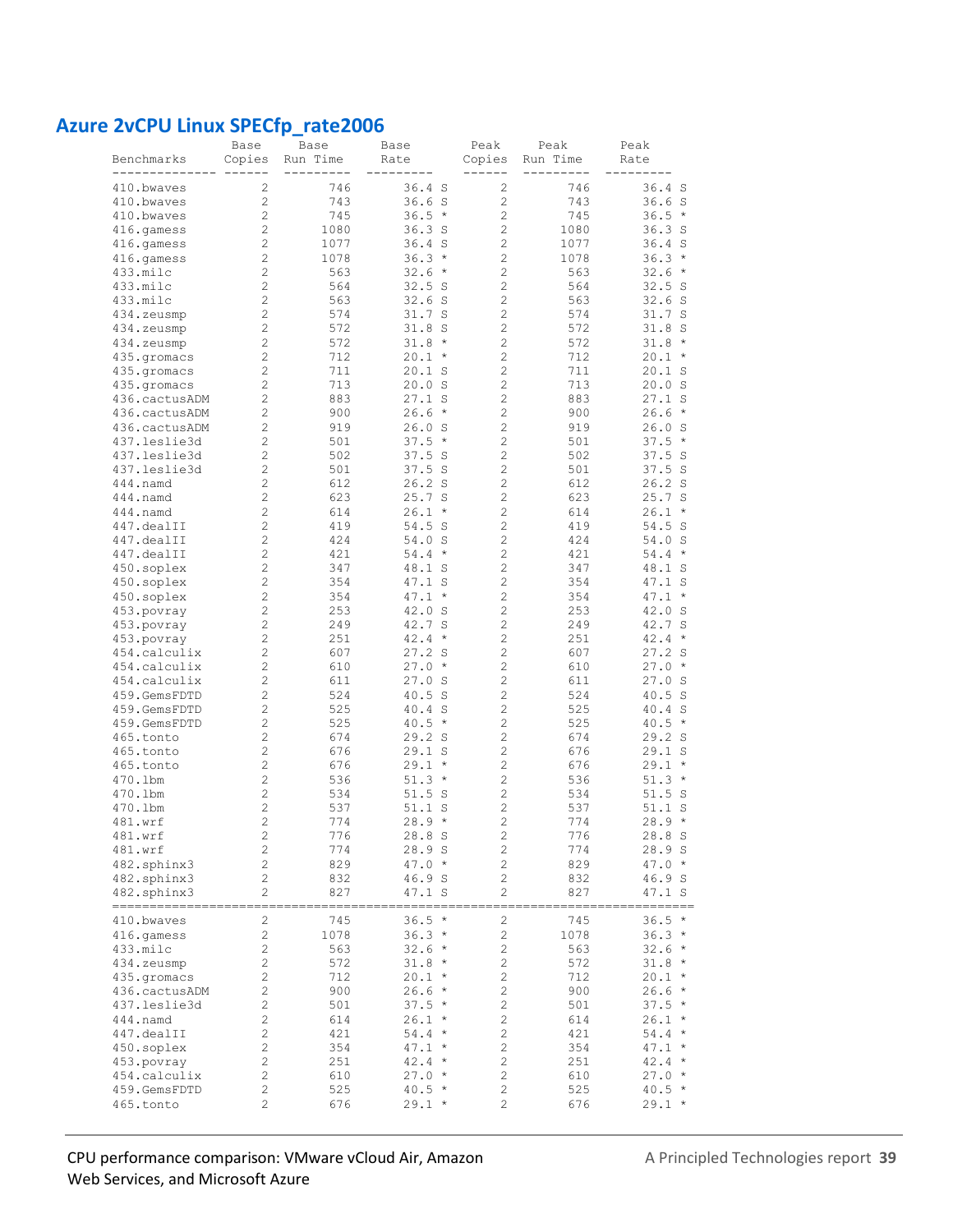## Azure 2vCPU Linux SPECfp_rate2006

| Benchmarks | Base Copies | Base Run Time | Base Rate | Peak Copies | Peak Run Time | Peak Rate |
|---|---|---|---|---|---|---|
| 410.bwaves | 2 | 746 | 36.4 S | 2 | 746 | 36.4 S |
| 410.bwaves | 2 | 743 | 36.6 S | 2 | 743 | 36.6 S |
| 410.bwaves | 2 | 745 | 36.5 * | 2 | 745 | 36.5 * |
| 416.gamess | 2 | 1080 | 36.3 S | 2 | 1080 | 36.3 S |
| 416.gamess | 2 | 1077 | 36.4 S | 2 | 1077 | 36.4 S |
| 416.gamess | 2 | 1078 | 36.3 * | 2 | 1078 | 36.3 * |
| 433.milc | 2 | 563 | 32.6 * | 2 | 563 | 32.6 * |
| 433.milc | 2 | 564 | 32.5 S | 2 | 564 | 32.5 S |
| 433.milc | 2 | 563 | 32.6 S | 2 | 563 | 32.6 S |
| 434.zeusmp | 2 | 574 | 31.7 S | 2 | 574 | 31.7 S |
| 434.zeusmp | 2 | 572 | 31.8 S | 2 | 572 | 31.8 S |
| 434.zeusmp | 2 | 572 | 31.8 * | 2 | 572 | 31.8 * |
| 435.gromacs | 2 | 712 | 20.1 * | 2 | 712 | 20.1 * |
| 435.gromacs | 2 | 711 | 20.1 S | 2 | 711 | 20.1 S |
| 435.gromacs | 2 | 713 | 20.0 S | 2 | 713 | 20.0 S |
| 436.cactusADM | 2 | 883 | 27.1 S | 2 | 883 | 27.1 S |
| 436.cactusADM | 2 | 900 | 26.6 * | 2 | 900 | 26.6 * |
| 436.cactusADM | 2 | 919 | 26.0 S | 2 | 919 | 26.0 S |
| 437.leslie3d | 2 | 501 | 37.5 * | 2 | 501 | 37.5 * |
| 437.leslie3d | 2 | 502 | 37.5 S | 2 | 502 | 37.5 S |
| 437.leslie3d | 2 | 501 | 37.5 S | 2 | 501 | 37.5 S |
| 444.namd | 2 | 612 | 26.2 S | 2 | 612 | 26.2 S |
| 444.namd | 2 | 623 | 25.7 S | 2 | 623 | 25.7 S |
| 444.namd | 2 | 614 | 26.1 * | 2 | 614 | 26.1 * |
| 447.dealII | 2 | 419 | 54.5 S | 2 | 419 | 54.5 S |
| 447.dealII | 2 | 424 | 54.0 S | 2 | 424 | 54.0 S |
| 447.dealII | 2 | 421 | 54.4 * | 2 | 421 | 54.4 * |
| 450.soplex | 2 | 347 | 48.1 S | 2 | 347 | 48.1 S |
| 450.soplex | 2 | 354 | 47.1 S | 2 | 354 | 47.1 S |
| 450.soplex | 2 | 354 | 47.1 * | 2 | 354 | 47.1 * |
| 453.povray | 2 | 253 | 42.0 S | 2 | 253 | 42.0 S |
| 453.povray | 2 | 249 | 42.7 S | 2 | 249 | 42.7 S |
| 453.povray | 2 | 251 | 42.4 * | 2 | 251 | 42.4 * |
| 454.calculix | 2 | 607 | 27.2 S | 2 | 607 | 27.2 S |
| 454.calculix | 2 | 610 | 27.0 * | 2 | 610 | 27.0 * |
| 454.calculix | 2 | 611 | 27.0 S | 2 | 611 | 27.0 S |
| 459.GemsFDTD | 2 | 524 | 40.5 S | 2 | 524 | 40.5 S |
| 459.GemsFDTD | 2 | 525 | 40.4 S | 2 | 525 | 40.4 S |
| 459.GemsFDTD | 2 | 525 | 40.5 * | 2 | 525 | 40.5 * |
| 465.tonto | 2 | 674 | 29.2 S | 2 | 674 | 29.2 S |
| 465.tonto | 2 | 676 | 29.1 S | 2 | 676 | 29.1 S |
| 465.tonto | 2 | 676 | 29.1 * | 2 | 676 | 29.1 * |
| 470.lbm | 2 | 536 | 51.3 * | 2 | 536 | 51.3 * |
| 470.lbm | 2 | 534 | 51.5 S | 2 | 534 | 51.5 S |
| 470.lbm | 2 | 537 | 51.1 S | 2 | 537 | 51.1 S |
| 481.wrf | 2 | 774 | 28.9 * | 2 | 774 | 28.9 * |
| 481.wrf | 2 | 776 | 28.8 S | 2 | 776 | 28.8 S |
| 481.wrf | 2 | 774 | 28.9 S | 2 | 774 | 28.9 S |
| 482.sphinx3 | 2 | 829 | 47.0 * | 2 | 829 | 47.0 * |
| 482.sphinx3 | 2 | 832 | 46.9 S | 2 | 832 | 46.9 S |
| 482.sphinx3 | 2 | 827 | 47.1 S | 2 | 827 | 47.1 S |

| Benchmarks | Base Copies | Base Run Time | Base Rate | Peak Copies | Peak Run Time | Peak Rate |
|---|---|---|---|---|---|---|
| 410.bwaves | 2 | 745 | 36.5 * | 2 | 745 | 36.5 * |
| 416.gamess | 2 | 1078 | 36.3 * | 2 | 1078 | 36.3 * |
| 433.milc | 2 | 563 | 32.6 * | 2 | 563 | 32.6 * |
| 434.zeusmp | 2 | 572 | 31.8 * | 2 | 572 | 31.8 * |
| 435.gromacs | 2 | 712 | 20.1 * | 2 | 712 | 20.1 * |
| 436.cactusADM | 2 | 900 | 26.6 * | 2 | 900 | 26.6 * |
| 437.leslie3d | 2 | 501 | 37.5 * | 2 | 501 | 37.5 * |
| 444.namd | 2 | 614 | 26.1 * | 2 | 614 | 26.1 * |
| 447.dealII | 2 | 421 | 54.4 * | 2 | 421 | 54.4 * |
| 450.soplex | 2 | 354 | 47.1 * | 2 | 354 | 47.1 * |
| 453.povray | 2 | 251 | 42.4 * | 2 | 251 | 42.4 * |
| 454.calculix | 2 | 610 | 27.0 * | 2 | 610 | 27.0 * |
| 459.GemsFDTD | 2 | 525 | 40.5 * | 2 | 525 | 40.5 * |
| 465.tonto | 2 | 676 | 29.1 * | 2 | 676 | 29.1 * |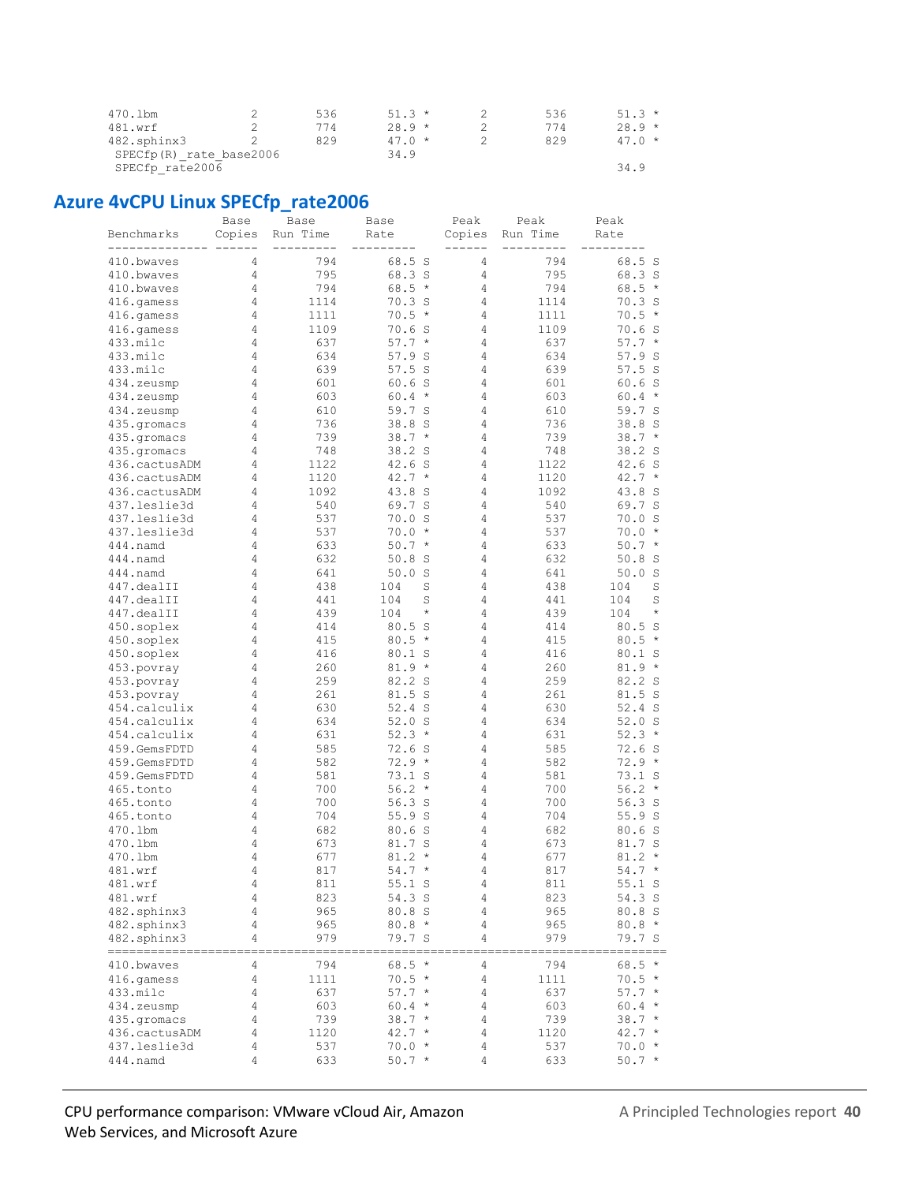```
470.lbm             2        536      51.3 *      2        536      51.3 *
481.wrf             2        774      28.9 *      2        774      28.9 *
482.sphinx3         2        829      47.0 *      2        829      47.0 *
 SPECfp(R)_rate_base2006             34.9
 SPECfp_rate2006                                                    34.9
```

## Azure 4vCPU Linux SPECfp_rate2006

```
                  Base     Base        Base        Peak     Peak        Peak
Benchmarks       Copies   Run Time    Rate        Copies   Run Time    Rate
--------------   ------   ---------   ---------   ------   ---------   ---------
410.bwaves          4        794      68.5 S      4        794      68.5 S
410.bwaves          4        795      68.3 S      4        795      68.3 S
410.bwaves          4        794      68.5 *      4        794      68.5 *
416.gamess          4       1114      70.3 S      4       1114      70.3 S
416.gamess          4       1111      70.5 *      4       1111      70.5 *
416.gamess          4       1109      70.6 S      4       1109      70.6 S
433.milc            4        637      57.7 *      4        637      57.7 *
433.milc            4        634      57.9 S      4        634      57.9 S
433.milc            4        639      57.5 S      4        639      57.5 S
434.zeusmp          4        601      60.6 S      4        601      60.6 S
434.zeusmp          4        603      60.4 *      4        603      60.4 *
434.zeusmp          4        610      59.7 S      4        610      59.7 S
435.gromacs         4        736      38.8 S      4        736      38.8 S
435.gromacs         4        739      38.7 *      4        739      38.7 *
435.gromacs         4        748      38.2 S      4        748      38.2 S
436.cactusADM       4       1122      42.6 S      4       1122      42.6 S
436.cactusADM       4       1120      42.7 *      4       1120      42.7 *
436.cactusADM       4       1092      43.8 S      4       1092      43.8 S
437.leslie3d        4        540      69.7 S      4        540      69.7 S
437.leslie3d        4        537      70.0 S      4        537      70.0 S
437.leslie3d        4        537      70.0 *      4        537      70.0 *
444.namd            4        633      50.7 *      4        633      50.7 *
444.namd            4        632      50.8 S      4        632      50.8 S
444.namd            4        641      50.0 S      4        641      50.0 S
447.dealII          4        438     104    S      4        438     104    S
447.dealII          4        441     104    S      4        441     104    S
447.dealII          4        439     104    *      4        439     104    *
450.soplex          4        414      80.5 S      4        414      80.5 S
450.soplex          4        415      80.5 *      4        415      80.5 *
450.soplex          4        416      80.1 S      4        416      80.1 S
453.povray          4        260      81.9 *      4        260      81.9 *
453.povray          4        259      82.2 S      4        259      82.2 S
453.povray          4        261      81.5 S      4        261      81.5 S
454.calculix        4        630      52.4 S      4        630      52.4 S
454.calculix        4        634      52.0 S      4        634      52.0 S
454.calculix        4        631      52.3 *      4        631      52.3 *
459.GemsFDTD        4        585      72.6 S      4        585      72.6 S
459.GemsFDTD        4        582      72.9 *      4        582      72.9 *
459.GemsFDTD        4        581      73.1 S      4        581      73.1 S
465.tonto           4        700      56.2 *      4        700      56.2 *
465.tonto           4        700      56.3 S      4        700      56.3 S
465.tonto           4        704      55.9 S      4        704      55.9 S
470.lbm             4        682      80.6 S      4        682      80.6 S
470.lbm             4        673      81.7 S      4        673      81.7 S
470.lbm             4        677      81.2 *      4        677      81.2 *
481.wrf             4        817      54.7 *      4        817      54.7 *
481.wrf             4        811      55.1 S      4        811      55.1 S
481.wrf             4        823      54.3 S      4        823      54.3 S
482.sphinx3         4        965      80.8 S      4        965      80.8 S
482.sphinx3         4        965      80.8 *      4        965      80.8 *
482.sphinx3         4        979      79.7 S      4        979      79.7 S
================================================================================
410.bwaves          4        794      68.5 *      4        794      68.5 *
416.gamess          4       1111      70.5 *      4       1111      70.5 *
433.milc            4        637      57.7 *      4        637      57.7 *
434.zeusmp          4        603      60.4 *      4        603      60.4 *
435.gromacs         4        739      38.7 *      4        739      38.7 *
436.cactusADM       4       1120      42.7 *      4       1120      42.7 *
437.leslie3d        4        537      70.0 *      4        537      70.0 *
444.namd            4        633      50.7 *      4        633      50.7 *
```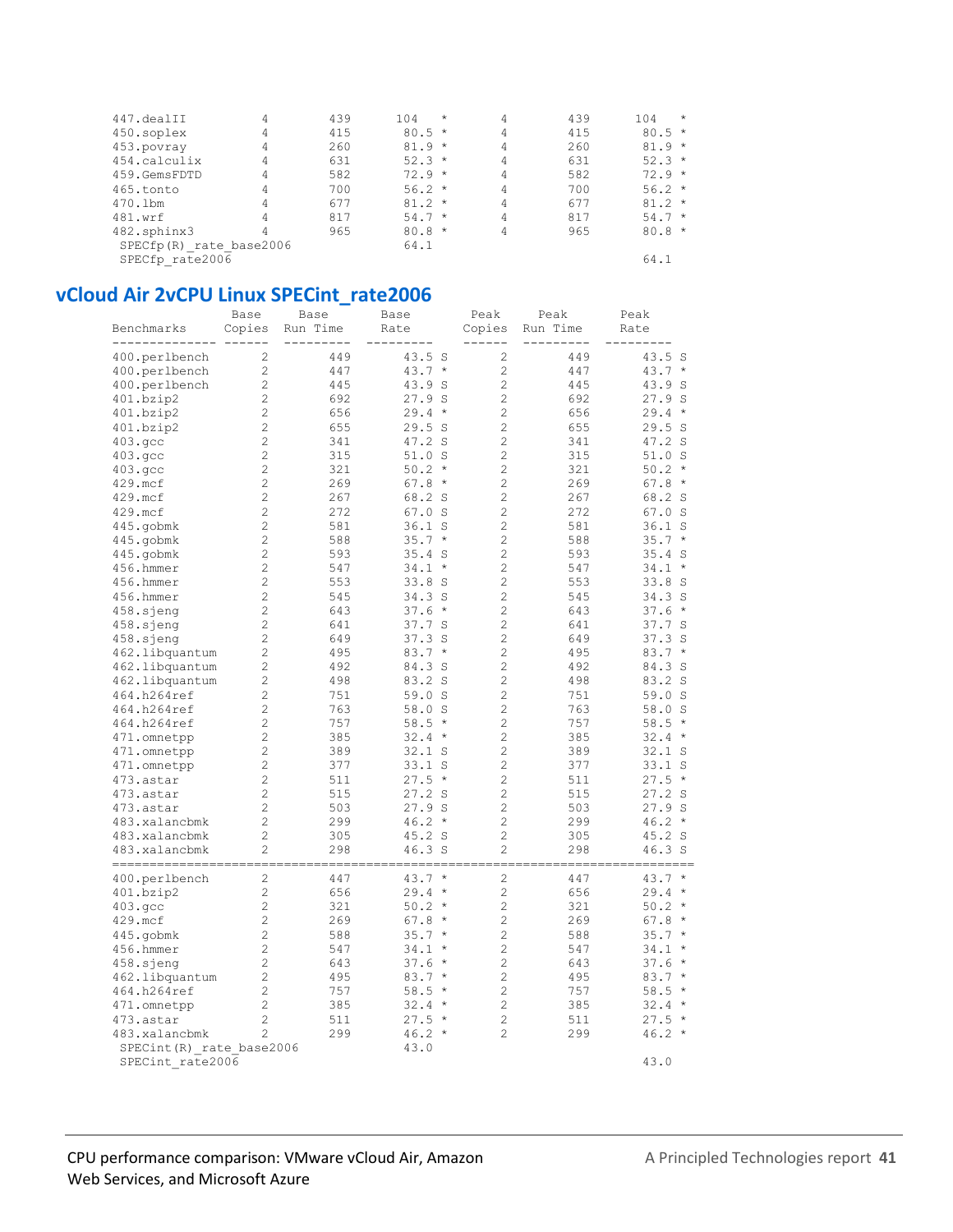```
447.dealII          4        439       104    *       4        439       104    *
450.soplex          4        415       80.5   *       4        415       80.5   *
453.povray          4        260       81.9   *       4        260       81.9   *
454.calculix        4        631       52.3   *       4        631       52.3   *
459.GemsFDTD        4        582       72.9   *       4        582       72.9   *
465.tonto           4        700       56.2   *       4        700       56.2   *
470.lbm             4        677       81.2   *       4        677       81.2   *
481.wrf             4        817       54.7   *       4        817       54.7   *
482.sphinx3         4        965       80.8   *       4        965       80.8   *
 SPECfp(R)_rate_base2006               64.1
 SPECfp_rate2006                                                          64.1
```

## vCloud Air 2vCPU Linux SPECint_rate2006

```
                   Base     Base       Base        Peak     Peak       Peak
Benchmarks        Copies   Run Time    Rate        Copies   Run Time   Rate
--------------    ------   ---------  ---------    ------   ---------  ---------
400.perlbench       2        449       43.5   S       2        449       43.5   S
400.perlbench       2        447       43.7   *       2        447       43.7   *
400.perlbench       2        445       43.9   S       2        445       43.9   S
401.bzip2           2        692       27.9   S       2        692       27.9   S
401.bzip2           2        656       29.4   *       2        656       29.4   *
401.bzip2           2        655       29.5   S       2        655       29.5   S
403.gcc             2        341       47.2   S       2        341       47.2   S
403.gcc             2        315       51.0   S       2        315       51.0   S
403.gcc             2        321       50.2   *       2        321       50.2   *
429.mcf             2        269       67.8   *       2        269       67.8   *
429.mcf             2        267       68.2   S       2        267       68.2   S
429.mcf             2        272       67.0   S       2        272       67.0   S
445.gobmk           2        581       36.1   S       2        581       36.1   S
445.gobmk           2        588       35.7   *       2        588       35.7   *
445.gobmk           2        593       35.4   S       2        593       35.4   S
456.hmmer           2        547       34.1   *       2        547       34.1   *
456.hmmer           2        553       33.8   S       2        553       33.8   S
456.hmmer           2        545       34.3   S       2        545       34.3   S
458.sjeng           2        643       37.6   *       2        643       37.6   *
458.sjeng           2        641       37.7   S       2        641       37.7   S
458.sjeng           2        649       37.3   S       2        649       37.3   S
462.libquantum      2        495       83.7   *       2        495       83.7   *
462.libquantum      2        492       84.3   S       2        492       84.3   S
462.libquantum      2        498       83.2   S       2        498       83.2   S
464.h264ref         2        751       59.0   S       2        751       59.0   S
464.h264ref         2        763       58.0   S       2        763       58.0   S
464.h264ref         2        757       58.5   *       2        757       58.5   *
471.omnetpp         2        385       32.4   *       2        385       32.4   *
471.omnetpp         2        389       32.1   S       2        389       32.1   S
471.omnetpp         2        377       33.1   S       2        377       33.1   S
473.astar           2        511       27.5   *       2        511       27.5   *
473.astar           2        515       27.2   S       2        515       27.2   S
473.astar           2        503       27.9   S       2        503       27.9   S
483.xalancbmk       2        299       46.2   *       2        299       46.2   *
483.xalancbmk       2        305       45.2   S       2        305       45.2   S
483.xalancbmk       2        298       46.3   S       2        298       46.3   S
==================================================================================
400.perlbench       2        447       43.7   *       2        447       43.7   *
401.bzip2           2        656       29.4   *       2        656       29.4   *
403.gcc             2        321       50.2   *       2        321       50.2   *
429.mcf             2        269       67.8   *       2        269       67.8   *
445.gobmk           2        588       35.7   *       2        588       35.7   *
456.hmmer           2        547       34.1   *       2        547       34.1   *
458.sjeng           2        643       37.6   *       2        643       37.6   *
462.libquantum      2        495       83.7   *       2        495       83.7   *
464.h264ref         2        757       58.5   *       2        757       58.5   *
471.omnetpp         2        385       32.4   *       2        385       32.4   *
473.astar           2        511       27.5   *       2        511       27.5   *
483.xalancbmk       2        299       46.2   *       2        299       46.2   *
 SPECint(R)_rate_base2006              43.0
 SPECint_rate2006                                                         43.0
```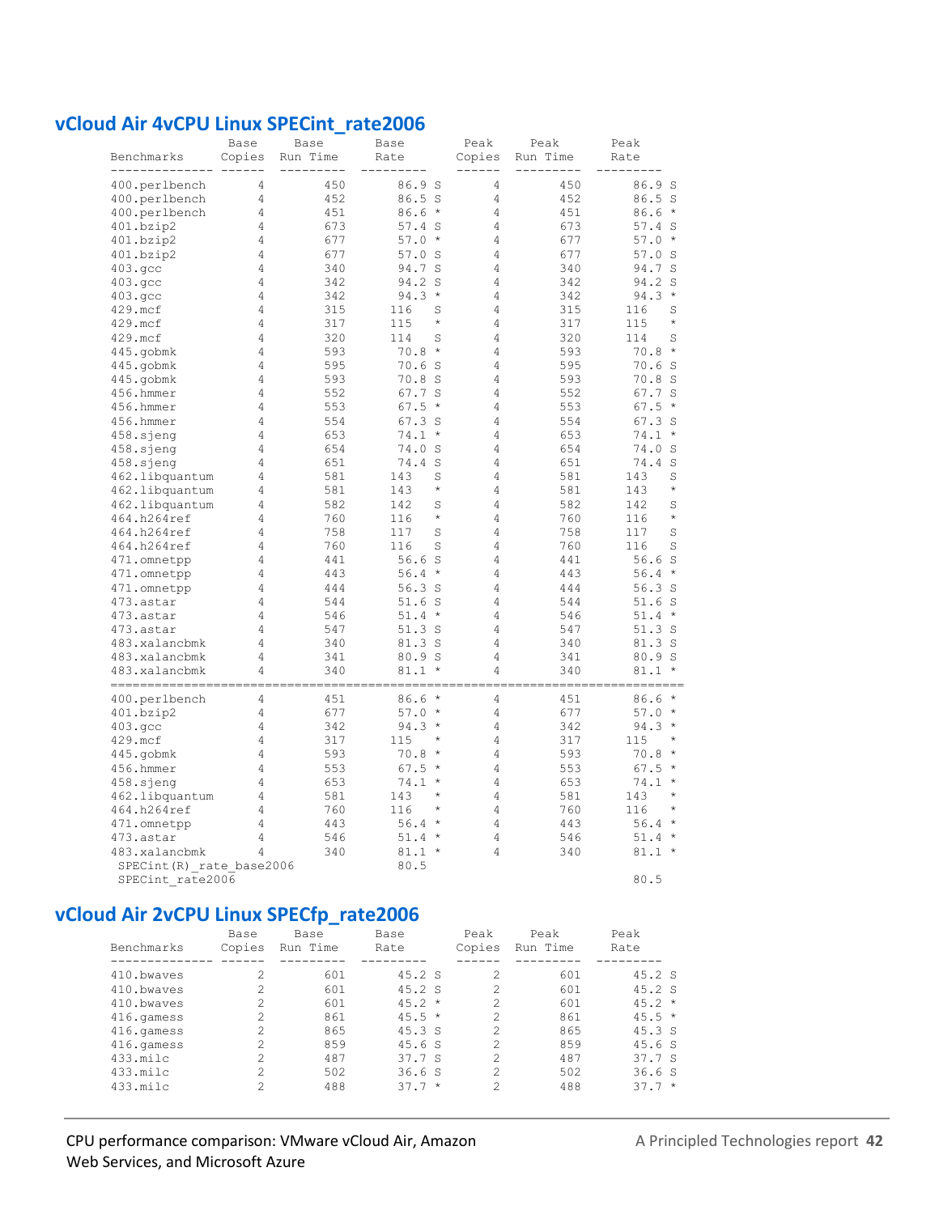## vCloud Air 4vCPU Linux SPECint_rate2006

```
                 Base     Base        Base        Peak    Peak        Peak
Benchmarks      Copies   Run Time     Rate        Copies  Run Time    Rate
--------------  ------  ---------  ---------    ------  ---------  ---------
400.perlbench        4        450       86.9 S       4        450       86.9 S
400.perlbench        4        452       86.5 S       4        452       86.5 S
400.perlbench        4        451       86.6 *       4        451       86.6 *
401.bzip2            4        673       57.4 S       4        673       57.4 S
401.bzip2            4        677       57.0 *       4        677       57.0 *
401.bzip2            4        677       57.0 S       4        677       57.0 S
403.gcc              4        340       94.7 S       4        340       94.7 S
403.gcc              4        342       94.2 S       4        342       94.2 S
403.gcc              4        342       94.3 *       4        342       94.3 *
429.mcf              4        315      116    S      4        315      116    S
429.mcf              4        317      115    *      4        317      115    *
429.mcf              4        320      114    S      4        320      114    S
445.gobmk            4        593       70.8 *       4        593       70.8 *
445.gobmk            4        595       70.6 S       4        595       70.6 S
445.gobmk            4        593       70.8 S       4        593       70.8 S
456.hmmer            4        552       67.7 S       4        552       67.7 S
456.hmmer            4        553       67.5 *       4        553       67.5 *
456.hmmer            4        554       67.3 S       4        554       67.3 S
458.sjeng            4        653       74.1 *       4        653       74.1 *
458.sjeng            4        654       74.0 S       4        654       74.0 S
458.sjeng            4        651       74.4 S       4        651       74.4 S
462.libquantum       4        581      143    S      4        581      143    S
462.libquantum       4        581      143    *      4        581      143    *
462.libquantum       4        582      142    S      4        582      142    S
464.h264ref          4        760      116    *      4        760      116    *
464.h264ref          4        758      117    S      4        758      117    S
464.h264ref          4        760      116    S      4        760      116    S
471.omnetpp          4        441       56.6 S       4        441       56.6 S
471.omnetpp          4        443       56.4 *       4        443       56.4 *
471.omnetpp          4        444       56.3 S       4        444       56.3 S
473.astar            4        544       51.6 S       4        544       51.6 S
473.astar            4        546       51.4 *       4        546       51.4 *
473.astar            4        547       51.3 S       4        547       51.3 S
483.xalancbmk        4        340       81.3 S       4        340       81.3 S
483.xalancbmk        4        341       80.9 S       4        341       80.9 S
483.xalancbmk        4        340       81.1 *       4        340       81.1 *
==============================================================================
400.perlbench        4        451       86.6 *       4        451       86.6 *
401.bzip2            4        677       57.0 *       4        677       57.0 *
403.gcc              4        342       94.3 *       4        342       94.3 *
429.mcf              4        317      115    *      4        317      115    *
445.gobmk            4        593       70.8 *       4        593       70.8 *
456.hmmer            4        553       67.5 *       4        553       67.5 *
458.sjeng            4        653       74.1 *       4        653       74.1 *
462.libquantum       4        581      143    *      4        581      143    *
464.h264ref          4        760      116    *      4        760      116    *
471.omnetpp          4        443       56.4 *       4        443       56.4 *
473.astar            4        546       51.4 *       4        546       51.4 *
483.xalancbmk        4        340       81.1 *       4        340       81.1 *
 SPECint(R)_rate_base2006             80.5
 SPECint_rate2006                                                       80.5
```

## vCloud Air 2vCPU Linux SPECfp_rate2006

```
                 Base     Base        Base        Peak    Peak        Peak
Benchmarks      Copies   Run Time     Rate        Copies  Run Time    Rate
--------------  ------  ---------  ---------    ------  ---------  ---------
410.bwaves           2        601       45.2 S       2        601       45.2 S
410.bwaves           2        601       45.2 S       2        601       45.2 S
410.bwaves           2        601       45.2 *       2        601       45.2 *
416.gamess           2        861       45.5 *       2        861       45.5 *
416.gamess           2        865       45.3 S       2        865       45.3 S
416.gamess           2        859       45.6 S       2        859       45.6 S
433.milc             2        487       37.7 S       2        487       37.7 S
433.milc             2        502       36.6 S       2        502       36.6 S
433.milc             2        488       37.7 *       2        488       37.7 *
```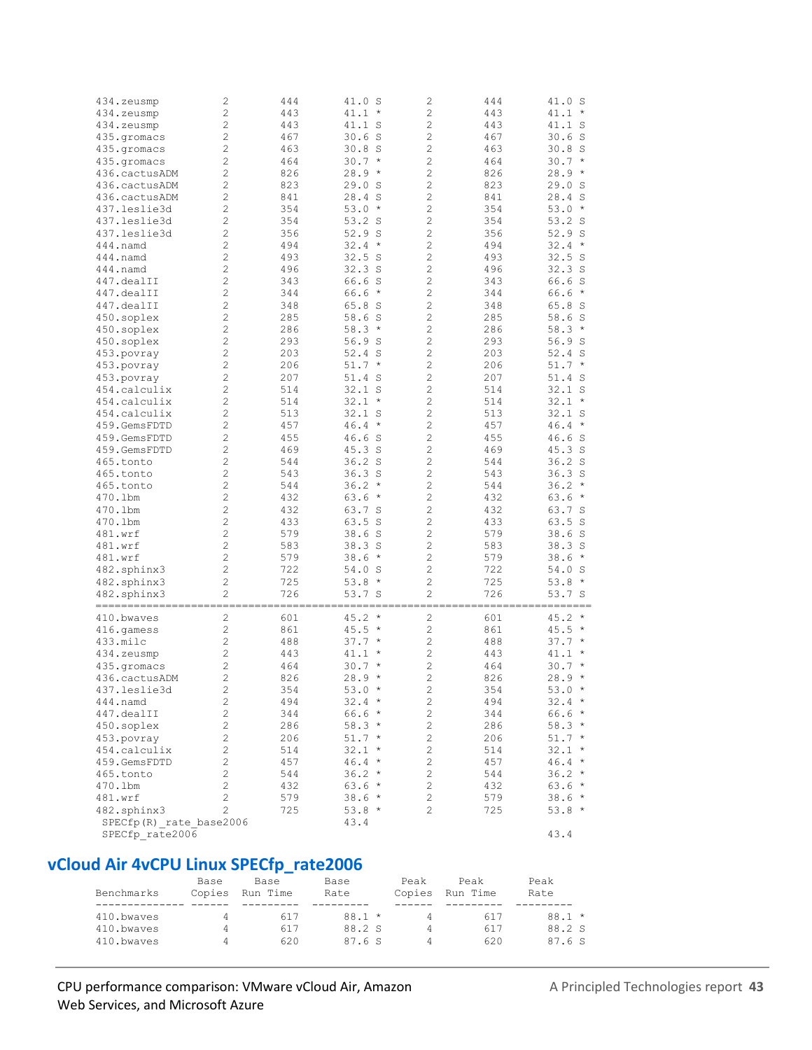```
434.zeusmp          2        444       41.0 S         2        444       41.0 S
434.zeusmp          2        443       41.1 *         2        443       41.1 *
434.zeusmp          2        443       41.1 S         2        443       41.1 S
435.gromacs         2        467       30.6 S         2        467       30.6 S
435.gromacs         2        463       30.8 S         2        463       30.8 S
435.gromacs         2        464       30.7 *         2        464       30.7 *
436.cactusADM       2        826       28.9 *         2        826       28.9 *
436.cactusADM       2        823       29.0 S         2        823       29.0 S
436.cactusADM       2        841       28.4 S         2        841       28.4 S
437.leslie3d        2        354       53.0 *         2        354       53.0 *
437.leslie3d        2        354       53.2 S         2        354       53.2 S
437.leslie3d        2        356       52.9 S         2        356       52.9 S
444.namd            2        494       32.4 *         2        494       32.4 *
444.namd            2        493       32.5 S         2        493       32.5 S
444.namd            2        496       32.3 S         2        496       32.3 S
447.dealII          2        343       66.6 S         2        343       66.6 S
447.dealII          2        344       66.6 *         2        344       66.6 *
447.dealII          2        348       65.8 S         2        348       65.8 S
450.soplex          2        285       58.6 S         2        285       58.6 S
450.soplex          2        286       58.3 *         2        286       58.3 *
450.soplex          2        293       56.9 S         2        293       56.9 S
453.povray          2        203       52.4 S         2        203       52.4 S
453.povray          2        206       51.7 *         2        206       51.7 *
453.povray          2        207       51.4 S         2        207       51.4 S
454.calculix        2        514       32.1 S         2        514       32.1 S
454.calculix        2        514       32.1 *         2        514       32.1 *
454.calculix        2        513       32.1 S         2        513       32.1 S
459.GemsFDTD        2        457       46.4 *         2        457       46.4 *
459.GemsFDTD        2        455       46.6 S         2        455       46.6 S
459.GemsFDTD        2        469       45.3 S         2        469       45.3 S
465.tonto           2        544       36.2 S         2        544       36.2 S
465.tonto           2        543       36.3 S         2        543       36.3 S
465.tonto           2        544       36.2 *         2        544       36.2 *
470.lbm             2        432       63.6 *         2        432       63.6 *
470.lbm             2        432       63.7 S         2        432       63.7 S
470.lbm             2        433       63.5 S         2        433       63.5 S
481.wrf             2        579       38.6 S         2        579       38.6 S
481.wrf             2        583       38.3 S         2        583       38.3 S
481.wrf             2        579       38.6 *         2        579       38.6 *
482.sphinx3         2        722       54.0 S         2        722       54.0 S
482.sphinx3         2        725       53.8 *         2        725       53.8 *
482.sphinx3         2        726       53.7 S         2        726       53.7 S
==============================================================================
410.bwaves          2        601       45.2 *         2        601       45.2 *
416.gamess          2        861       45.5 *         2        861       45.5 *
433.milc            2        488       37.7 *         2        488       37.7 *
434.zeusmp          2        443       41.1 *         2        443       41.1 *
435.gromacs         2        464       30.7 *         2        464       30.7 *
436.cactusADM       2        826       28.9 *         2        826       28.9 *
437.leslie3d        2        354       53.0 *         2        354       53.0 *
444.namd            2        494       32.4 *         2        494       32.4 *
447.dealII          2        344       66.6 *         2        344       66.6 *
450.soplex          2        286       58.3 *         2        286       58.3 *
453.povray          2        206       51.7 *         2        206       51.7 *
454.calculix        2        514       32.1 *         2        514       32.1 *
459.GemsFDTD        2        457       46.4 *         2        457       46.4 *
465.tonto           2        544       36.2 *         2        544       36.2 *
470.lbm             2        432       63.6 *         2        432       63.6 *
481.wrf             2        579       38.6 *         2        579       38.6 *
482.sphinx3         2        725       53.8 *         2        725       53.8 *
 SPECfp(R)_rate_base2006               43.4
 SPECfp_rate2006                                                         43.4
```

## vCloud Air 4vCPU Linux SPECfp_rate2006

```
               Base     Base        Base        Peak     Peak        Peak
Benchmarks     Copies   Run Time    Rate        Copies   Run Time    Rate
-------------- ------   ---------   ---------   ------   ---------   ---------
410.bwaves          4        617       88.1 *         4        617       88.1 *
410.bwaves          4        617       88.2 S         4        617       88.2 S
410.bwaves          4        620       87.6 S         4        620       87.6 S
```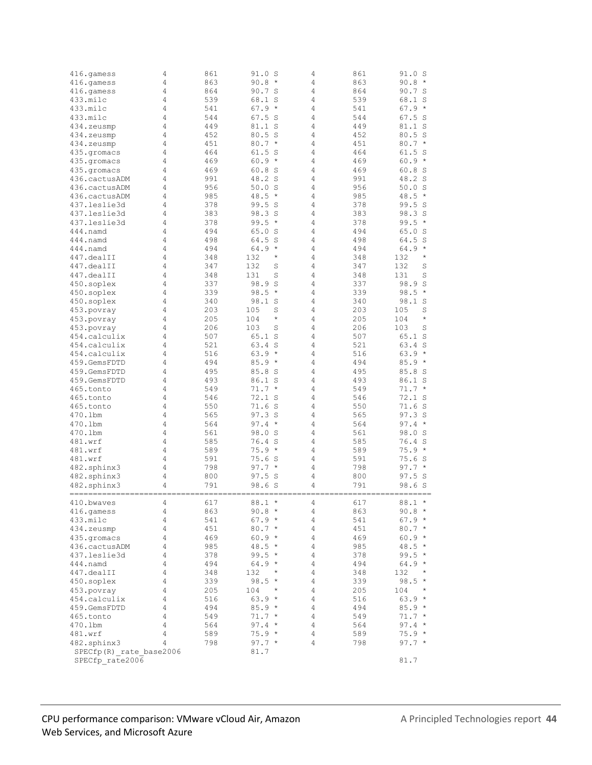```
416.gamess          4       861      91.0 S       4       861      91.0 S
416.gamess          4       863      90.8 *       4       863      90.8 *
416.gamess          4       864      90.7 S       4       864      90.7 S
433.milc            4       539      68.1 S       4       539      68.1 S
433.milc            4       541      67.9 *       4       541      67.9 *
433.milc            4       544      67.5 S       4       544      67.5 S
434.zeusmp          4       449      81.1 S       4       449      81.1 S
434.zeusmp          4       452      80.5 S       4       452      80.5 S
434.zeusmp          4       451      80.7 *       4       451      80.7 *
435.gromacs         4       464      61.5 S       4       464      61.5 S
435.gromacs         4       469      60.9 *       4       469      60.9 *
435.gromacs         4       469      60.8 S       4       469      60.8 S
436.cactusADM       4       991      48.2 S       4       991      48.2 S
436.cactusADM       4       956      50.0 S       4       956      50.0 S
436.cactusADM       4       985      48.5 *       4       985      48.5 *
437.leslie3d        4       378      99.5 S       4       378      99.5 S
437.leslie3d        4       383      98.3 S       4       383      98.3 S
437.leslie3d        4       378      99.5 *       4       378      99.5 *
444.namd            4       494      65.0 S       4       494      65.0 S
444.namd            4       498      64.5 S       4       498      64.5 S
444.namd            4       494      64.9 *       4       494      64.9 *
447.dealII          4       348     132    *      4       348     132    *
447.dealII          4       347     132    S      4       347     132    S
447.dealII          4       348     131    S      4       348     131    S
450.soplex          4       337      98.9 S       4       337      98.9 S
450.soplex          4       339      98.5 *       4       339      98.5 *
450.soplex          4       340      98.1 S       4       340      98.1 S
453.povray          4       203     105    S      4       203     105    S
453.povray          4       205     104    *      4       205     104    *
453.povray          4       206     103    S      4       206     103    S
454.calculix        4       507      65.1 S       4       507      65.1 S
454.calculix        4       521      63.4 S       4       521      63.4 S
454.calculix        4       516      63.9 *       4       516      63.9 *
459.GemsFDTD        4       494      85.9 *       4       494      85.9 *
459.GemsFDTD        4       495      85.8 S       4       495      85.8 S
459.GemsFDTD        4       493      86.1 S       4       493      86.1 S
465.tonto           4       549      71.7 *       4       549      71.7 *
465.tonto           4       546      72.1 S       4       546      72.1 S
465.tonto           4       550      71.6 S       4       550      71.6 S
470.lbm             4       565      97.3 S       4       565      97.3 S
470.lbm             4       564      97.4 *       4       564      97.4 *
470.lbm             4       561      98.0 S       4       561      98.0 S
481.wrf             4       585      76.4 S       4       585      76.4 S
481.wrf             4       589      75.9 *       4       589      75.9 *
481.wrf             4       591      75.6 S       4       591      75.6 S
482.sphinx3         4       798      97.7 *       4       798      97.7 *
482.sphinx3         4       800      97.5 S       4       800      97.5 S
482.sphinx3         4       791      98.6 S       4       791      98.6 S
==============================================================================
410.bwaves          4       617      88.1 *       4       617      88.1 *
416.gamess          4       863      90.8 *       4       863      90.8 *
433.milc            4       541      67.9 *       4       541      67.9 *
434.zeusmp          4       451      80.7 *       4       451      80.7 *
435.gromacs         4       469      60.9 *       4       469      60.9 *
436.cactusADM       4       985      48.5 *       4       985      48.5 *
437.leslie3d        4       378      99.5 *       4       378      99.5 *
444.namd            4       494      64.9 *       4       494      64.9 *
447.dealII          4       348     132    *      4       348     132    *
450.soplex          4       339      98.5 *       4       339      98.5 *
453.povray          4       205     104    *      4       205     104    *
454.calculix        4       516      63.9 *       4       516      63.9 *
459.GemsFDTD        4       494      85.9 *       4       494      85.9 *
465.tonto           4       549      71.7 *       4       549      71.7 *
470.lbm             4       564      97.4 *       4       564      97.4 *
481.wrf             4       589      75.9 *       4       589      75.9 *
482.sphinx3         4       798      97.7 *       4       798      97.7 *
 SPECfp(R)_rate_base2006             81.7
 SPECfp_rate2006                                                   81.7
```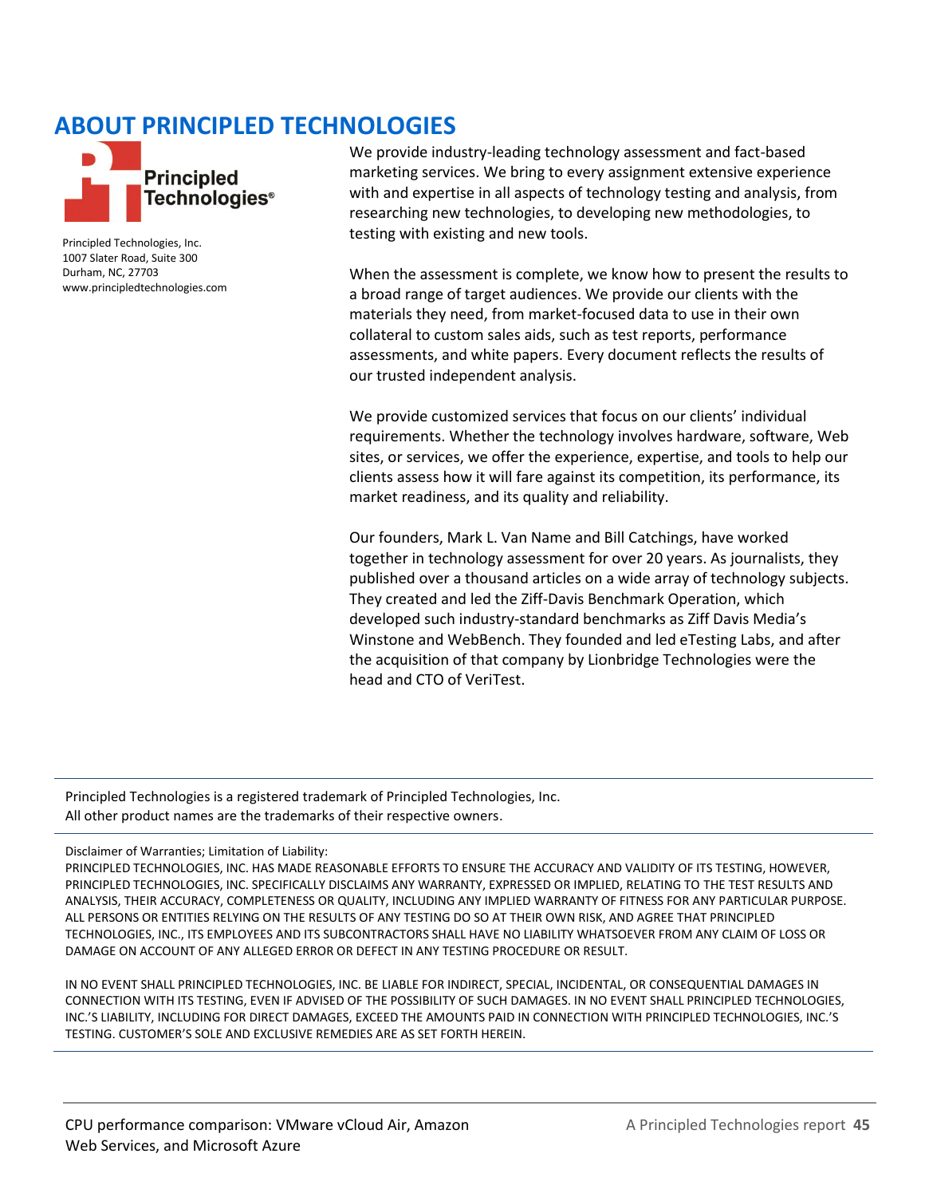# ABOUT PRINCIPLED TECHNOLOGIES

Principled Technologies, Inc.
1007 Slater Road, Suite 300
Durham, NC, 27703
www.principledtechnologies.com

We provide industry-leading technology assessment and fact-based marketing services. We bring to every assignment extensive experience with and expertise in all aspects of technology testing and analysis, from researching new technologies, to developing new methodologies, to testing with existing and new tools.

When the assessment is complete, we know how to present the results to a broad range of target audiences. We provide our clients with the materials they need, from market-focused data to use in their own collateral to custom sales aids, such as test reports, performance assessments, and white papers. Every document reflects the results of our trusted independent analysis.

We provide customized services that focus on our clients' individual requirements. Whether the technology involves hardware, software, Web sites, or services, we offer the experience, expertise, and tools to help our clients assess how it will fare against its competition, its performance, its market readiness, and its quality and reliability.

Our founders, Mark L. Van Name and Bill Catchings, have worked together in technology assessment for over 20 years. As journalists, they published over a thousand articles on a wide array of technology subjects. They created and led the Ziff-Davis Benchmark Operation, which developed such industry-standard benchmarks as Ziff Davis Media's Winstone and WebBench. They founded and led eTesting Labs, and after the acquisition of that company by Lionbridge Technologies were the head and CTO of VeriTest.

---

Principled Technologies is a registered trademark of Principled Technologies, Inc.
All other product names are the trademarks of their respective owners.

---

Disclaimer of Warranties; Limitation of Liability:
PRINCIPLED TECHNOLOGIES, INC. HAS MADE REASONABLE EFFORTS TO ENSURE THE ACCURACY AND VALIDITY OF ITS TESTING, HOWEVER, PRINCIPLED TECHNOLOGIES, INC. SPECIFICALLY DISCLAIMS ANY WARRANTY, EXPRESSED OR IMPLIED, RELATING TO THE TEST RESULTS AND ANALYSIS, THEIR ACCURACY, COMPLETENESS OR QUALITY, INCLUDING ANY IMPLIED WARRANTY OF FITNESS FOR ANY PARTICULAR PURPOSE. ALL PERSONS OR ENTITIES RELYING ON THE RESULTS OF ANY TESTING DO SO AT THEIR OWN RISK, AND AGREE THAT PRINCIPLED TECHNOLOGIES, INC., ITS EMPLOYEES AND ITS SUBCONTRACTORS SHALL HAVE NO LIABILITY WHATSOEVER FROM ANY CLAIM OF LOSS OR DAMAGE ON ACCOUNT OF ANY ALLEGED ERROR OR DEFECT IN ANY TESTING PROCEDURE OR RESULT.

IN NO EVENT SHALL PRINCIPLED TECHNOLOGIES, INC. BE LIABLE FOR INDIRECT, SPECIAL, INCIDENTAL, OR CONSEQUENTIAL DAMAGES IN CONNECTION WITH ITS TESTING, EVEN IF ADVISED OF THE POSSIBILITY OF SUCH DAMAGES. IN NO EVENT SHALL PRINCIPLED TECHNOLOGIES, INC.'S LIABILITY, INCLUDING FOR DIRECT DAMAGES, EXCEED THE AMOUNTS PAID IN CONNECTION WITH PRINCIPLED TECHNOLOGIES, INC.'S TESTING. CUSTOMER'S SOLE AND EXCLUSIVE REMEDIES ARE AS SET FORTH HEREIN.